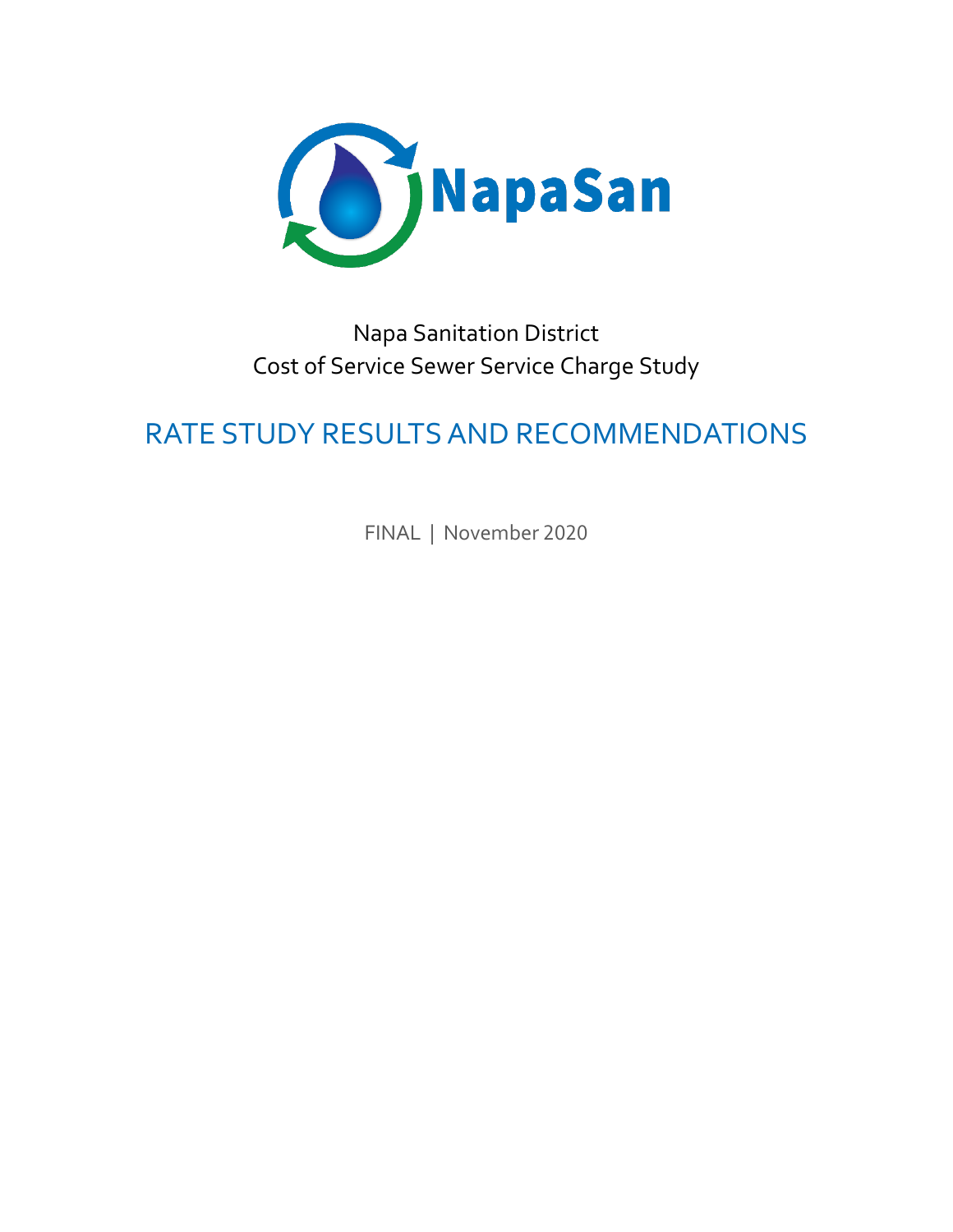NapaSan

Napa Sanitation District
Cost of Service Sewer Service Charge Study

# RATE STUDY RESULTS AND RECOMMENDATIONS

FINAL | November 2020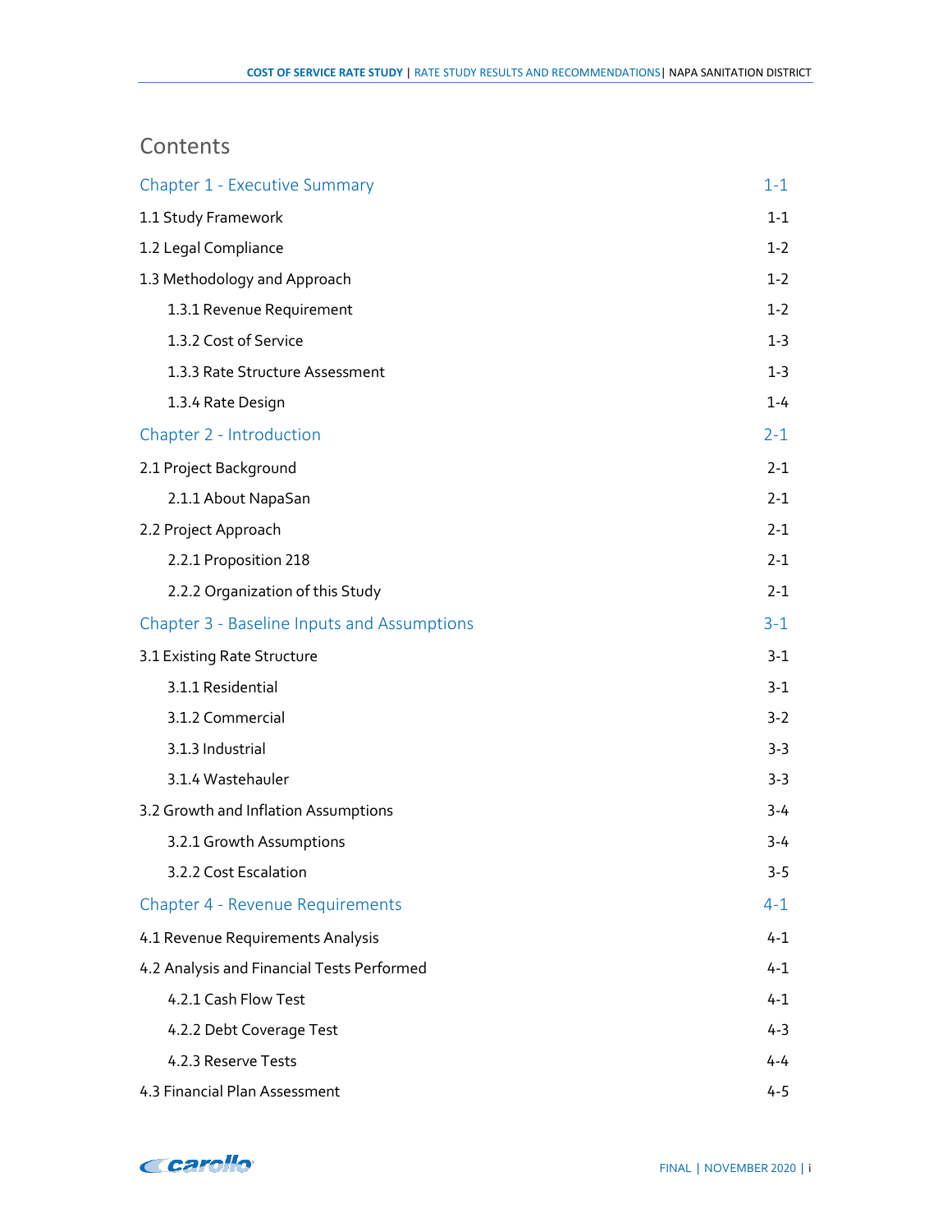# Contents

| | |
|---|---|
| Chapter 1 - Executive Summary | 1-1 |
| 1.1 Study Framework | 1-1 |
| 1.2 Legal Compliance | 1-2 |
| 1.3 Methodology and Approach | 1-2 |
| 1.3.1 Revenue Requirement | 1-2 |
| 1.3.2 Cost of Service | 1-3 |
| 1.3.3 Rate Structure Assessment | 1-3 |
| 1.3.4 Rate Design | 1-4 |
| Chapter 2 - Introduction | 2-1 |
| 2.1 Project Background | 2-1 |
| 2.1.1 About NapaSan | 2-1 |
| 2.2 Project Approach | 2-1 |
| 2.2.1 Proposition 218 | 2-1 |
| 2.2.2 Organization of this Study | 2-1 |
| Chapter 3 - Baseline Inputs and Assumptions | 3-1 |
| 3.1 Existing Rate Structure | 3-1 |
| 3.1.1 Residential | 3-1 |
| 3.1.2 Commercial | 3-2 |
| 3.1.3 Industrial | 3-3 |
| 3.1.4 Wastehauler | 3-3 |
| 3.2 Growth and Inflation Assumptions | 3-4 |
| 3.2.1 Growth Assumptions | 3-4 |
| 3.2.2 Cost Escalation | 3-5 |
| Chapter 4 - Revenue Requirements | 4-1 |
| 4.1 Revenue Requirements Analysis | 4-1 |
| 4.2 Analysis and Financial Tests Performed | 4-1 |
| 4.2.1 Cash Flow Test | 4-1 |
| 4.2.2 Debt Coverage Test | 4-3 |
| 4.2.3 Reserve Tests | 4-4 |
| 4.3 Financial Plan Assessment | 4-5 |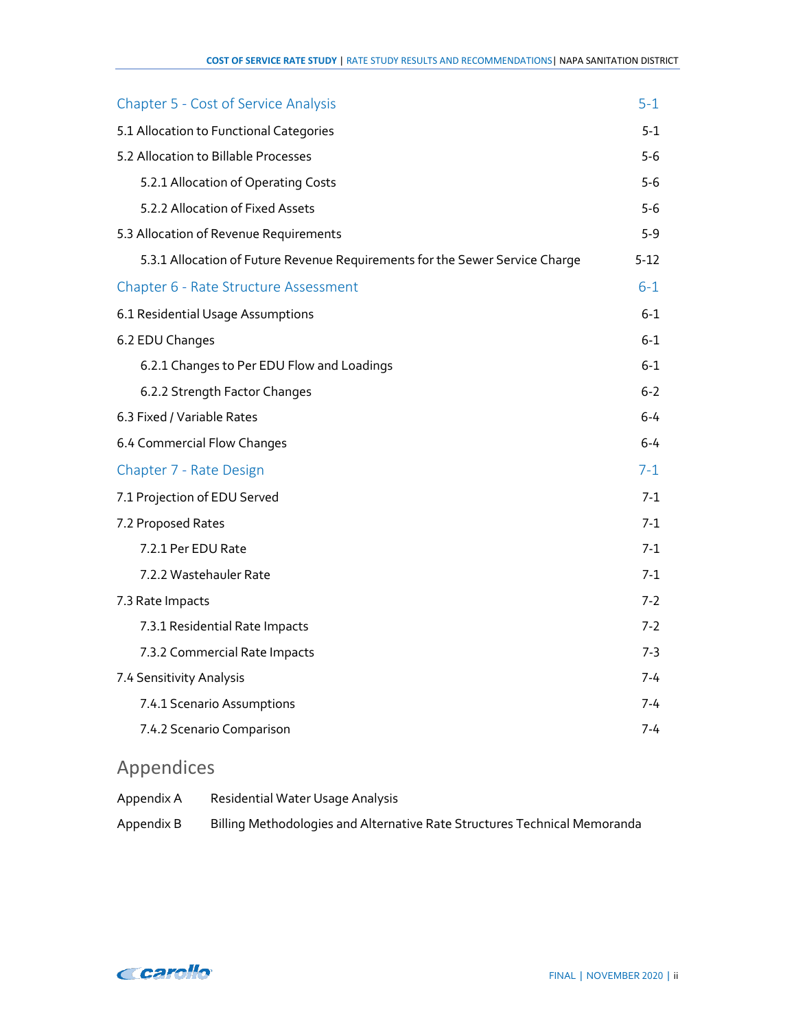| | |
|---|---|
| Chapter 5 - Cost of Service Analysis | 5-1 |
| 5.1 Allocation to Functional Categories | 5-1 |
| 5.2 Allocation to Billable Processes | 5-6 |
| 5.2.1 Allocation of Operating Costs | 5-6 |
| 5.2.2 Allocation of Fixed Assets | 5-6 |
| 5.3 Allocation of Revenue Requirements | 5-9 |
| 5.3.1 Allocation of Future Revenue Requirements for the Sewer Service Charge | 5-12 |
| Chapter 6 - Rate Structure Assessment | 6-1 |
| 6.1 Residential Usage Assumptions | 6-1 |
| 6.2 EDU Changes | 6-1 |
| 6.2.1 Changes to Per EDU Flow and Loadings | 6-1 |
| 6.2.2 Strength Factor Changes | 6-2 |
| 6.3 Fixed / Variable Rates | 6-4 |
| 6.4 Commercial Flow Changes | 6-4 |
| Chapter 7 - Rate Design | 7-1 |
| 7.1 Projection of EDU Served | 7-1 |
| 7.2 Proposed Rates | 7-1 |
| 7.2.1 Per EDU Rate | 7-1 |
| 7.2.2 Wastehauler Rate | 7-1 |
| 7.3 Rate Impacts | 7-2 |
| 7.3.1 Residential Rate Impacts | 7-2 |
| 7.3.2 Commercial Rate Impacts | 7-3 |
| 7.4 Sensitivity Analysis | 7-4 |
| 7.4.1 Scenario Assumptions | 7-4 |
| 7.4.2 Scenario Comparison | 7-4 |

## Appendices

| | |
|---|---|
| Appendix A | Residential Water Usage Analysis |
| Appendix B | Billing Methodologies and Alternative Rate Structures Technical Memoranda |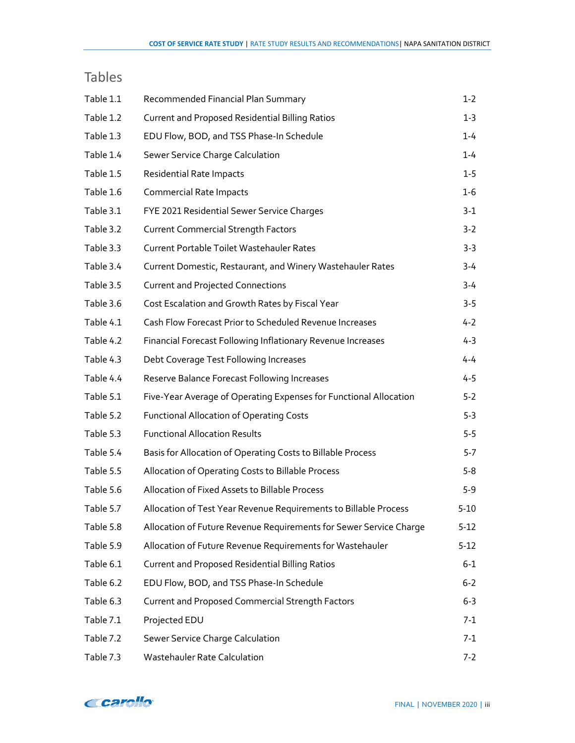## Tables

| | | |
|---|---|---|
| Table 1.1 | Recommended Financial Plan Summary | 1-2 |
| Table 1.2 | Current and Proposed Residential Billing Ratios | 1-3 |
| Table 1.3 | EDU Flow, BOD, and TSS Phase-In Schedule | 1-4 |
| Table 1.4 | Sewer Service Charge Calculation | 1-4 |
| Table 1.5 | Residential Rate Impacts | 1-5 |
| Table 1.6 | Commercial Rate Impacts | 1-6 |
| Table 3.1 | FYE 2021 Residential Sewer Service Charges | 3-1 |
| Table 3.2 | Current Commercial Strength Factors | 3-2 |
| Table 3.3 | Current Portable Toilet Wastehauler Rates | 3-3 |
| Table 3.4 | Current Domestic, Restaurant, and Winery Wastehauler Rates | 3-4 |
| Table 3.5 | Current and Projected Connections | 3-4 |
| Table 3.6 | Cost Escalation and Growth Rates by Fiscal Year | 3-5 |
| Table 4.1 | Cash Flow Forecast Prior to Scheduled Revenue Increases | 4-2 |
| Table 4.2 | Financial Forecast Following Inflationary Revenue Increases | 4-3 |
| Table 4.3 | Debt Coverage Test Following Increases | 4-4 |
| Table 4.4 | Reserve Balance Forecast Following Increases | 4-5 |
| Table 5.1 | Five-Year Average of Operating Expenses for Functional Allocation | 5-2 |
| Table 5.2 | Functional Allocation of Operating Costs | 5-3 |
| Table 5.3 | Functional Allocation Results | 5-5 |
| Table 5.4 | Basis for Allocation of Operating Costs to Billable Process | 5-7 |
| Table 5.5 | Allocation of Operating Costs to Billable Process | 5-8 |
| Table 5.6 | Allocation of Fixed Assets to Billable Process | 5-9 |
| Table 5.7 | Allocation of Test Year Revenue Requirements to Billable Process | 5-10 |
| Table 5.8 | Allocation of Future Revenue Requirements for Sewer Service Charge | 5-12 |
| Table 5.9 | Allocation of Future Revenue Requirements for Wastehauler | 5-12 |
| Table 6.1 | Current and Proposed Residential Billing Ratios | 6-1 |
| Table 6.2 | EDU Flow, BOD, and TSS Phase-In Schedule | 6-2 |
| Table 6.3 | Current and Proposed Commercial Strength Factors | 6-3 |
| Table 7.1 | Projected EDU | 7-1 |
| Table 7.2 | Sewer Service Charge Calculation | 7-1 |
| Table 7.3 | Wastehauler Rate Calculation | 7-2 |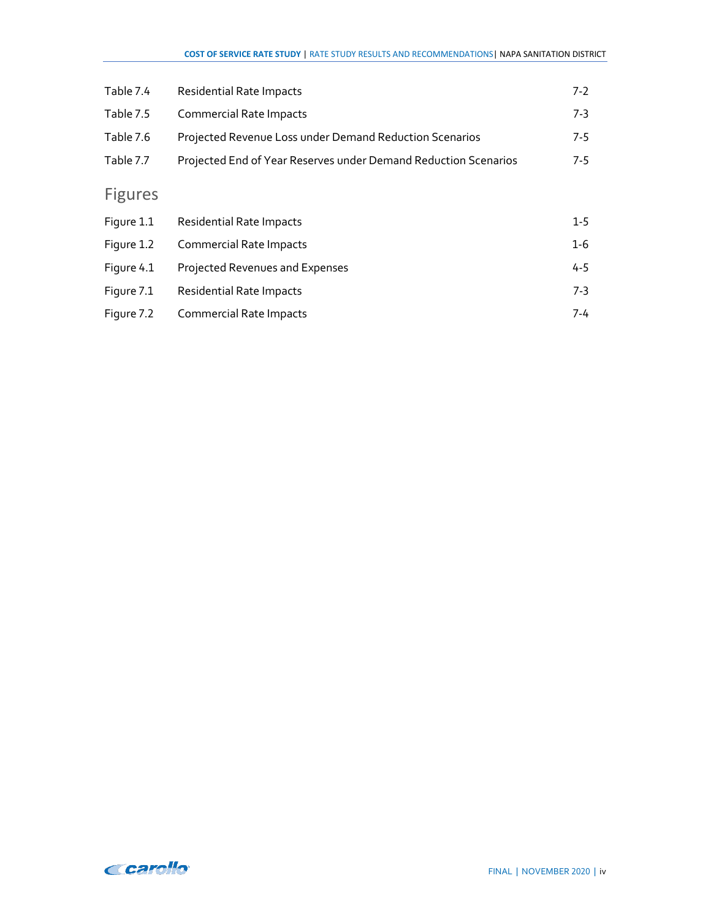| | | |
|---|---|---|
| Table 7.4 | Residential Rate Impacts | 7-2 |
| Table 7.5 | Commercial Rate Impacts | 7-3 |
| Table 7.6 | Projected Revenue Loss under Demand Reduction Scenarios | 7-5 |
| Table 7.7 | Projected End of Year Reserves under Demand Reduction Scenarios | 7-5 |

## Figures

| | | |
|---|---|---|
| Figure 1.1 | Residential Rate Impacts | 1-5 |
| Figure 1.2 | Commercial Rate Impacts | 1-6 |
| Figure 4.1 | Projected Revenues and Expenses | 4-5 |
| Figure 7.1 | Residential Rate Impacts | 7-3 |
| Figure 7.2 | Commercial Rate Impacts | 7-4 |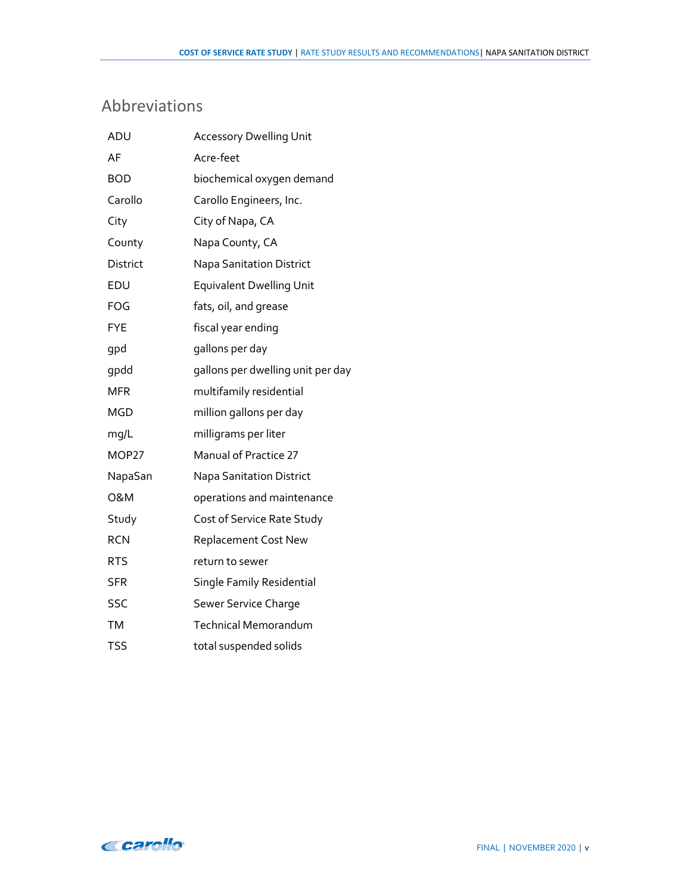## Abbreviations

| | |
|---|---|
| ADU | Accessory Dwelling Unit |
| AF | Acre-feet |
| BOD | biochemical oxygen demand |
| Carollo | Carollo Engineers, Inc. |
| City | City of Napa, CA |
| County | Napa County, CA |
| District | Napa Sanitation District |
| EDU | Equivalent Dwelling Unit |
| FOG | fats, oil, and grease |
| FYE | fiscal year ending |
| gpd | gallons per day |
| gpdd | gallons per dwelling unit per day |
| MFR | multifamily residential |
| MGD | million gallons per day |
| mg/L | milligrams per liter |
| MOP27 | Manual of Practice 27 |
| NapaSan | Napa Sanitation District |
| O&M | operations and maintenance |
| Study | Cost of Service Rate Study |
| RCN | Replacement Cost New |
| RTS | return to sewer |
| SFR | Single Family Residential |
| SSC | Sewer Service Charge |
| TM | Technical Memorandum |
| TSS | total suspended solids |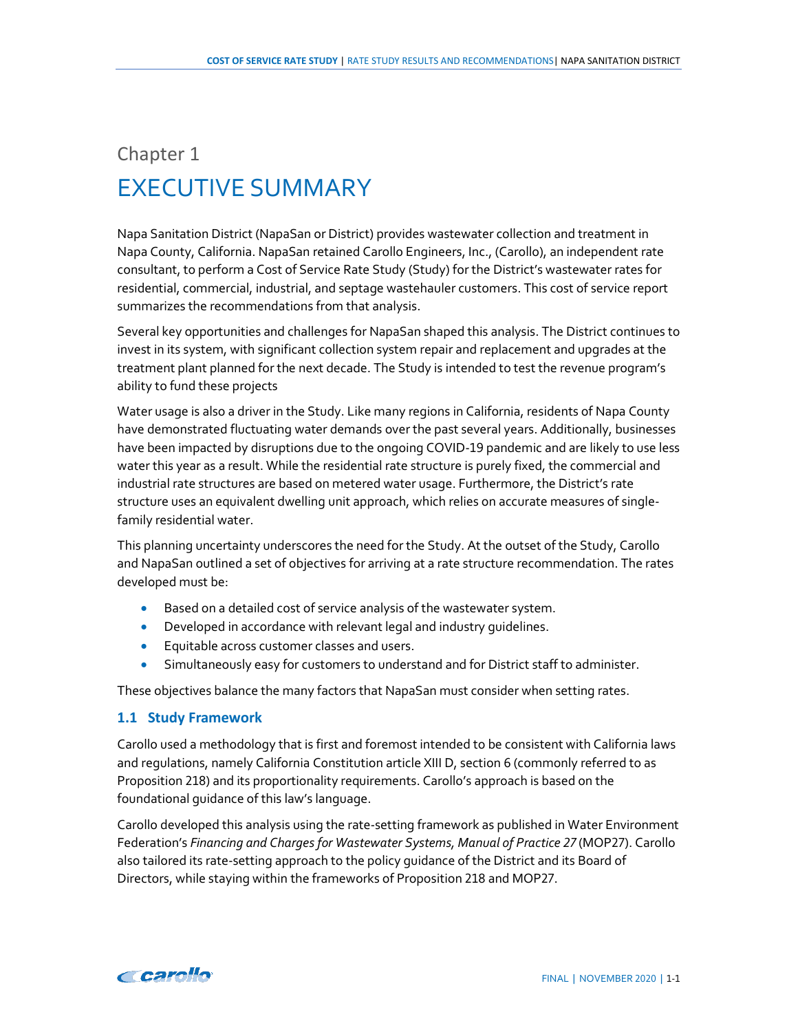Chapter 1

# EXECUTIVE SUMMARY

Napa Sanitation District (NapaSan or District) provides wastewater collection and treatment in Napa County, California. NapaSan retained Carollo Engineers, Inc., (Carollo), an independent rate consultant, to perform a Cost of Service Rate Study (Study) for the District's wastewater rates for residential, commercial, industrial, and septage wastehauler customers. This cost of service report summarizes the recommendations from that analysis.

Several key opportunities and challenges for NapaSan shaped this analysis. The District continues to invest in its system, with significant collection system repair and replacement and upgrades at the treatment plant planned for the next decade. The Study is intended to test the revenue program's ability to fund these projects

Water usage is also a driver in the Study. Like many regions in California, residents of Napa County have demonstrated fluctuating water demands over the past several years. Additionally, businesses have been impacted by disruptions due to the ongoing COVID-19 pandemic and are likely to use less water this year as a result. While the residential rate structure is purely fixed, the commercial and industrial rate structures are based on metered water usage. Furthermore, the District's rate structure uses an equivalent dwelling unit approach, which relies on accurate measures of single-family residential water.

This planning uncertainty underscores the need for the Study. At the outset of the Study, Carollo and NapaSan outlined a set of objectives for arriving at a rate structure recommendation. The rates developed must be:

- Based on a detailed cost of service analysis of the wastewater system.
- Developed in accordance with relevant legal and industry guidelines.
- Equitable across customer classes and users.
- Simultaneously easy for customers to understand and for District staff to administer.

These objectives balance the many factors that NapaSan must consider when setting rates.

## 1.1 Study Framework

Carollo used a methodology that is first and foremost intended to be consistent with California laws and regulations, namely California Constitution article XIII D, section 6 (commonly referred to as Proposition 218) and its proportionality requirements. Carollo's approach is based on the foundational guidance of this law's language.

Carollo developed this analysis using the rate-setting framework as published in Water Environment Federation's *Financing and Charges for Wastewater Systems, Manual of Practice 27* (MOP27). Carollo also tailored its rate-setting approach to the policy guidance of the District and its Board of Directors, while staying within the frameworks of Proposition 218 and MOP27.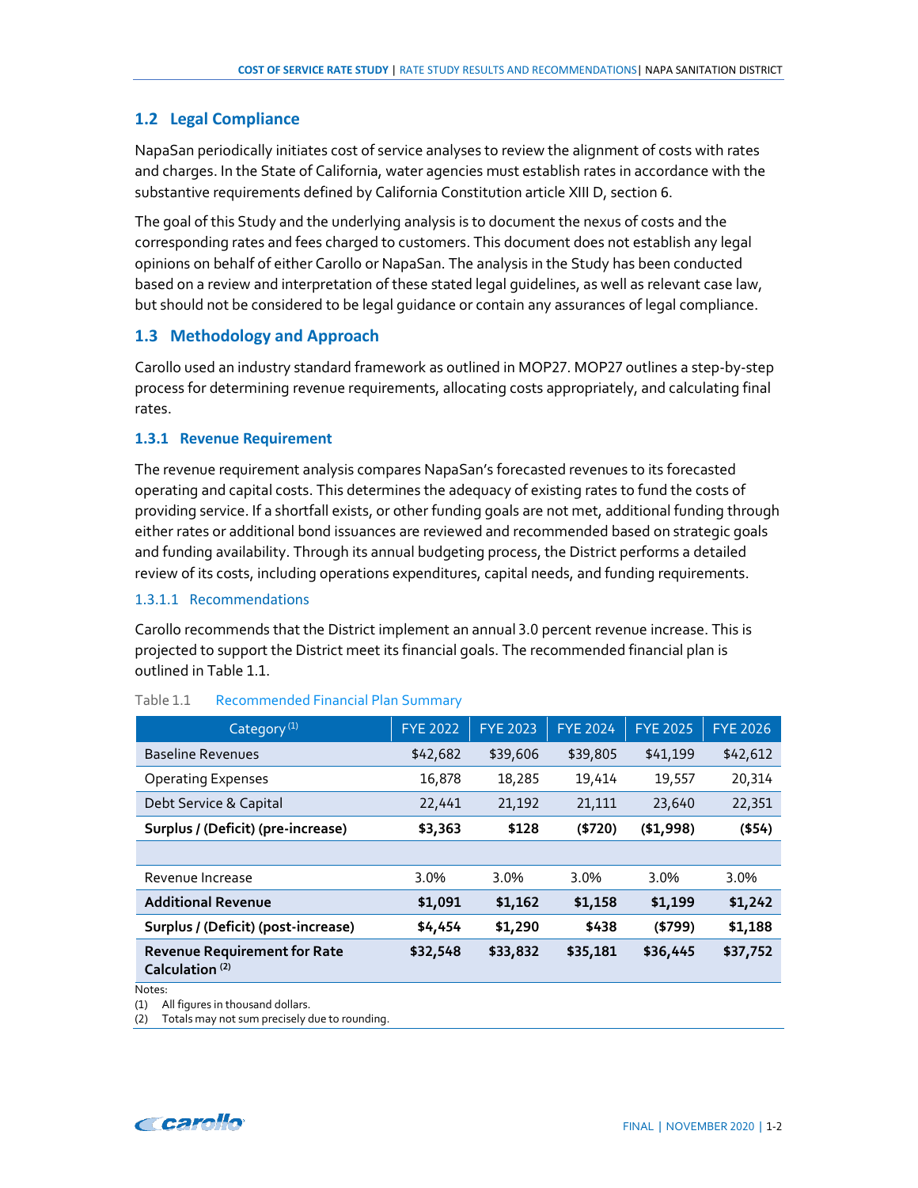## 1.2 Legal Compliance

NapaSan periodically initiates cost of service analyses to review the alignment of costs with rates and charges. In the State of California, water agencies must establish rates in accordance with the substantive requirements defined by California Constitution article XIII D, section 6.

The goal of this Study and the underlying analysis is to document the nexus of costs and the corresponding rates and fees charged to customers. This document does not establish any legal opinions on behalf of either Carollo or NapaSan. The analysis in the Study has been conducted based on a review and interpretation of these stated legal guidelines, as well as relevant case law, but should not be considered to be legal guidance or contain any assurances of legal compliance.

## 1.3 Methodology and Approach

Carollo used an industry standard framework as outlined in MOP27. MOP27 outlines a step-by-step process for determining revenue requirements, allocating costs appropriately, and calculating final rates.

### 1.3.1 Revenue Requirement

The revenue requirement analysis compares NapaSan's forecasted revenues to its forecasted operating and capital costs. This determines the adequacy of existing rates to fund the costs of providing service. If a shortfall exists, or other funding goals are not met, additional funding through either rates or additional bond issuances are reviewed and recommended based on strategic goals and funding availability. Through its annual budgeting process, the District performs a detailed review of its costs, including operations expenditures, capital needs, and funding requirements.

#### 1.3.1.1 Recommendations

Carollo recommends that the District implement an annual 3.0 percent revenue increase. This is projected to support the District meet its financial goals. The recommended financial plan is outlined in Table 1.1.

Table 1.1 Recommended Financial Plan Summary

| Category [(1)] | FYE 2022 | FYE 2023 | FYE 2024 | FYE 2025 | FYE 2026 |
|---|---|---|---|---|---|
| Baseline Revenues | $42,682 | $39,606 | $39,805 | $41,199 | $42,612 |
| Operating Expenses | 16,878 | 18,285 | 19,414 | 19,557 | 20,314 |
| Debt Service & Capital | 22,441 | 21,192 | 21,111 | 23,640 | 22,351 |
| **Surplus / (Deficit) (pre-increase)** | **$3,363** | **$128** | **($720)** | **($1,998)** | **($54)** |
| | | | | | |
| Revenue Increase | 3.0% | 3.0% | 3.0% | 3.0% | 3.0% |
| **Additional Revenue** | **$1,091** | **$1,162** | **$1,158** | **$1,199** | **$1,242** |
| **Surplus / (Deficit) (post-increase)** | **$4,454** | **$1,290** | **$438** | **($799)** | **$1,188** |
| **Revenue Requirement for Rate Calculation [(2)]** | **$32,548** | **$33,832** | **$35,181** | **$36,445** | **$37,752** |

Notes:
(1) All figures in thousand dollars.
(2) Totals may not sum precisely due to rounding.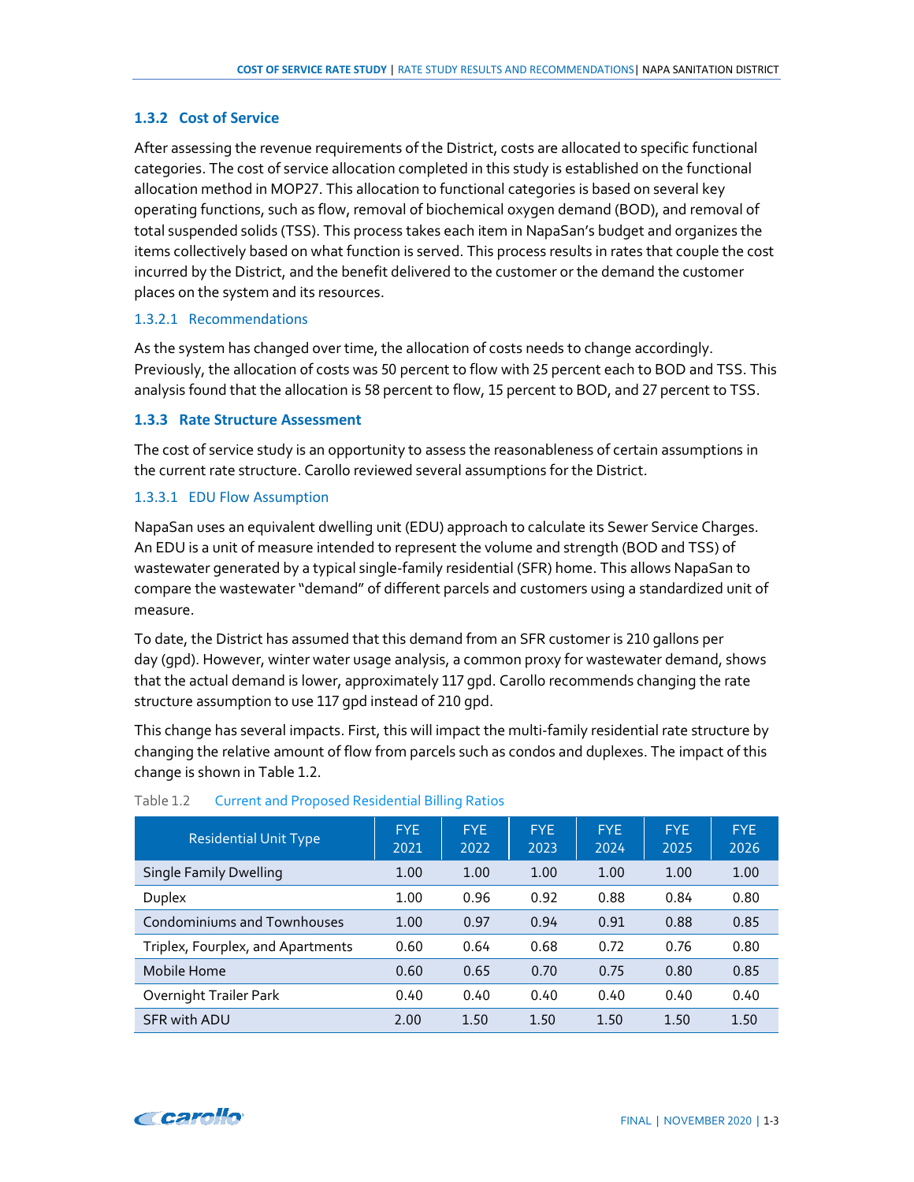### 1.3.2 Cost of Service

After assessing the revenue requirements of the District, costs are allocated to specific functional categories. The cost of service allocation completed in this study is established on the functional allocation method in MOP27. This allocation to functional categories is based on several key operating functions, such as flow, removal of biochemical oxygen demand (BOD), and removal of total suspended solids (TSS). This process takes each item in NapaSan's budget and organizes the items collectively based on what function is served. This process results in rates that couple the cost incurred by the District, and the benefit delivered to the customer or the demand the customer places on the system and its resources.

#### 1.3.2.1 Recommendations

As the system has changed over time, the allocation of costs needs to change accordingly. Previously, the allocation of costs was 50 percent to flow with 25 percent each to BOD and TSS. This analysis found that the allocation is 58 percent to flow, 15 percent to BOD, and 27 percent to TSS.

### 1.3.3 Rate Structure Assessment

The cost of service study is an opportunity to assess the reasonableness of certain assumptions in the current rate structure. Carollo reviewed several assumptions for the District.

#### 1.3.3.1 EDU Flow Assumption

NapaSan uses an equivalent dwelling unit (EDU) approach to calculate its Sewer Service Charges. An EDU is a unit of measure intended to represent the volume and strength (BOD and TSS) of wastewater generated by a typical single-family residential (SFR) home. This allows NapaSan to compare the wastewater "demand" of different parcels and customers using a standardized unit of measure.

To date, the District has assumed that this demand from an SFR customer is 210 gallons per day (gpd). However, winter water usage analysis, a common proxy for wastewater demand, shows that the actual demand is lower, approximately 117 gpd. Carollo recommends changing the rate structure assumption to use 117 gpd instead of 210 gpd.

This change has several impacts. First, this will impact the multi-family residential rate structure by changing the relative amount of flow from parcels such as condos and duplexes. The impact of this change is shown in Table 1.2.

Table 1.2 Current and Proposed Residential Billing Ratios

| Residential Unit Type | FYE 2021 | FYE 2022 | FYE 2023 | FYE 2024 | FYE 2025 | FYE 2026 |
|---|---|---|---|---|---|---|
| Single Family Dwelling | 1.00 | 1.00 | 1.00 | 1.00 | 1.00 | 1.00 |
| Duplex | 1.00 | 0.96 | 0.92 | 0.88 | 0.84 | 0.80 |
| Condominiums and Townhouses | 1.00 | 0.97 | 0.94 | 0.91 | 0.88 | 0.85 |
| Triplex, Fourplex, and Apartments | 0.60 | 0.64 | 0.68 | 0.72 | 0.76 | 0.80 |
| Mobile Home | 0.60 | 0.65 | 0.70 | 0.75 | 0.80 | 0.85 |
| Overnight Trailer Park | 0.40 | 0.40 | 0.40 | 0.40 | 0.40 | 0.40 |
| SFR with ADU | 2.00 | 1.50 | 1.50 | 1.50 | 1.50 | 1.50 |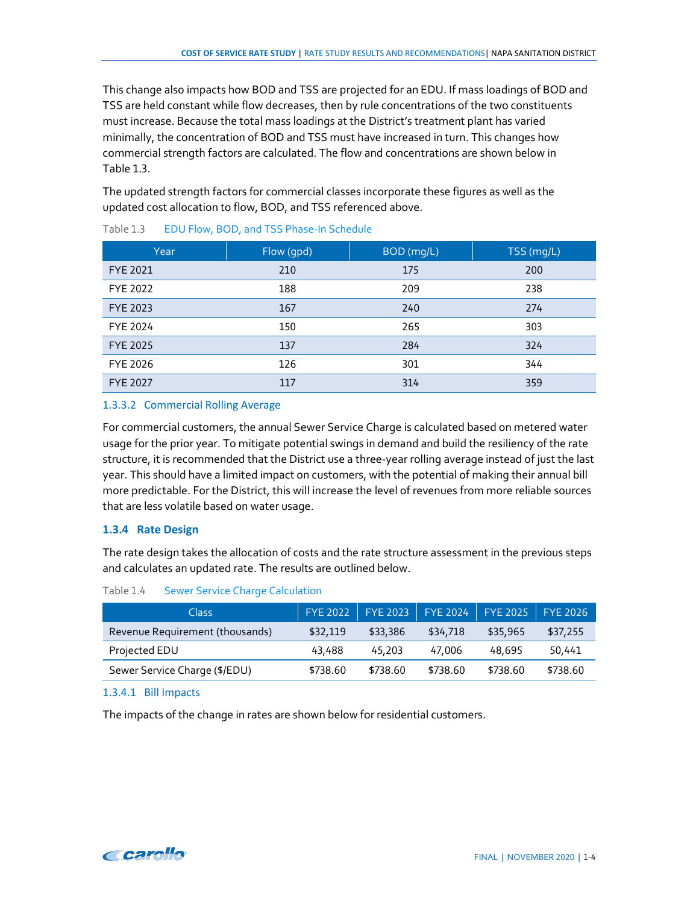This change also impacts how BOD and TSS are projected for an EDU. If mass loadings of BOD and TSS are held constant while flow decreases, then by rule concentrations of the two constituents must increase. Because the total mass loadings at the District's treatment plant has varied minimally, the concentration of BOD and TSS must have increased in turn. This changes how commercial strength factors are calculated. The flow and concentrations are shown below in Table 1.3.

The updated strength factors for commercial classes incorporate these figures as well as the updated cost allocation to flow, BOD, and TSS referenced above.

Table 1.3 EDU Flow, BOD, and TSS Phase-In Schedule

| Year | Flow (gpd) | BOD (mg/L) | TSS (mg/L) |
|---|---|---|---|
| FYE 2021 | 210 | 175 | 200 |
| FYE 2022 | 188 | 209 | 238 |
| FYE 2023 | 167 | 240 | 274 |
| FYE 2024 | 150 | 265 | 303 |
| FYE 2025 | 137 | 284 | 324 |
| FYE 2026 | 126 | 301 | 344 |
| FYE 2027 | 117 | 314 | 359 |

#### 1.3.3.2 Commercial Rolling Average

For commercial customers, the annual Sewer Service Charge is calculated based on metered water usage for the prior year. To mitigate potential swings in demand and build the resiliency of the rate structure, it is recommended that the District use a three-year rolling average instead of just the last year. This should have a limited impact on customers, with the potential of making their annual bill more predictable. For the District, this will increase the level of revenues from more reliable sources that are less volatile based on water usage.

### 1.3.4 Rate Design

The rate design takes the allocation of costs and the rate structure assessment in the previous steps and calculates an updated rate. The results are outlined below.

Table 1.4 Sewer Service Charge Calculation

| Class | FYE 2022 | FYE 2023 | FYE 2024 | FYE 2025 | FYE 2026 |
|---|---|---|---|---|---|
| Revenue Requirement (thousands) | $32,119 | $33,386 | $34,718 | $35,965 | $37,255 |
| Projected EDU | 43,488 | 45,203 | 47,006 | 48,695 | 50,441 |
| Sewer Service Charge ($/EDU) | $738.60 | $738.60 | $738.60 | $738.60 | $738.60 |

#### 1.3.4.1 Bill Impacts

The impacts of the change in rates are shown below for residential customers.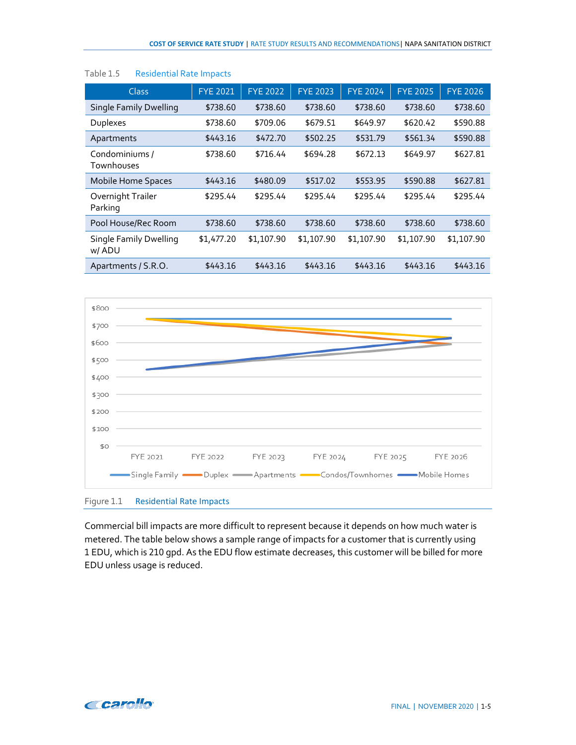Table 1.5 Residential Rate Impacts

| Class | FYE 2021 | FYE 2022 | FYE 2023 | FYE 2024 | FYE 2025 | FYE 2026 |
|---|---|---|---|---|---|---|
| Single Family Dwelling | $738.60 | $738.60 | $738.60 | $738.60 | $738.60 | $738.60 |
| Duplexes | $738.60 | $709.06 | $679.51 | $649.97 | $620.42 | $590.88 |
| Apartments | $443.16 | $472.70 | $502.25 | $531.79 | $561.34 | $590.88 |
| Condominiums / Townhouses | $738.60 | $716.44 | $694.28 | $672.13 | $649.97 | $627.81 |
| Mobile Home Spaces | $443.16 | $480.09 | $517.02 | $553.95 | $590.88 | $627.81 |
| Overnight Trailer Parking | $295.44 | $295.44 | $295.44 | $295.44 | $295.44 | $295.44 |
| Pool House/Rec Room | $738.60 | $738.60 | $738.60 | $738.60 | $738.60 | $738.60 |
| Single Family Dwelling w/ ADU | $1,477.20 | $1,107.90 | $1,107.90 | $1,107.90 | $1,107.90 | $1,107.90 |
| Apartments / S.R.O. | $443.16 | $443.16 | $443.16 | $443.16 | $443.16 | $443.16 |

$800
$700
$600
$500
$400
$300
$200
$100
$0
FYE 2021 FYE 2022 FYE 2023 FYE 2024 FYE 2025 FYE 2026
Single Family Duplex Apartments Condos/Townhomes Mobile Homes

Figure 1.1 Residential Rate Impacts

Commercial bill impacts are more difficult to represent because it depends on how much water is metered. The table below shows a sample range of impacts for a customer that is currently using 1 EDU, which is 210 gpd. As the EDU flow estimate decreases, this customer will be billed for more EDU unless usage is reduced.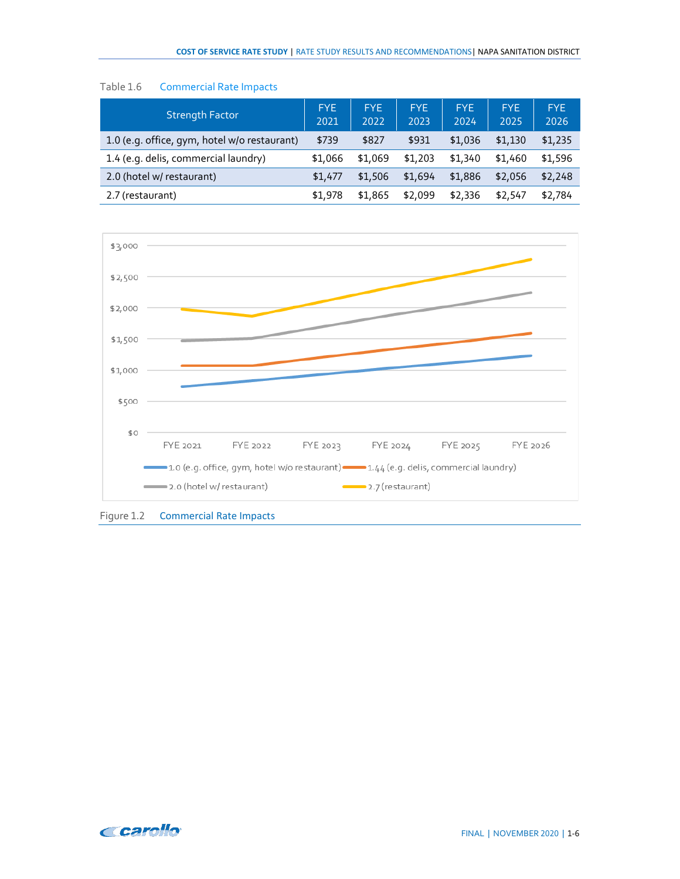Table 1.6 Commercial Rate Impacts

| Strength Factor | FYE 2021 | FYE 2022 | FYE 2023 | FYE 2024 | FYE 2025 | FYE 2026 |
|---|---|---|---|---|---|---|
| 1.0 (e.g. office, gym, hotel w/o restaurant) | $739 | $827 | $931 | $1,036 | $1,130 | $1,235 |
| 1.4 (e.g. delis, commercial laundry) | $1,066 | $1,069 | $1,203 | $1,340 | $1,460 | $1,596 |
| 2.0 (hotel w/ restaurant) | $1,477 | $1,506 | $1,694 | $1,886 | $2,056 | $2,248 |
| 2.7 (restaurant) | $1,978 | $1,865 | $2,099 | $2,336 | $2,547 | $2,784 |

$3,000
$2,500
$2,000
$1,500
$1,000
$500
$0

FYE 2021
FYE 2022
FYE 2023
FYE 2024
FYE 2025
FYE 2026

1.0 (e.g. office, gym, hotel w/o restaurant)
1.44 (e.g. delis, commercial laundry)
2.0 (hotel w/ restaurant)
2.7 (restaurant)

Figure 1.2 Commercial Rate Impacts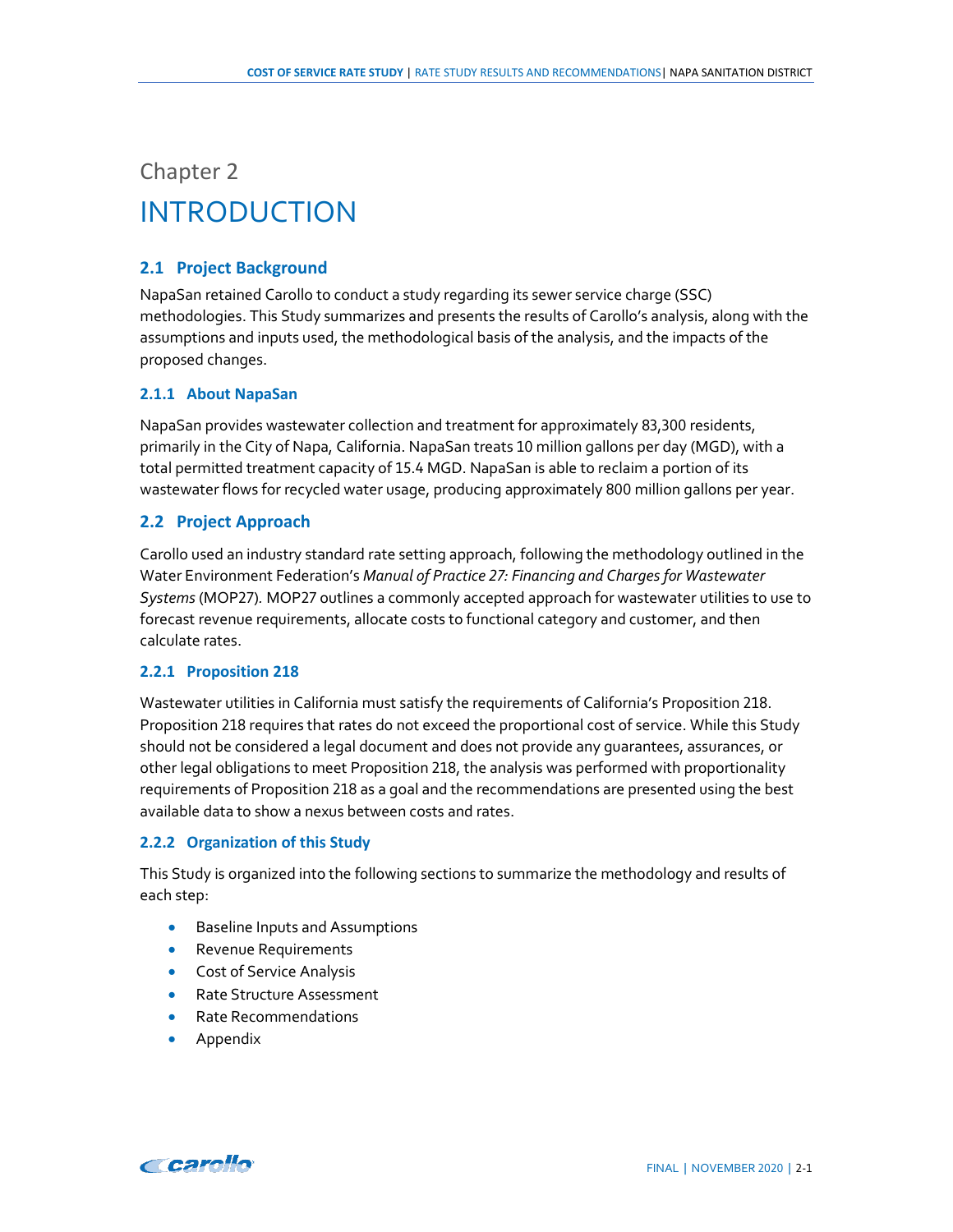Chapter 2

# INTRODUCTION

## 2.1 Project Background

NapaSan retained Carollo to conduct a study regarding its sewer service charge (SSC) methodologies. This Study summarizes and presents the results of Carollo's analysis, along with the assumptions and inputs used, the methodological basis of the analysis, and the impacts of the proposed changes.

### 2.1.1 About NapaSan

NapaSan provides wastewater collection and treatment for approximately 83,300 residents, primarily in the City of Napa, California. NapaSan treats 10 million gallons per day (MGD), with a total permitted treatment capacity of 15.4 MGD. NapaSan is able to reclaim a portion of its wastewater flows for recycled water usage, producing approximately 800 million gallons per year.

## 2.2 Project Approach

Carollo used an industry standard rate setting approach, following the methodology outlined in the Water Environment Federation's *Manual of Practice 27: Financing and Charges for Wastewater Systems* (MOP27). MOP27 outlines a commonly accepted approach for wastewater utilities to use to forecast revenue requirements, allocate costs to functional category and customer, and then calculate rates.

### 2.2.1 Proposition 218

Wastewater utilities in California must satisfy the requirements of California's Proposition 218. Proposition 218 requires that rates do not exceed the proportional cost of service. While this Study should not be considered a legal document and does not provide any guarantees, assurances, or other legal obligations to meet Proposition 218, the analysis was performed with proportionality requirements of Proposition 218 as a goal and the recommendations are presented using the best available data to show a nexus between costs and rates.

### 2.2.2 Organization of this Study

This Study is organized into the following sections to summarize the methodology and results of each step:

- Baseline Inputs and Assumptions
- Revenue Requirements
- Cost of Service Analysis
- Rate Structure Assessment
- Rate Recommendations
- Appendix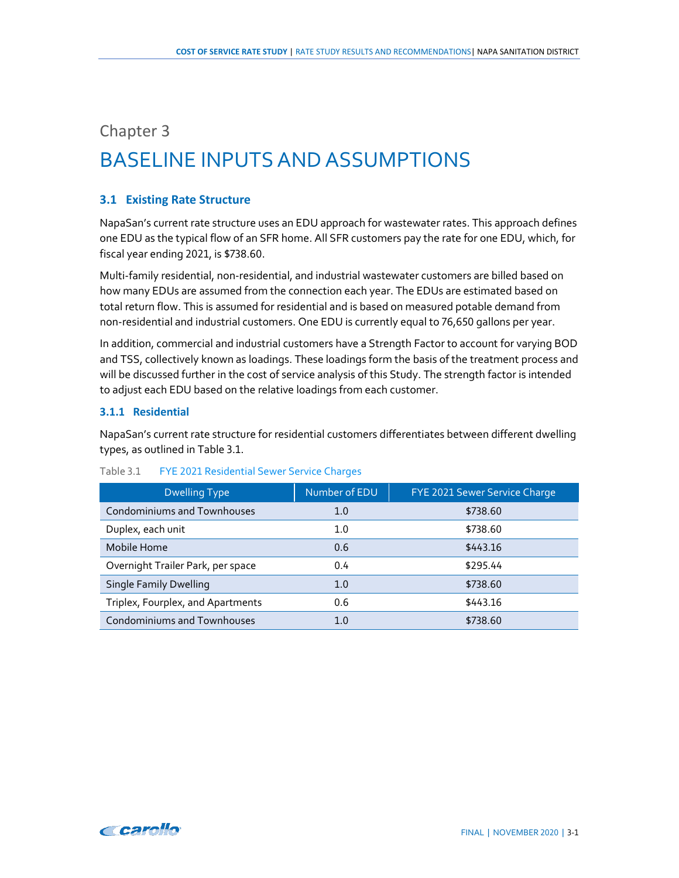Chapter 3

# BASELINE INPUTS AND ASSUMPTIONS

## 3.1 Existing Rate Structure

NapaSan's current rate structure uses an EDU approach for wastewater rates. This approach defines one EDU as the typical flow of an SFR home. All SFR customers pay the rate for one EDU, which, for fiscal year ending 2021, is $738.60.

Multi-family residential, non-residential, and industrial wastewater customers are billed based on how many EDUs are assumed from the connection each year. The EDUs are estimated based on total return flow. This is assumed for residential and is based on measured potable demand from non-residential and industrial customers. One EDU is currently equal to 76,650 gallons per year.

In addition, commercial and industrial customers have a Strength Factor to account for varying BOD and TSS, collectively known as loadings. These loadings form the basis of the treatment process and will be discussed further in the cost of service analysis of this Study. The strength factor is intended to adjust each EDU based on the relative loadings from each customer.

### 3.1.1 Residential

NapaSan's current rate structure for residential customers differentiates between different dwelling types, as outlined in Table 3.1.

Table 3.1 FYE 2021 Residential Sewer Service Charges

| Dwelling Type | Number of EDU | FYE 2021 Sewer Service Charge |
|---|---|---|
| Condominiums and Townhouses | 1.0 | $738.60 |
| Duplex, each unit | 1.0 | $738.60 |
| Mobile Home | 0.6 | $443.16 |
| Overnight Trailer Park, per space | 0.4 | $295.44 |
| Single Family Dwelling | 1.0 | $738.60 |
| Triplex, Fourplex, and Apartments | 0.6 | $443.16 |
| Condominiums and Townhouses | 1.0 | $738.60 |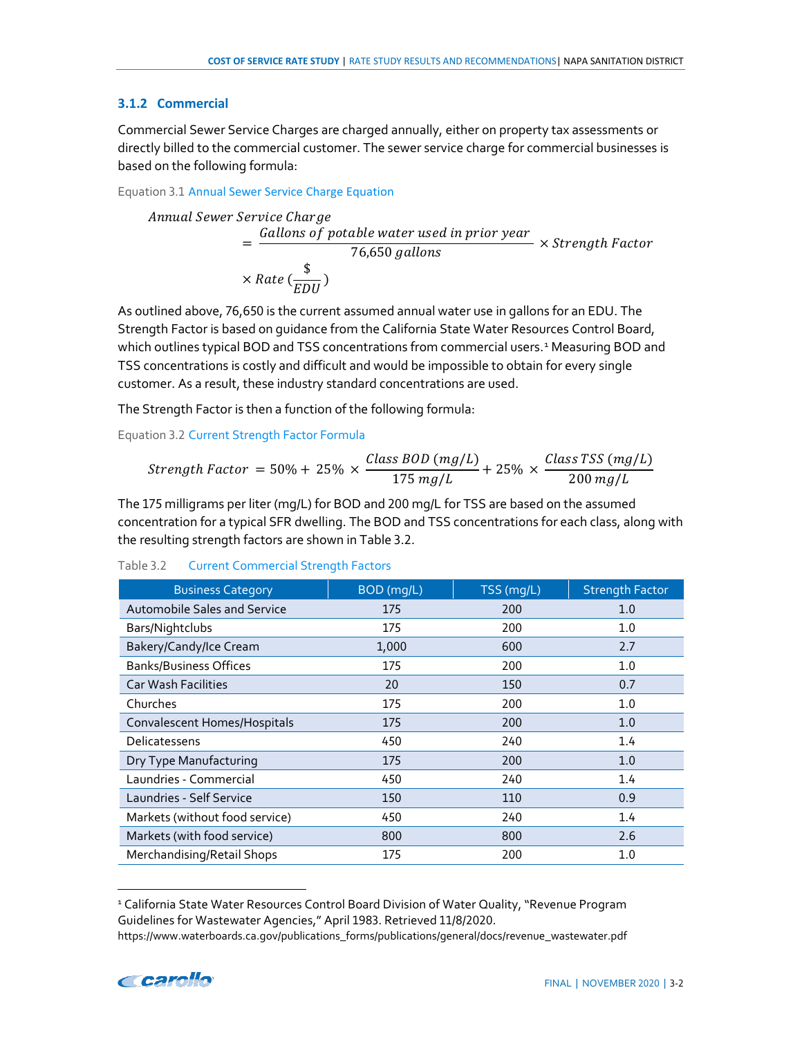### 3.1.2 Commercial

Commercial Sewer Service Charges are charged annually, either on property tax assessments or directly billed to the commercial customer. The sewer service charge for commercial businesses is based on the following formula:

Equation 3.1 Annual Sewer Service Charge Equation

$$Annual\ Sewer\ Service\ Charge = \frac{Gallons\ of\ potable\ water\ used\ in\ prior\ year}{76{,}650\ gallons} \times Strength\ Factor \times Rate\ (\frac{\$}{EDU})$$

As outlined above, 76,650 is the current assumed annual water use in gallons for an EDU. The Strength Factor is based on guidance from the California State Water Resources Control Board, which outlines typical BOD and TSS concentrations from commercial users.[1] Measuring BOD and TSS concentrations is costly and difficult and would be impossible to obtain for every single customer. As a result, these industry standard concentrations are used.

The Strength Factor is then a function of the following formula:

Equation 3.2 Current Strength Factor Formula

$$Strength\ Factor = 50\% + 25\% \times \frac{Class\ BOD\ (mg/L)}{175\ mg/L} + 25\% \times \frac{Class\ TSS\ (mg/L)}{200\ mg/L}$$

The 175 milligrams per liter (mg/L) for BOD and 200 mg/L for TSS are based on the assumed concentration for a typical SFR dwelling. The BOD and TSS concentrations for each class, along with the resulting strength factors are shown in Table 3.2.

Table 3.2 Current Commercial Strength Factors

| Business Category | BOD (mg/L) | TSS (mg/L) | Strength Factor |
|---|---|---|---|
| Automobile Sales and Service | 175 | 200 | 1.0 |
| Bars/Nightclubs | 175 | 200 | 1.0 |
| Bakery/Candy/Ice Cream | 1,000 | 600 | 2.7 |
| Banks/Business Offices | 175 | 200 | 1.0 |
| Car Wash Facilities | 20 | 150 | 0.7 |
| Churches | 175 | 200 | 1.0 |
| Convalescent Homes/Hospitals | 175 | 200 | 1.0 |
| Delicatessens | 450 | 240 | 1.4 |
| Dry Type Manufacturing | 175 | 200 | 1.0 |
| Laundries - Commercial | 450 | 240 | 1.4 |
| Laundries - Self Service | 150 | 110 | 0.9 |
| Markets (without food service) | 450 | 240 | 1.4 |
| Markets (with food service) | 800 | 800 | 2.6 |
| Merchandising/Retail Shops | 175 | 200 | 1.0 |

[1] California State Water Resources Control Board Division of Water Quality, "Revenue Program Guidelines for Wastewater Agencies," April 1983. Retrieved 11/8/2020. https://www.waterboards.ca.gov/publications_forms/publications/general/docs/revenue_wastewater.pdf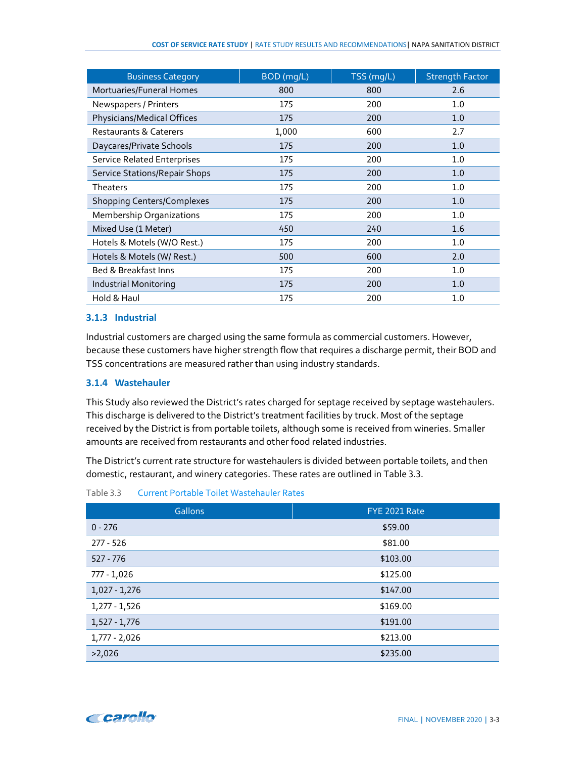| Business Category | BOD (mg/L) | TSS (mg/L) | Strength Factor |
|---|---|---|---|
| Mortuaries/Funeral Homes | 800 | 800 | 2.6 |
| Newspapers / Printers | 175 | 200 | 1.0 |
| Physicians/Medical Offices | 175 | 200 | 1.0 |
| Restaurants & Caterers | 1,000 | 600 | 2.7 |
| Daycares/Private Schools | 175 | 200 | 1.0 |
| Service Related Enterprises | 175 | 200 | 1.0 |
| Service Stations/Repair Shops | 175 | 200 | 1.0 |
| Theaters | 175 | 200 | 1.0 |
| Shopping Centers/Complexes | 175 | 200 | 1.0 |
| Membership Organizations | 175 | 200 | 1.0 |
| Mixed Use (1 Meter) | 450 | 240 | 1.6 |
| Hotels & Motels (W/O Rest.) | 175 | 200 | 1.0 |
| Hotels & Motels (W/ Rest.) | 500 | 600 | 2.0 |
| Bed & Breakfast Inns | 175 | 200 | 1.0 |
| Industrial Monitoring | 175 | 200 | 1.0 |
| Hold & Haul | 175 | 200 | 1.0 |

### 3.1.3 Industrial

Industrial customers are charged using the same formula as commercial customers. However, because these customers have higher strength flow that requires a discharge permit, their BOD and TSS concentrations are measured rather than using industry standards.

### 3.1.4 Wastehauler

This Study also reviewed the District's rates charged for septage received by septage wastehaulers. This discharge is delivered to the District's treatment facilities by truck. Most of the septage received by the District is from portable toilets, although some is received from wineries. Smaller amounts are received from restaurants and other food related industries.

The District's current rate structure for wastehaulers is divided between portable toilets, and then domestic, restaurant, and winery categories. These rates are outlined in Table 3.3.

Table 3.3 Current Portable Toilet Wastehauler Rates

| Gallons | FYE 2021 Rate |
|---|---|
| 0 - 276 | $59.00 |
| 277 - 526 | $81.00 |
| 527 - 776 | $103.00 |
| 777 - 1,026 | $125.00 |
| 1,027 - 1,276 | $147.00 |
| 1,277 - 1,526 | $169.00 |
| 1,527 - 1,776 | $191.00 |
| 1,777 - 2,026 | $213.00 |
| >2,026 | $235.00 |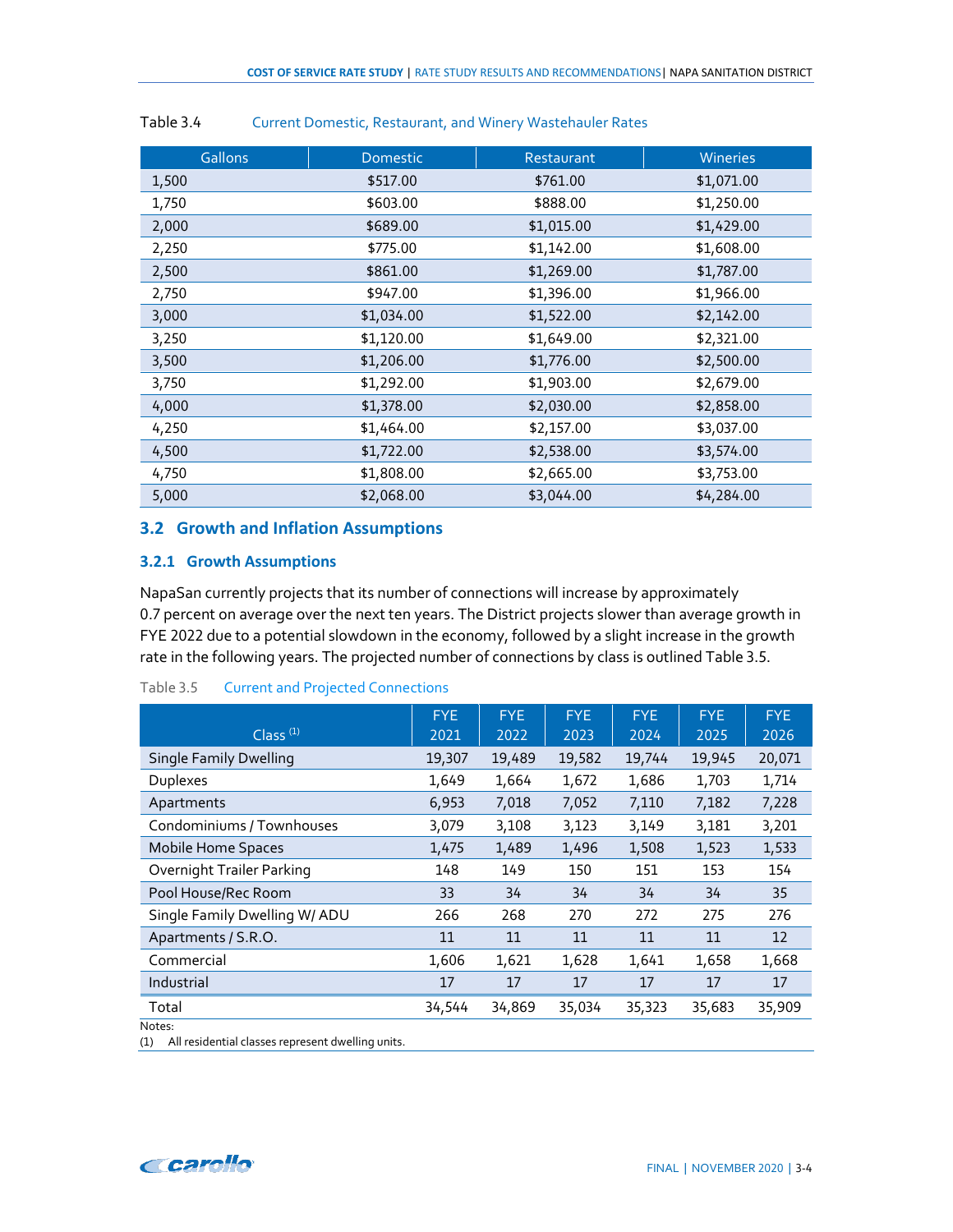Table 3.4 Current Domestic, Restaurant, and Winery Wastehauler Rates

| Gallons | Domestic | Restaurant | Wineries |
|---|---|---|---|
| 1,500 | $517.00 | $761.00 | $1,071.00 |
| 1,750 | $603.00 | $888.00 | $1,250.00 |
| 2,000 | $689.00 | $1,015.00 | $1,429.00 |
| 2,250 | $775.00 | $1,142.00 | $1,608.00 |
| 2,500 | $861.00 | $1,269.00 | $1,787.00 |
| 2,750 | $947.00 | $1,396.00 | $1,966.00 |
| 3,000 | $1,034.00 | $1,522.00 | $2,142.00 |
| 3,250 | $1,120.00 | $1,649.00 | $2,321.00 |
| 3,500 | $1,206.00 | $1,776.00 | $2,500.00 |
| 3,750 | $1,292.00 | $1,903.00 | $2,679.00 |
| 4,000 | $1,378.00 | $2,030.00 | $2,858.00 |
| 4,250 | $1,464.00 | $2,157.00 | $3,037.00 |
| 4,500 | $1,722.00 | $2,538.00 | $3,574.00 |
| 4,750 | $1,808.00 | $2,665.00 | $3,753.00 |
| 5,000 | $2,068.00 | $3,044.00 | $4,284.00 |

## 3.2 Growth and Inflation Assumptions

### 3.2.1 Growth Assumptions

NapaSan currently projects that its number of connections will increase by approximately 0.7 percent on average over the next ten years. The District projects slower than average growth in FYE 2022 due to a potential slowdown in the economy, followed by a slight increase in the growth rate in the following years. The projected number of connections by class is outlined Table 3.5.

Table 3.5 Current and Projected Connections

| Class [1] | FYE 2021 | FYE 2022 | FYE 2023 | FYE 2024 | FYE 2025 | FYE 2026 |
|---|---|---|---|---|---|---|
| Single Family Dwelling | 19,307 | 19,489 | 19,582 | 19,744 | 19,945 | 20,071 |
| Duplexes | 1,649 | 1,664 | 1,672 | 1,686 | 1,703 | 1,714 |
| Apartments | 6,953 | 7,018 | 7,052 | 7,110 | 7,182 | 7,228 |
| Condominiums / Townhouses | 3,079 | 3,108 | 3,123 | 3,149 | 3,181 | 3,201 |
| Mobile Home Spaces | 1,475 | 1,489 | 1,496 | 1,508 | 1,523 | 1,533 |
| Overnight Trailer Parking | 148 | 149 | 150 | 151 | 153 | 154 |
| Pool House/Rec Room | 33 | 34 | 34 | 34 | 34 | 35 |
| Single Family Dwelling W/ ADU | 266 | 268 | 270 | 272 | 275 | 276 |
| Apartments / S.R.O. | 11 | 11 | 11 | 11 | 11 | 12 |
| Commercial | 1,606 | 1,621 | 1,628 | 1,641 | 1,658 | 1,668 |
| Industrial | 17 | 17 | 17 | 17 | 17 | 17 |
| Total | 34,544 | 34,869 | 35,034 | 35,323 | 35,683 | 35,909 |

Notes:
(1) All residential classes represent dwelling units.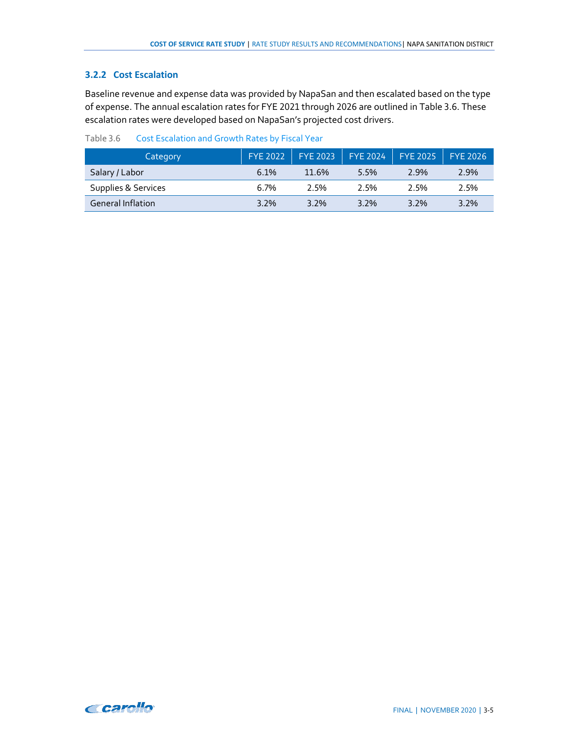### 3.2.2 Cost Escalation

Baseline revenue and expense data was provided by NapaSan and then escalated based on the type of expense. The annual escalation rates for FYE 2021 through 2026 are outlined in Table 3.6. These escalation rates were developed based on NapaSan's projected cost drivers.

Table 3.6 Cost Escalation and Growth Rates by Fiscal Year

| Category | FYE 2022 | FYE 2023 | FYE 2024 | FYE 2025 | FYE 2026 |
|---|---|---|---|---|---|
| Salary / Labor | 6.1% | 11.6% | 5.5% | 2.9% | 2.9% |
| Supplies & Services | 6.7% | 2.5% | 2.5% | 2.5% | 2.5% |
| General Inflation | 3.2% | 3.2% | 3.2% | 3.2% | 3.2% |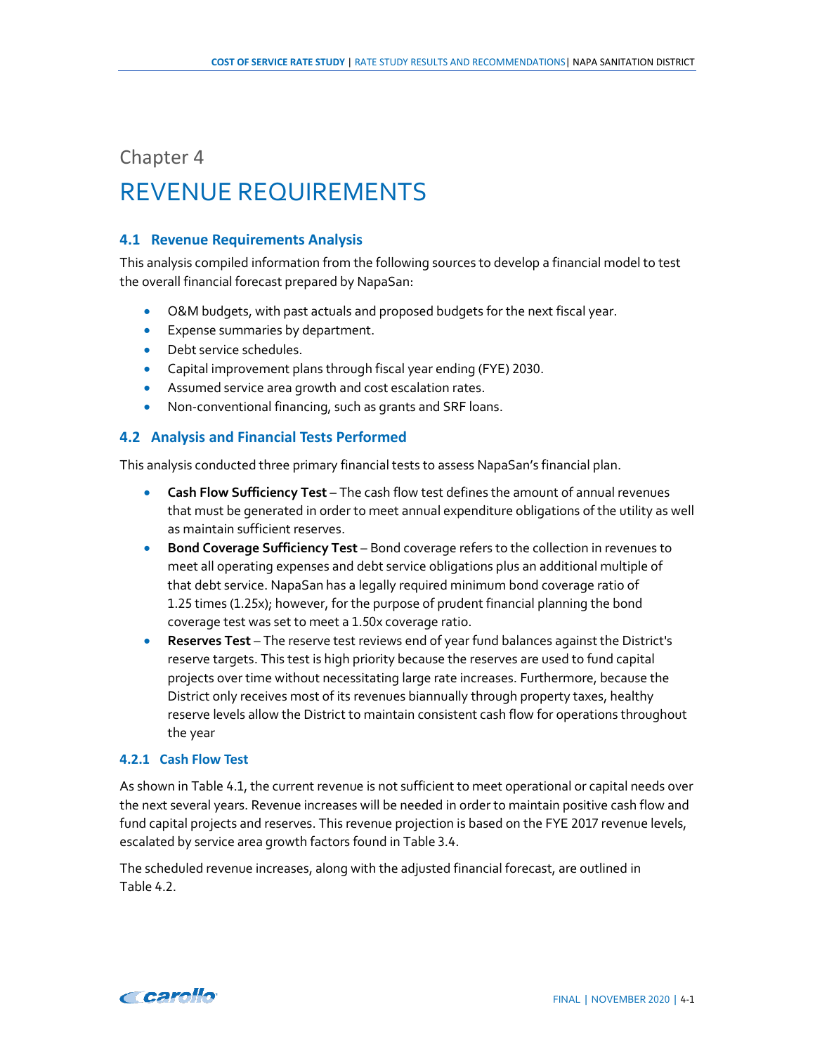# Chapter 4

# REVENUE REQUIREMENTS

## 4.1 Revenue Requirements Analysis

This analysis compiled information from the following sources to develop a financial model to test the overall financial forecast prepared by NapaSan:

- O&M budgets, with past actuals and proposed budgets for the next fiscal year.
- Expense summaries by department.
- Debt service schedules.
- Capital improvement plans through fiscal year ending (FYE) 2030.
- Assumed service area growth and cost escalation rates.
- Non-conventional financing, such as grants and SRF loans.

## 4.2 Analysis and Financial Tests Performed

This analysis conducted three primary financial tests to assess NapaSan's financial plan.

- **Cash Flow Sufficiency Test** – The cash flow test defines the amount of annual revenues that must be generated in order to meet annual expenditure obligations of the utility as well as maintain sufficient reserves.
- **Bond Coverage Sufficiency Test** – Bond coverage refers to the collection in revenues to meet all operating expenses and debt service obligations plus an additional multiple of that debt service. NapaSan has a legally required minimum bond coverage ratio of 1.25 times (1.25x); however, for the purpose of prudent financial planning the bond coverage test was set to meet a 1.50x coverage ratio.
- **Reserves Test** – The reserve test reviews end of year fund balances against the District's reserve targets. This test is high priority because the reserves are used to fund capital projects over time without necessitating large rate increases. Furthermore, because the District only receives most of its revenues biannually through property taxes, healthy reserve levels allow the District to maintain consistent cash flow for operations throughout the year

### 4.2.1 Cash Flow Test

As shown in Table 4.1, the current revenue is not sufficient to meet operational or capital needs over the next several years. Revenue increases will be needed in order to maintain positive cash flow and fund capital projects and reserves. This revenue projection is based on the FYE 2017 revenue levels, escalated by service area growth factors found in Table 3.4.

The scheduled revenue increases, along with the adjusted financial forecast, are outlined in Table 4.2.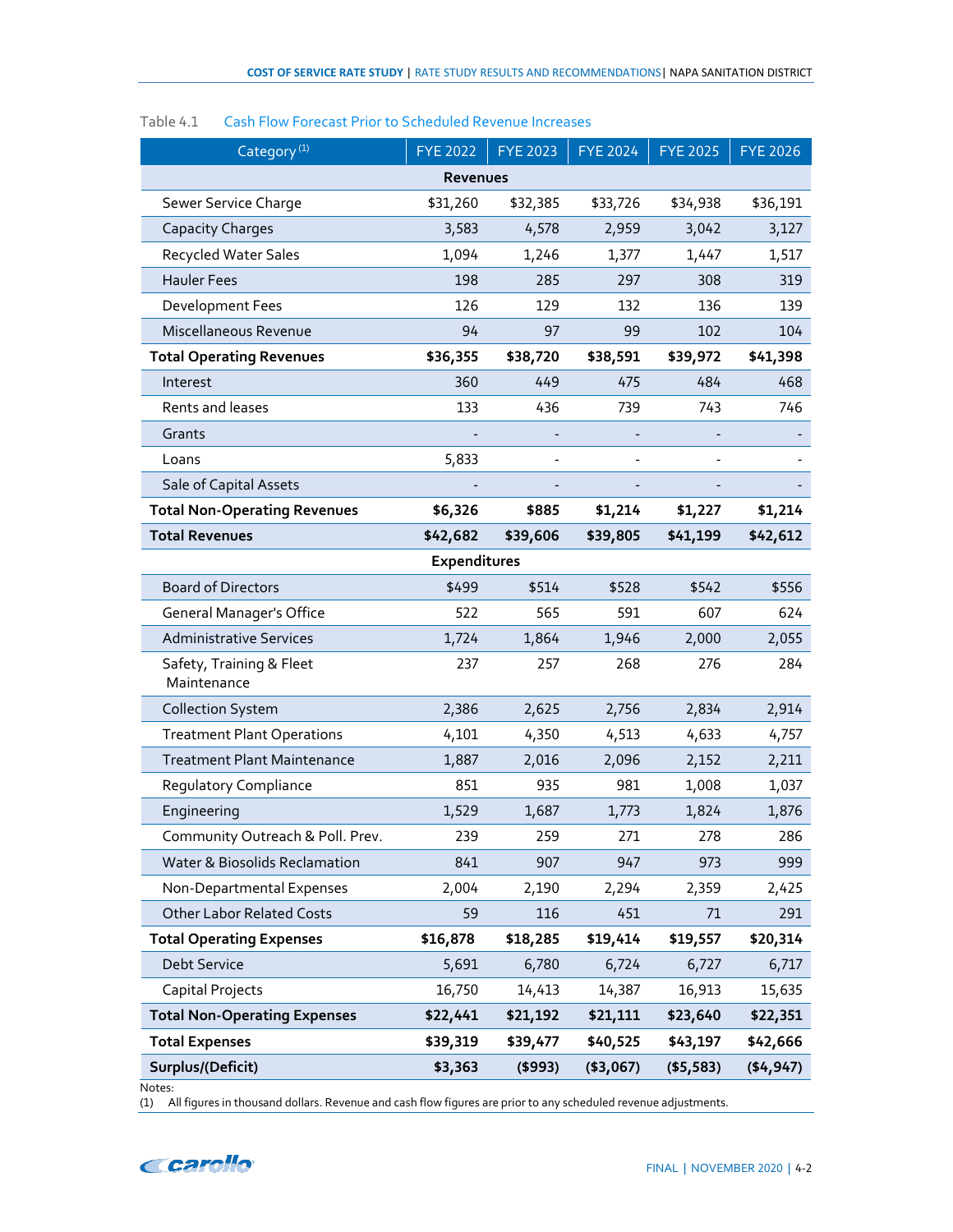Table 4.1 Cash Flow Forecast Prior to Scheduled Revenue Increases

| Category [1] | FYE 2022 | FYE 2023 | FYE 2024 | FYE 2025 | FYE 2026 |
|---|---|---|---|---|---|
| **Revenues** | | | | | |
| Sewer Service Charge | $31,260 | $32,385 | $33,726 | $34,938 | $36,191 |
| Capacity Charges | 3,583 | 4,578 | 2,959 | 3,042 | 3,127 |
| Recycled Water Sales | 1,094 | 1,246 | 1,377 | 1,447 | 1,517 |
| Hauler Fees | 198 | 285 | 297 | 308 | 319 |
| Development Fees | 126 | 129 | 132 | 136 | 139 |
| Miscellaneous Revenue | 94 | 97 | 99 | 102 | 104 |
| **Total Operating Revenues** | **$36,355** | **$38,720** | **$38,591** | **$39,972** | **$41,398** |
| Interest | 360 | 449 | 475 | 484 | 468 |
| Rents and leases | 133 | 436 | 739 | 743 | 746 |
| Grants | - | - | - | - | - |
| Loans | 5,833 | - | - | - | - |
| Sale of Capital Assets | - | - | - | - | - |
| **Total Non-Operating Revenues** | **$6,326** | **$885** | **$1,214** | **$1,227** | **$1,214** |
| **Total Revenues** | **$42,682** | **$39,606** | **$39,805** | **$41,199** | **$42,612** |
| **Expenditures** | | | | | |
| Board of Directors | $499 | $514 | $528 | $542 | $556 |
| General Manager's Office | 522 | 565 | 591 | 607 | 624 |
| Administrative Services | 1,724 | 1,864 | 1,946 | 2,000 | 2,055 |
| Safety, Training & Fleet Maintenance | 237 | 257 | 268 | 276 | 284 |
| Collection System | 2,386 | 2,625 | 2,756 | 2,834 | 2,914 |
| Treatment Plant Operations | 4,101 | 4,350 | 4,513 | 4,633 | 4,757 |
| Treatment Plant Maintenance | 1,887 | 2,016 | 2,096 | 2,152 | 2,211 |
| Regulatory Compliance | 851 | 935 | 981 | 1,008 | 1,037 |
| Engineering | 1,529 | 1,687 | 1,773 | 1,824 | 1,876 |
| Community Outreach & Poll. Prev. | 239 | 259 | 271 | 278 | 286 |
| Water & Biosolids Reclamation | 841 | 907 | 947 | 973 | 999 |
| Non-Departmental Expenses | 2,004 | 2,190 | 2,294 | 2,359 | 2,425 |
| Other Labor Related Costs | 59 | 116 | 451 | 71 | 291 |
| **Total Operating Expenses** | **$16,878** | **$18,285** | **$19,414** | **$19,557** | **$20,314** |
| Debt Service | 5,691 | 6,780 | 6,724 | 6,727 | 6,717 |
| Capital Projects | 16,750 | 14,413 | 14,387 | 16,913 | 15,635 |
| **Total Non-Operating Expenses** | **$22,441** | **$21,192** | **$21,111** | **$23,640** | **$22,351** |
| **Total Expenses** | **$39,319** | **$39,477** | **$40,525** | **$43,197** | **$42,666** |
| **Surplus/(Deficit)** | **$3,363** | **($993)** | **($3,067)** | **($5,583)** | **($4,947)** |

Notes:
(1) All figures in thousand dollars. Revenue and cash flow figures are prior to any scheduled revenue adjustments.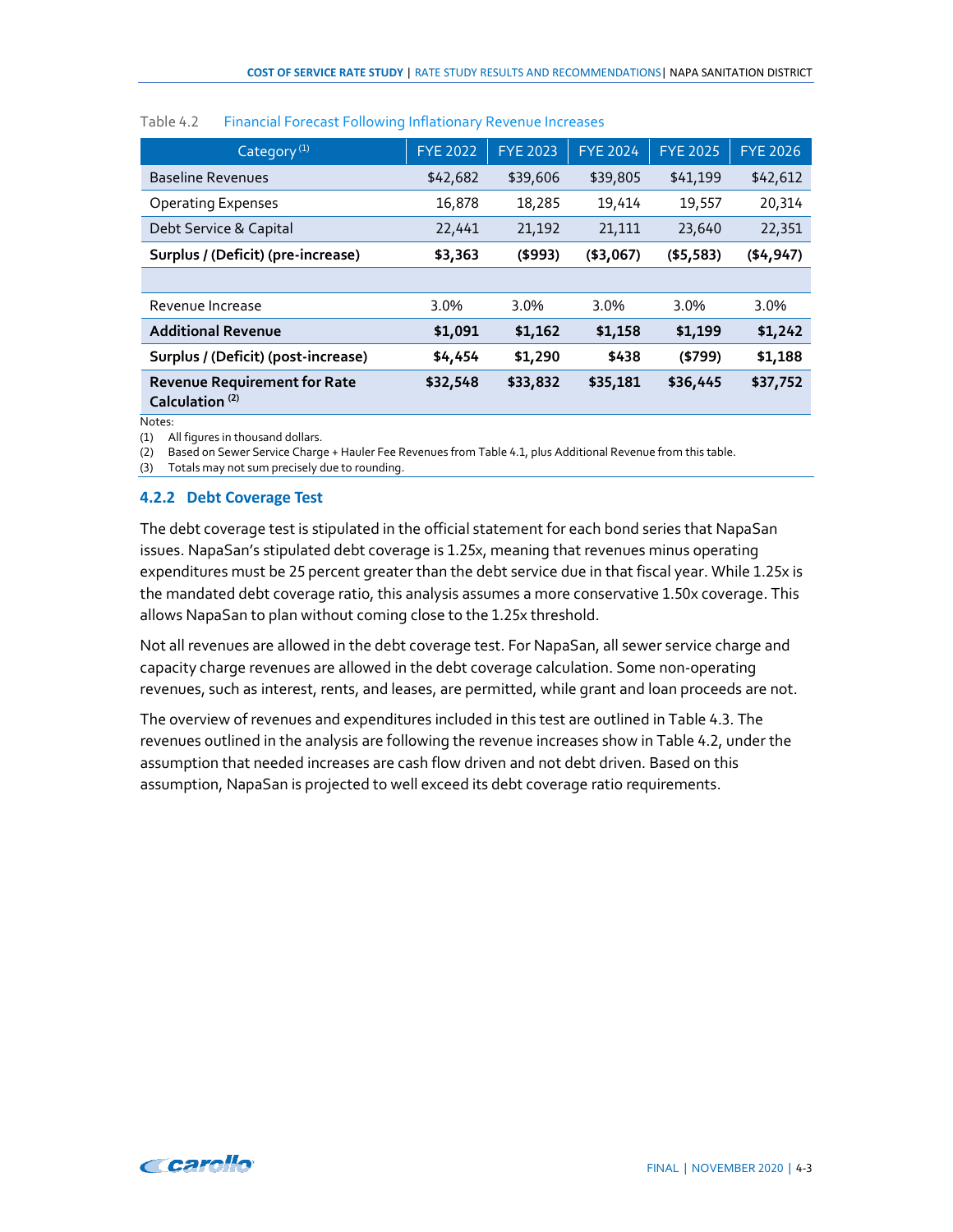Table 4.2 Financial Forecast Following Inflationary Revenue Increases

| Category [(1)] | FYE 2022 | FYE 2023 | FYE 2024 | FYE 2025 | FYE 2026 |
|---|---|---|---|---|---|
| Baseline Revenues | $42,682 | $39,606 | $39,805 | $41,199 | $42,612 |
| Operating Expenses | 16,878 | 18,285 | 19,414 | 19,557 | 20,314 |
| Debt Service & Capital | 22,441 | 21,192 | 21,111 | 23,640 | 22,351 |
| **Surplus / (Deficit) (pre-increase)** | **$3,363** | **($993)** | **($3,067)** | **($5,583)** | **($4,947)** |
| | | | | | |
| Revenue Increase | 3.0% | 3.0% | 3.0% | 3.0% | 3.0% |
| **Additional Revenue** | **$1,091** | **$1,162** | **$1,158** | **$1,199** | **$1,242** |
| **Surplus / (Deficit) (post-increase)** | **$4,454** | **$1,290** | **$438** | **($799)** | **$1,188** |
| **Revenue Requirement for Rate Calculation [(2)]** | **$32,548** | **$33,832** | **$35,181** | **$36,445** | **$37,752** |

Notes:
(1) All figures in thousand dollars.
(2) Based on Sewer Service Charge + Hauler Fee Revenues from Table 4.1, plus Additional Revenue from this table.
(3) Totals may not sum precisely due to rounding.

### 4.2.2 Debt Coverage Test

The debt coverage test is stipulated in the official statement for each bond series that NapaSan issues. NapaSan's stipulated debt coverage is 1.25x, meaning that revenues minus operating expenditures must be 25 percent greater than the debt service due in that fiscal year. While 1.25x is the mandated debt coverage ratio, this analysis assumes a more conservative 1.50x coverage. This allows NapaSan to plan without coming close to the 1.25x threshold.

Not all revenues are allowed in the debt coverage test. For NapaSan, all sewer service charge and capacity charge revenues are allowed in the debt coverage calculation. Some non-operating revenues, such as interest, rents, and leases, are permitted, while grant and loan proceeds are not.

The overview of revenues and expenditures included in this test are outlined in Table 4.3. The revenues outlined in the analysis are following the revenue increases show in Table 4.2, under the assumption that needed increases are cash flow driven and not debt driven. Based on this assumption, NapaSan is projected to well exceed its debt coverage ratio requirements.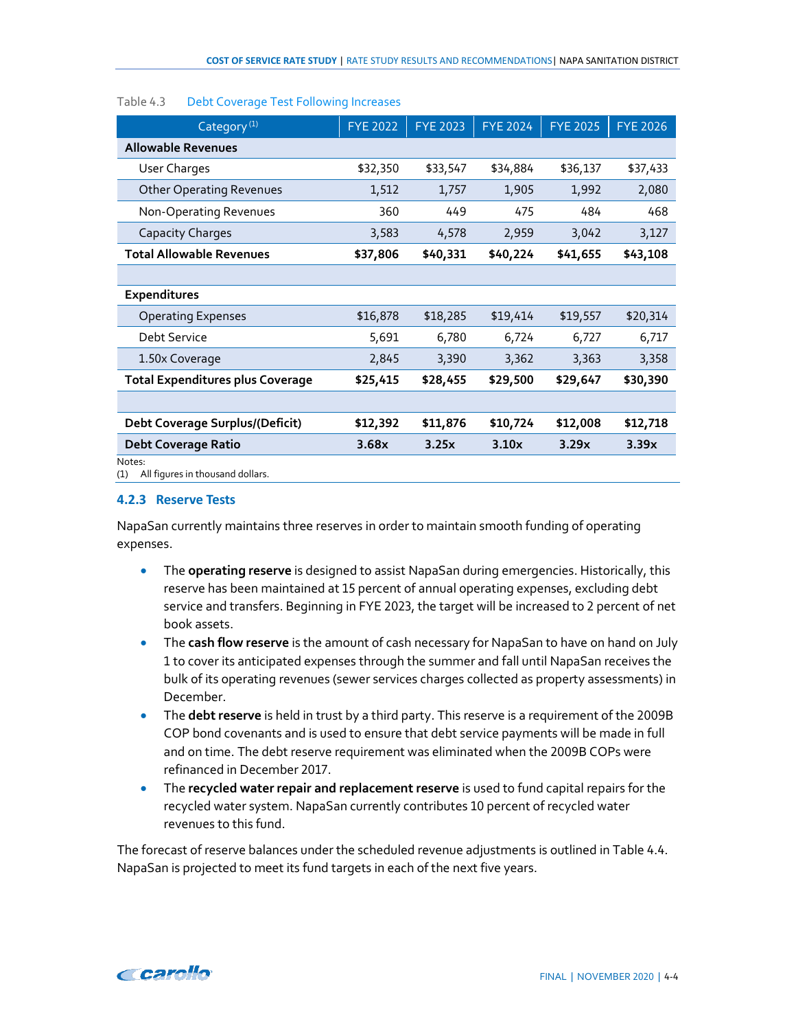Table 4.3 Debt Coverage Test Following Increases

| Category (1) | FYE 2022 | FYE 2023 | FYE 2024 | FYE 2025 | FYE 2026 |
|---|---|---|---|---|---|
| **Allowable Revenues** | | | | | |
| User Charges | $32,350 | $33,547 | $34,884 | $36,137 | $37,433 |
| Other Operating Revenues | 1,512 | 1,757 | 1,905 | 1,992 | 2,080 |
| Non-Operating Revenues | 360 | 449 | 475 | 484 | 468 |
| Capacity Charges | 3,583 | 4,578 | 2,959 | 3,042 | 3,127 |
| **Total Allowable Revenues** | **$37,806** | **$40,331** | **$40,224** | **$41,655** | **$43,108** |
| | | | | | |
| **Expenditures** | | | | | |
| Operating Expenses | $16,878 | $18,285 | $19,414 | $19,557 | $20,314 |
| Debt Service | 5,691 | 6,780 | 6,724 | 6,727 | 6,717 |
| 1.50x Coverage | 2,845 | 3,390 | 3,362 | 3,363 | 3,358 |
| **Total Expenditures plus Coverage** | **$25,415** | **$28,455** | **$29,500** | **$29,647** | **$30,390** |
| | | | | | |
| **Debt Coverage Surplus/(Deficit)** | **$12,392** | **$11,876** | **$10,724** | **$12,008** | **$12,718** |
| **Debt Coverage Ratio** | **3.68x** | **3.25x** | **3.10x** | **3.29x** | **3.39x** |

Notes:
(1) All figures in thousand dollars.

### 4.2.3 Reserve Tests

NapaSan currently maintains three reserves in order to maintain smooth funding of operating expenses.

- The **operating reserve** is designed to assist NapaSan during emergencies. Historically, this reserve has been maintained at 15 percent of annual operating expenses, excluding debt service and transfers. Beginning in FYE 2023, the target will be increased to 2 percent of net book assets.
- The **cash flow reserve** is the amount of cash necessary for NapaSan to have on hand on July 1 to cover its anticipated expenses through the summer and fall until NapaSan receives the bulk of its operating revenues (sewer services charges collected as property assessments) in December.
- The **debt reserve** is held in trust by a third party. This reserve is a requirement of the 2009B COP bond covenants and is used to ensure that debt service payments will be made in full and on time. The debt reserve requirement was eliminated when the 2009B COPs were refinanced in December 2017.
- The **recycled water repair and replacement reserve** is used to fund capital repairs for the recycled water system. NapaSan currently contributes 10 percent of recycled water revenues to this fund.

The forecast of reserve balances under the scheduled revenue adjustments is outlined in Table 4.4. NapaSan is projected to meet its fund targets in each of the next five years.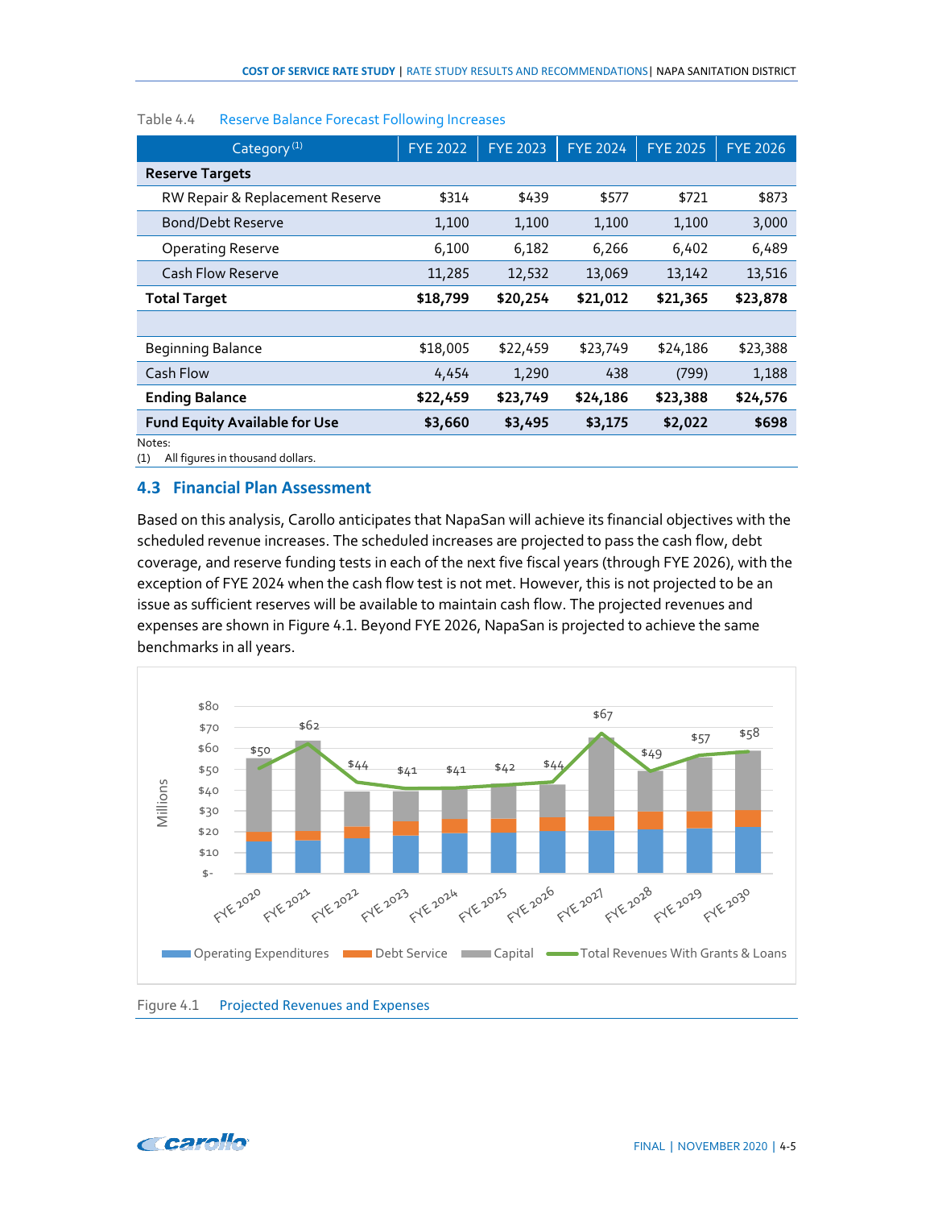Table 4.4 Reserve Balance Forecast Following Increases

| Category [1] | FYE 2022 | FYE 2023 | FYE 2024 | FYE 2025 | FYE 2026 |
|---|---|---|---|---|---|
| **Reserve Targets** | | | | | |
| RW Repair & Replacement Reserve | $314 | $439 | $577 | $721 | $873 |
| Bond/Debt Reserve | 1,100 | 1,100 | 1,100 | 1,100 | 3,000 |
| Operating Reserve | 6,100 | 6,182 | 6,266 | 6,402 | 6,489 |
| Cash Flow Reserve | 11,285 | 12,532 | 13,069 | 13,142 | 13,516 |
| **Total Target** | **$18,799** | **$20,254** | **$21,012** | **$21,365** | **$23,878** |
| | | | | | |
| Beginning Balance | $18,005 | $22,459 | $23,749 | $24,186 | $23,388 |
| Cash Flow | 4,454 | 1,290 | 438 | (799) | 1,188 |
| **Ending Balance** | **$22,459** | **$23,749** | **$24,186** | **$23,388** | **$24,576** |
| **Fund Equity Available for Use** | **$3,660** | **$3,495** | **$3,175** | **$2,022** | **$698** |

Notes:
(1) All figures in thousand dollars.

## 4.3 Financial Plan Assessment

Based on this analysis, Carollo anticipates that NapaSan will achieve its financial objectives with the scheduled revenue increases. The scheduled increases are projected to pass the cash flow, debt coverage, and reserve funding tests in each of the next five fiscal years (through FYE 2026), with the exception of FYE 2024 when the cash flow test is not met. However, this is not projected to be an issue as sufficient reserves will be available to maintain cash flow. The projected revenues and expenses are shown in Figure 4.1. Beyond FYE 2026, NapaSan is projected to achieve the same benchmarks in all years.

Millions
$80
$70
$60
$50
$40
$30
$20
$10
$-

$50 $62 $44 $41 $41 $42 $44 $67 $49 $57 $58

FYE 2020 FYE 2021 FYE 2022 FYE 2023 FYE 2024 FYE 2025 FYE 2026 FYE 2027 FYE 2028 FYE 2029 FYE 2030

Operating Expenditures
Debt Service
Capital
Total Revenues With Grants & Loans

Figure 4.1 Projected Revenues and Expenses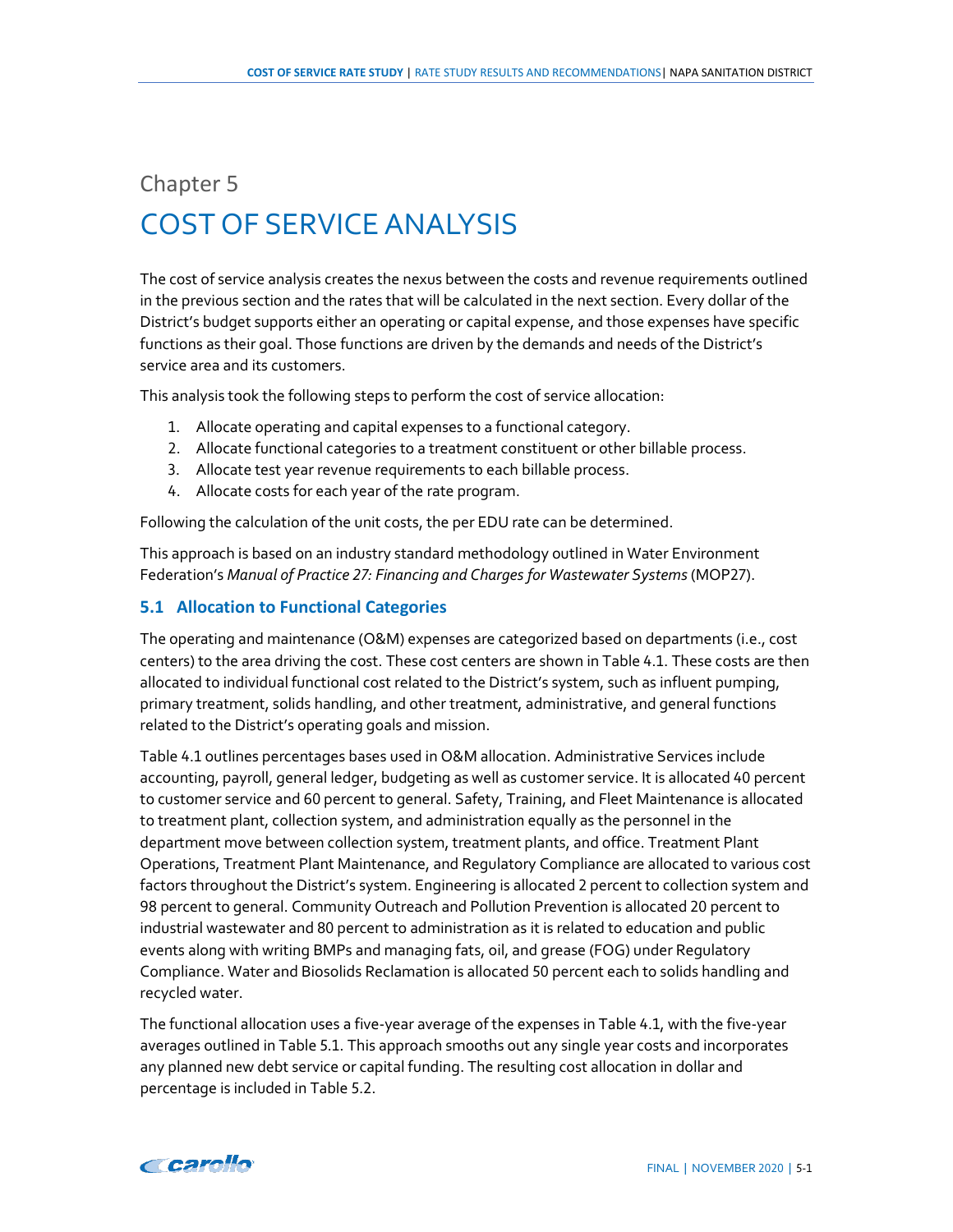Chapter 5

# COST OF SERVICE ANALYSIS

The cost of service analysis creates the nexus between the costs and revenue requirements outlined in the previous section and the rates that will be calculated in the next section. Every dollar of the District's budget supports either an operating or capital expense, and those expenses have specific functions as their goal. Those functions are driven by the demands and needs of the District's service area and its customers.

This analysis took the following steps to perform the cost of service allocation:

1. Allocate operating and capital expenses to a functional category.
2. Allocate functional categories to a treatment constituent or other billable process.
3. Allocate test year revenue requirements to each billable process.
4. Allocate costs for each year of the rate program.

Following the calculation of the unit costs, the per EDU rate can be determined.

This approach is based on an industry standard methodology outlined in Water Environment Federation's *Manual of Practice 27: Financing and Charges for Wastewater Systems* (MOP27).

## 5.1 Allocation to Functional Categories

The operating and maintenance (O&M) expenses are categorized based on departments (i.e., cost centers) to the area driving the cost. These cost centers are shown in Table 4.1. These costs are then allocated to individual functional cost related to the District's system, such as influent pumping, primary treatment, solids handling, and other treatment, administrative, and general functions related to the District's operating goals and mission.

Table 4.1 outlines percentages bases used in O&M allocation. Administrative Services include accounting, payroll, general ledger, budgeting as well as customer service. It is allocated 40 percent to customer service and 60 percent to general. Safety, Training, and Fleet Maintenance is allocated to treatment plant, collection system, and administration equally as the personnel in the department move between collection system, treatment plants, and office. Treatment Plant Operations, Treatment Plant Maintenance, and Regulatory Compliance are allocated to various cost factors throughout the District's system. Engineering is allocated 2 percent to collection system and 98 percent to general. Community Outreach and Pollution Prevention is allocated 20 percent to industrial wastewater and 80 percent to administration as it is related to education and public events along with writing BMPs and managing fats, oil, and grease (FOG) under Regulatory Compliance. Water and Biosolids Reclamation is allocated 50 percent each to solids handling and recycled water.

The functional allocation uses a five-year average of the expenses in Table 4.1, with the five-year averages outlined in Table 5.1. This approach smooths out any single year costs and incorporates any planned new debt service or capital funding. The resulting cost allocation in dollar and percentage is included in Table 5.2.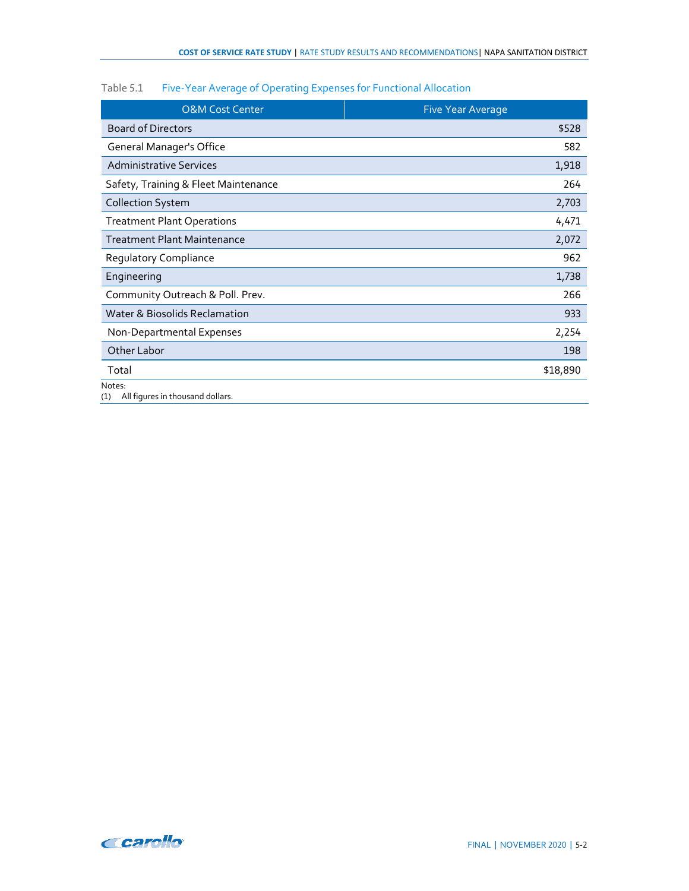Table 5.1 Five-Year Average of Operating Expenses for Functional Allocation

| O&M Cost Center | Five Year Average |
|---|---|
| Board of Directors | $528 |
| General Manager's Office | 582 |
| Administrative Services | 1,918 |
| Safety, Training & Fleet Maintenance | 264 |
| Collection System | 2,703 |
| Treatment Plant Operations | 4,471 |
| Treatment Plant Maintenance | 2,072 |
| Regulatory Compliance | 962 |
| Engineering | 1,738 |
| Community Outreach & Poll. Prev. | 266 |
| Water & Biosolids Reclamation | 933 |
| Non-Departmental Expenses | 2,254 |
| Other Labor | 198 |
| Total | $18,890 |

Notes:
(1) All figures in thousand dollars.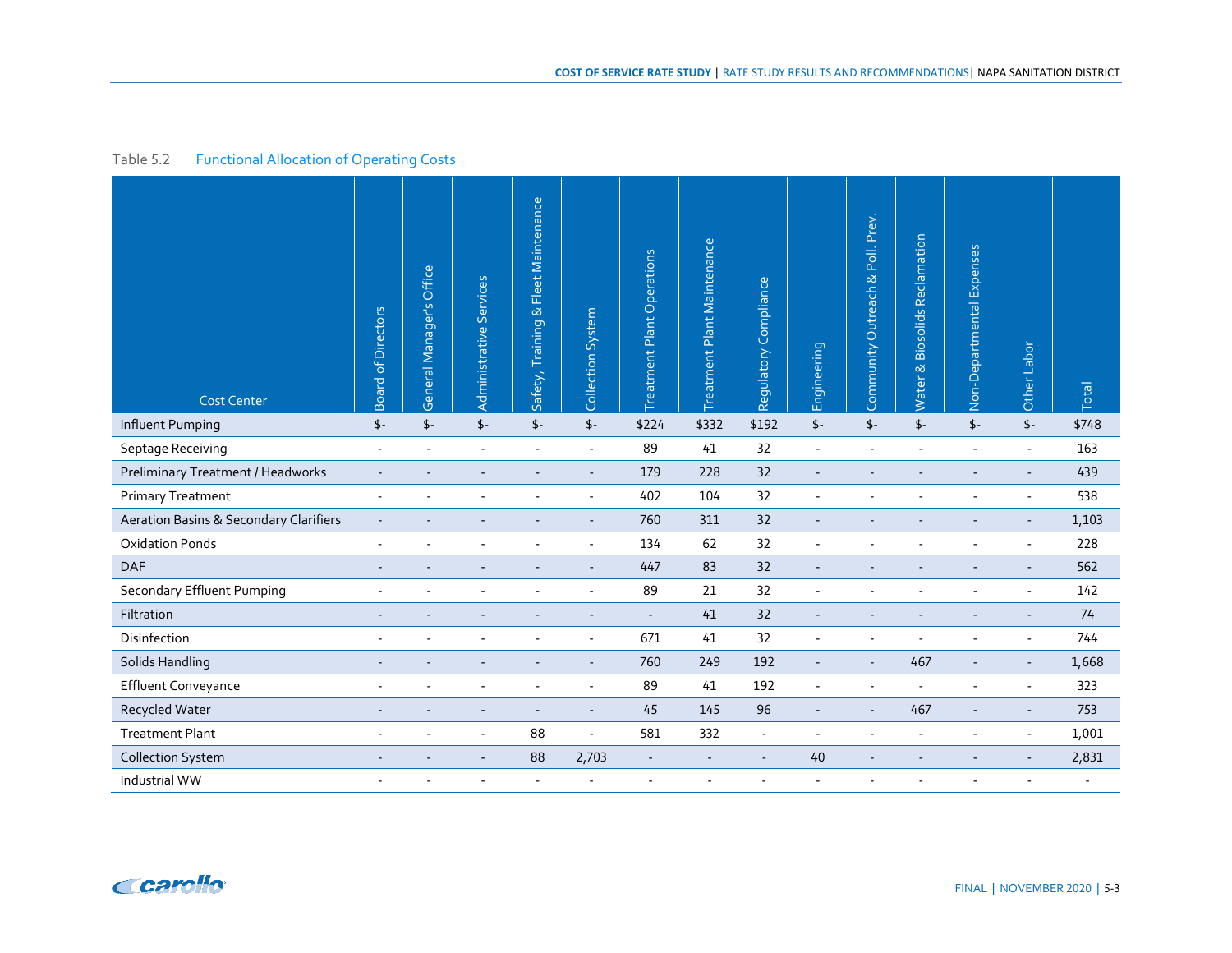Table 5.2 Functional Allocation of Operating Costs

| Cost Center | Board of Directors | General Manager's Office | Administrative Services | Safety, Training & Fleet Maintenance | Collection System | Treatment Plant Operations | Treatment Plant Maintenance | Regulatory Compliance | Engineering | Community Outreach & Poll. Prev. | Water & Biosolids Reclamation | Non-Departmental Expenses | Other Labor | Total |
|---|---|---|---|---|---|---|---|---|---|---|---|---|---|---|
| Influent Pumping | $- | $- | $- | $- | $- | $224 | $332 | $192 | $- | $- | $- | $- | $- | $748 |
| Septage Receiving | - | - | - | - | - | 89 | 41 | 32 | - | - | - | - | - | 163 |
| Preliminary Treatment / Headworks | - | - | - | - | - | 179 | 228 | 32 | - | - | - | - | - | 439 |
| Primary Treatment | - | - | - | - | - | 402 | 104 | 32 | - | - | - | - | - | 538 |
| Aeration Basins & Secondary Clarifiers | - | - | - | - | - | 760 | 311 | 32 | - | - | - | - | - | 1,103 |
| Oxidation Ponds | - | - | - | - | - | 134 | 62 | 32 | - | - | - | - | - | 228 |
| DAF | - | - | - | - | - | 447 | 83 | 32 | - | - | - | - | - | 562 |
| Secondary Effluent Pumping | - | - | - | - | - | 89 | 21 | 32 | - | - | - | - | - | 142 |
| Filtration | - | - | - | - | - | - | 41 | 32 | - | - | - | - | - | 74 |
| Disinfection | - | - | - | - | - | 671 | 41 | 32 | - | - | - | - | - | 744 |
| Solids Handling | - | - | - | - | - | 760 | 249 | 192 | - | - | 467 | - | - | 1,668 |
| Effluent Conveyance | - | - | - | - | - | 89 | 41 | 192 | - | - | - | - | - | 323 |
| Recycled Water | - | - | - | - | - | 45 | 145 | 96 | - | - | 467 | - | - | 753 |
| Treatment Plant | - | - | - | 88 | - | 581 | 332 | - | - | - | - | - | - | 1,001 |
| Collection System | - | - | - | 88 | 2,703 | - | - | - | 40 | - | - | - | - | 2,831 |
| Industrial WW | - | - | - | - | - | - | - | - | - | - | - | - | - | - |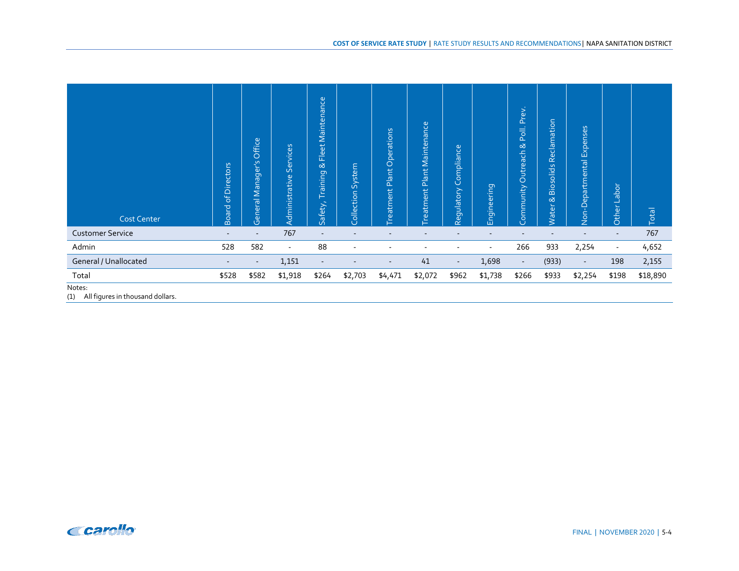| Cost Center | Board of Directors | General Manager's Office | Administrative Services | Safety, Training & Fleet Maintenance | Collection System | Treatment Plant Operations | Treatment Plant Maintenance | Regulatory Compliance | Engineering | Community Outreach & Poll. Prev. | Water & Biosolids Reclamation | Non-Departmental Expenses | Other Labor | Total |
|---|---|---|---|---|---|---|---|---|---|---|---|---|---|---|
| Customer Service | - | - | 767 | - | - | - | - | - | - | - | - | - | - | 767 |
| Admin | 528 | 582 | - | 88 | - | - | - | - | - | 266 | 933 | 2,254 | - | 4,652 |
| General / Unallocated | - | - | 1,151 | - | - | - | 41 | - | 1,698 | - | (933) | - | 198 | 2,155 |
| Total | $528 | $582 | $1,918 | $264 | $2,703 | $4,471 | $2,072 | $962 | $1,738 | $266 | $933 | $2,254 | $198 | $18,890 |

Notes:

(1) All figures in thousand dollars.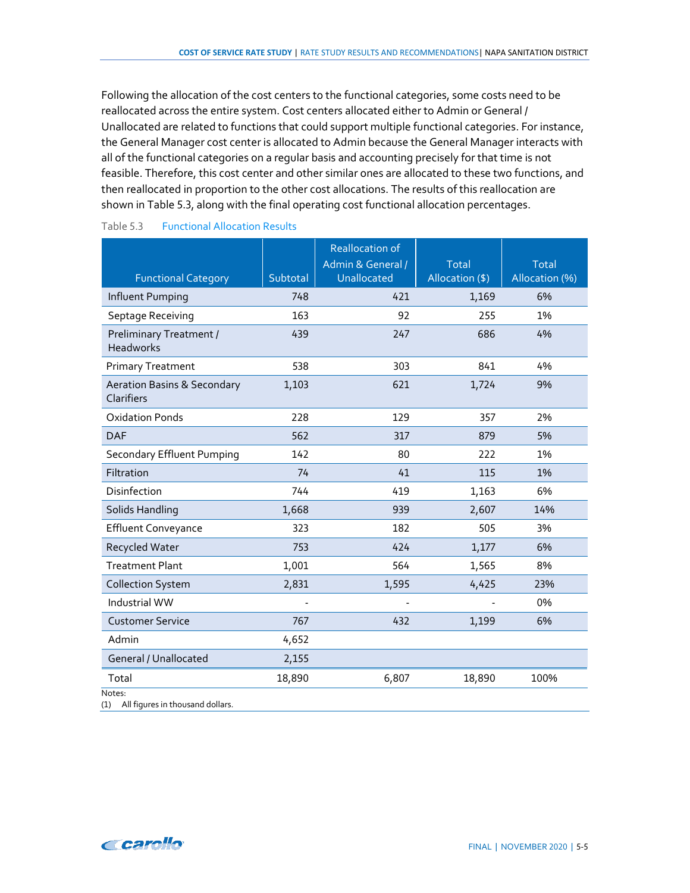Following the allocation of the cost centers to the functional categories, some costs need to be reallocated across the entire system. Cost centers allocated either to Admin or General / Unallocated are related to functions that could support multiple functional categories. For instance, the General Manager cost center is allocated to Admin because the General Manager interacts with all of the functional categories on a regular basis and accounting precisely for that time is not feasible. Therefore, this cost center and other similar ones are allocated to these two functions, and then reallocated in proportion to the other cost allocations. The results of this reallocation are shown in Table 5.3, along with the final operating cost functional allocation percentages.

Table 5.3 Functional Allocation Results

| Functional Category | Subtotal | Reallocation of Admin & General / Unallocated | Total Allocation ($) | Total Allocation (%) |
|---|---|---|---|---|
| Influent Pumping | 748 | 421 | 1,169 | 6% |
| Septage Receiving | 163 | 92 | 255 | 1% |
| Preliminary Treatment / Headworks | 439 | 247 | 686 | 4% |
| Primary Treatment | 538 | 303 | 841 | 4% |
| Aeration Basins & Secondary Clarifiers | 1,103 | 621 | 1,724 | 9% |
| Oxidation Ponds | 228 | 129 | 357 | 2% |
| DAF | 562 | 317 | 879 | 5% |
| Secondary Effluent Pumping | 142 | 80 | 222 | 1% |
| Filtration | 74 | 41 | 115 | 1% |
| Disinfection | 744 | 419 | 1,163 | 6% |
| Solids Handling | 1,668 | 939 | 2,607 | 14% |
| Effluent Conveyance | 323 | 182 | 505 | 3% |
| Recycled Water | 753 | 424 | 1,177 | 6% |
| Treatment Plant | 1,001 | 564 | 1,565 | 8% |
| Collection System | 2,831 | 1,595 | 4,425 | 23% |
| Industrial WW | - | - | - | 0% |
| Customer Service | 767 | 432 | 1,199 | 6% |
| Admin | 4,652 | | | |
| General / Unallocated | 2,155 | | | |
| Total | 18,890 | 6,807 | 18,890 | 100% |

Notes:
(1) All figures in thousand dollars.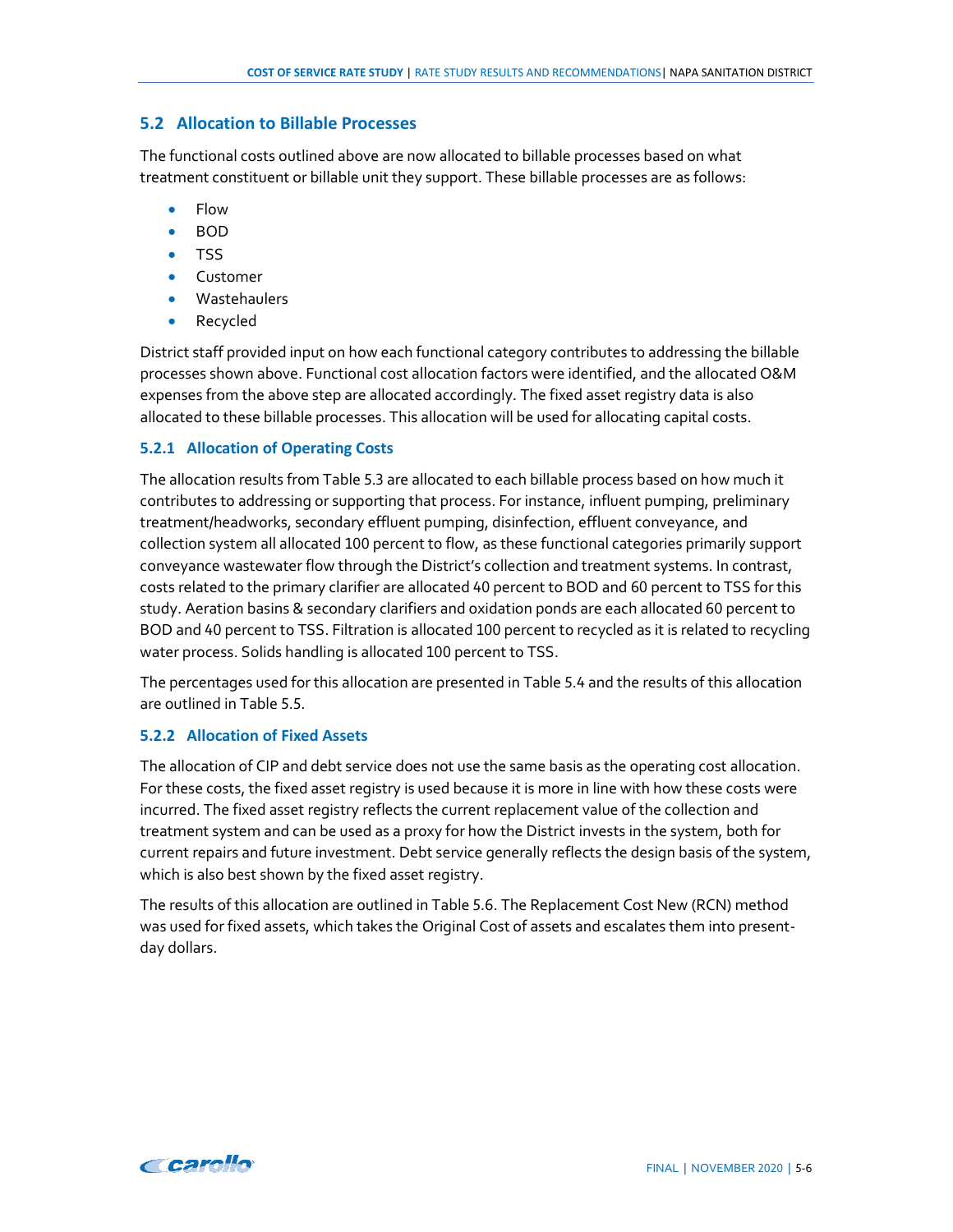## 5.2 Allocation to Billable Processes

The functional costs outlined above are now allocated to billable processes based on what treatment constituent or billable unit they support. These billable processes are as follows:

- Flow
- BOD
- TSS
- Customer
- Wastehaulers
- Recycled

District staff provided input on how each functional category contributes to addressing the billable processes shown above. Functional cost allocation factors were identified, and the allocated O&M expenses from the above step are allocated accordingly. The fixed asset registry data is also allocated to these billable processes. This allocation will be used for allocating capital costs.

### 5.2.1 Allocation of Operating Costs

The allocation results from Table 5.3 are allocated to each billable process based on how much it contributes to addressing or supporting that process. For instance, influent pumping, preliminary treatment/headworks, secondary effluent pumping, disinfection, effluent conveyance, and collection system all allocated 100 percent to flow, as these functional categories primarily support conveyance wastewater flow through the District's collection and treatment systems. In contrast, costs related to the primary clarifier are allocated 40 percent to BOD and 60 percent to TSS for this study. Aeration basins & secondary clarifiers and oxidation ponds are each allocated 60 percent to BOD and 40 percent to TSS. Filtration is allocated 100 percent to recycled as it is related to recycling water process. Solids handling is allocated 100 percent to TSS.

The percentages used for this allocation are presented in Table 5.4 and the results of this allocation are outlined in Table 5.5.

### 5.2.2 Allocation of Fixed Assets

The allocation of CIP and debt service does not use the same basis as the operating cost allocation. For these costs, the fixed asset registry is used because it is more in line with how these costs were incurred. The fixed asset registry reflects the current replacement value of the collection and treatment system and can be used as a proxy for how the District invests in the system, both for current repairs and future investment. Debt service generally reflects the design basis of the system, which is also best shown by the fixed asset registry.

The results of this allocation are outlined in Table 5.6. The Replacement Cost New (RCN) method was used for fixed assets, which takes the Original Cost of assets and escalates them into present-day dollars.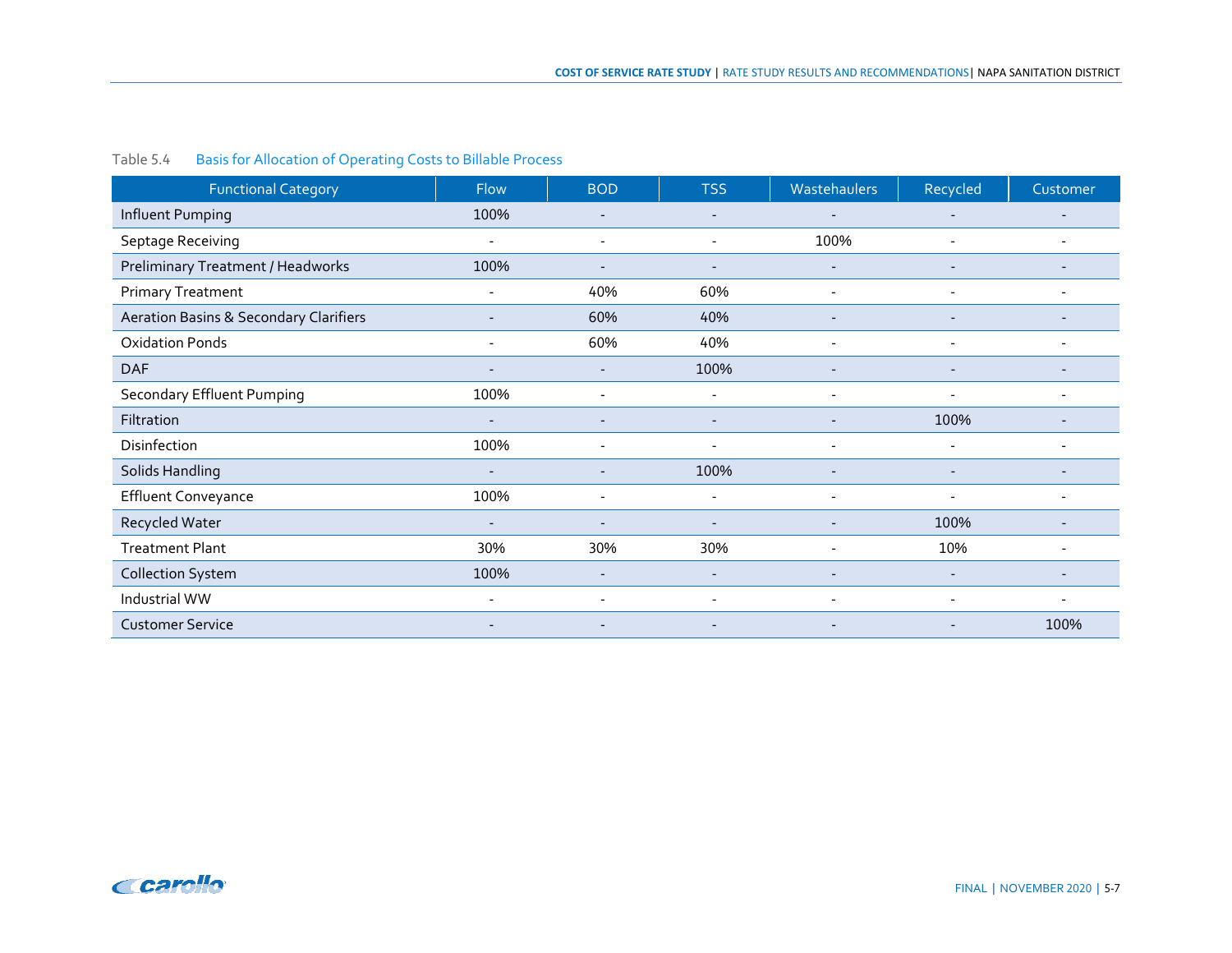Table 5.4 Basis for Allocation of Operating Costs to Billable Process

| Functional Category | Flow | BOD | TSS | Wastehaulers | Recycled | Customer |
|---|---|---|---|---|---|---|
| Influent Pumping | 100% | - | - | - | - | - |
| Septage Receiving | - | - | - | 100% | - | - |
| Preliminary Treatment / Headworks | 100% | - | - | - | - | - |
| Primary Treatment | - | 40% | 60% | - | - | - |
| Aeration Basins & Secondary Clarifiers | - | 60% | 40% | - | - | - |
| Oxidation Ponds | - | 60% | 40% | - | - | - |
| DAF | - | - | 100% | - | - | - |
| Secondary Effluent Pumping | 100% | - | - | - | - | - |
| Filtration | - | - | - | - | 100% | - |
| Disinfection | 100% | - | - | - | - | - |
| Solids Handling | - | - | 100% | - | - | - |
| Effluent Conveyance | 100% | - | - | - | - | - |
| Recycled Water | - | - | - | - | 100% | - |
| Treatment Plant | 30% | 30% | 30% | - | 10% | - |
| Collection System | 100% | - | - | - | - | - |
| Industrial WW | - | - | - | - | - | - |
| Customer Service | - | - | - | - | - | 100% |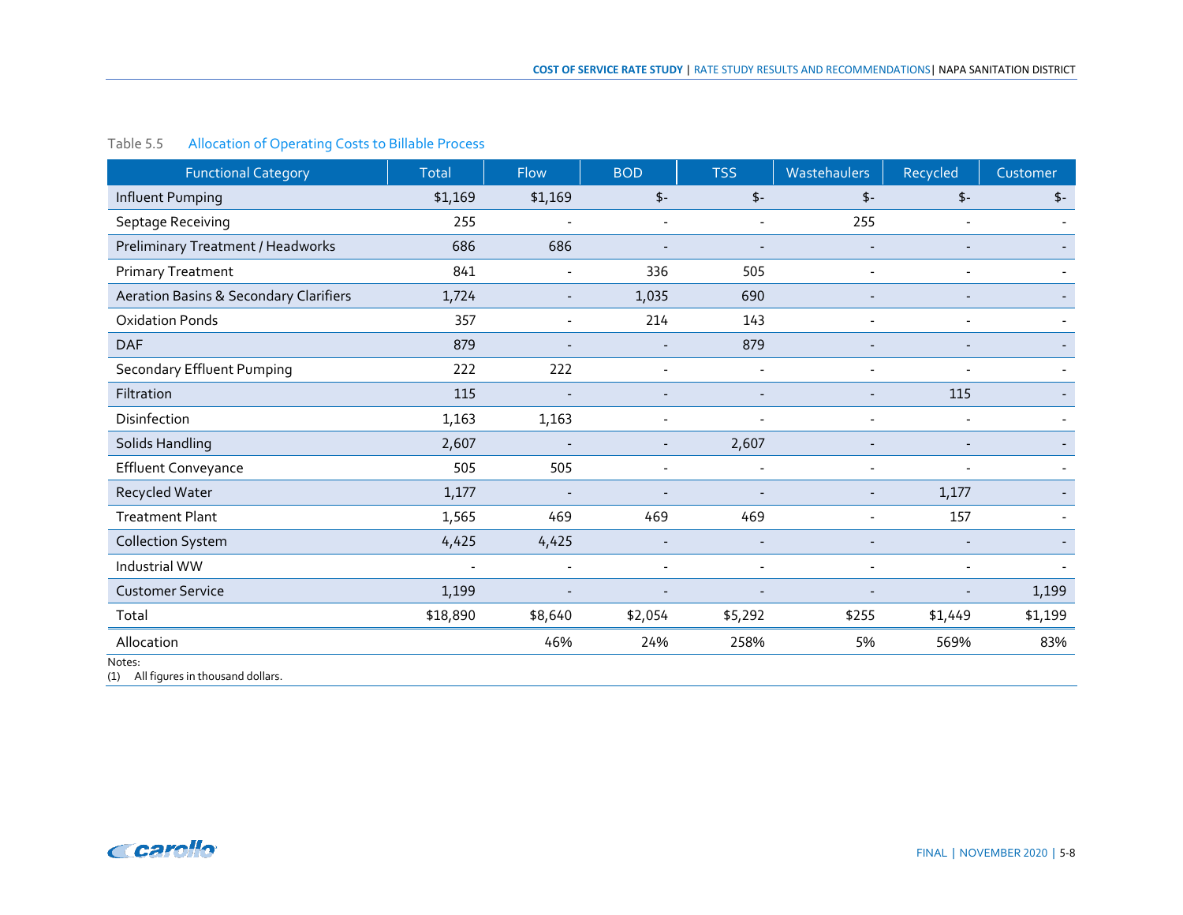Table 5.5 Allocation of Operating Costs to Billable Process

| Functional Category | Total | Flow | BOD | TSS | Wastehaulers | Recycled | Customer |
|---|---|---|---|---|---|---|---|
| Influent Pumping | $1,169 | $1,169 | $- | $- | $- | $- | $- |
| Septage Receiving | 255 | - | - | - | 255 | - | - |
| Preliminary Treatment / Headworks | 686 | 686 | - | - | - | - | - |
| Primary Treatment | 841 | - | 336 | 505 | - | - | - |
| Aeration Basins & Secondary Clarifiers | 1,724 | - | 1,035 | 690 | - | - | - |
| Oxidation Ponds | 357 | - | 214 | 143 | - | - | - |
| DAF | 879 | - | - | 879 | - | - | - |
| Secondary Effluent Pumping | 222 | 222 | - | - | - | - | - |
| Filtration | 115 | - | - | - | - | 115 | - |
| Disinfection | 1,163 | 1,163 | - | - | - | - | - |
| Solids Handling | 2,607 | - | - | 2,607 | - | - | - |
| Effluent Conveyance | 505 | 505 | - | - | - | - | - |
| Recycled Water | 1,177 | - | - | - | - | 1,177 | - |
| Treatment Plant | 1,565 | 469 | 469 | 469 | - | 157 | - |
| Collection System | 4,425 | 4,425 | - | - | - | - | - |
| Industrial WW | - | - | - | - | - | - | - |
| Customer Service | 1,199 | - | - | - | - | - | 1,199 |
| Total | $18,890 | $8,640 | $2,054 | $5,292 | $255 | $1,449 | $1,199 |
| Allocation | | 46% | 24% | 258% | 5% | 569% | 83% |

Notes:
(1) All figures in thousand dollars.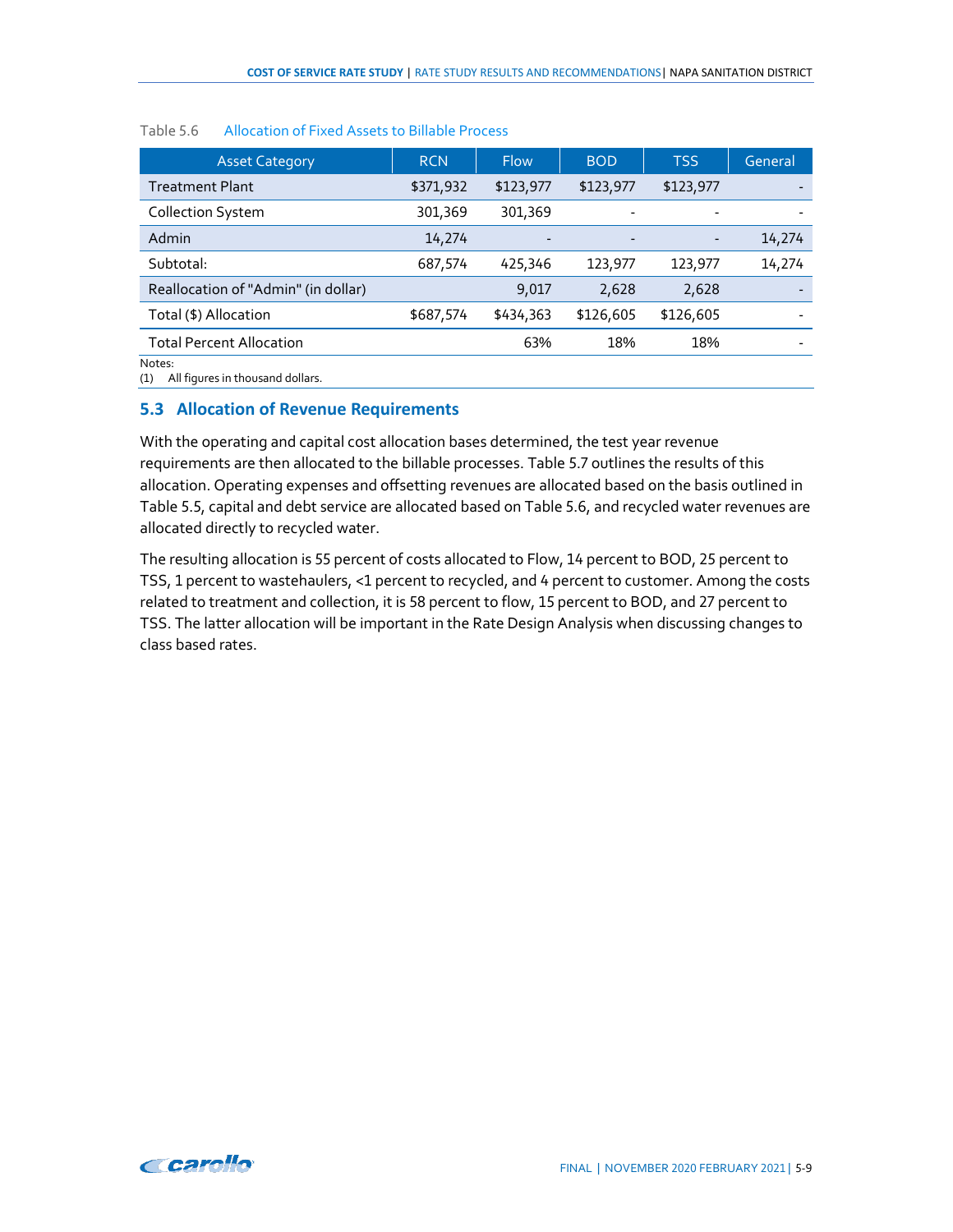Table 5.6 Allocation of Fixed Assets to Billable Process

| Asset Category | RCN | Flow | BOD | TSS | General |
|---|---|---|---|---|---|
| Treatment Plant | $371,932 | $123,977 | $123,977 | $123,977 | - |
| Collection System | 301,369 | 301,369 | - | - | - |
| Admin | 14,274 | - | - | - | 14,274 |
| Subtotal: | 687,574 | 425,346 | 123,977 | 123,977 | 14,274 |
| Reallocation of "Admin" (in dollar) | | 9,017 | 2,628 | 2,628 | - |
| Total ($) Allocation | $687,574 | $434,363 | $126,605 | $126,605 | - |
| Total Percent Allocation | | 63% | 18% | 18% | - |

Notes:
(1) All figures in thousand dollars.

## 5.3 Allocation of Revenue Requirements

With the operating and capital cost allocation bases determined, the test year revenue requirements are then allocated to the billable processes. Table 5.7 outlines the results of this allocation. Operating expenses and offsetting revenues are allocated based on the basis outlined in Table 5.5, capital and debt service are allocated based on Table 5.6, and recycled water revenues are allocated directly to recycled water.

The resulting allocation is 55 percent of costs allocated to Flow, 14 percent to BOD, 25 percent to TSS, 1 percent to wastehaulers, <1 percent to recycled, and 4 percent to customer. Among the costs related to treatment and collection, it is 58 percent to flow, 15 percent to BOD, and 27 percent to TSS. The latter allocation will be important in the Rate Design Analysis when discussing changes to class based rates.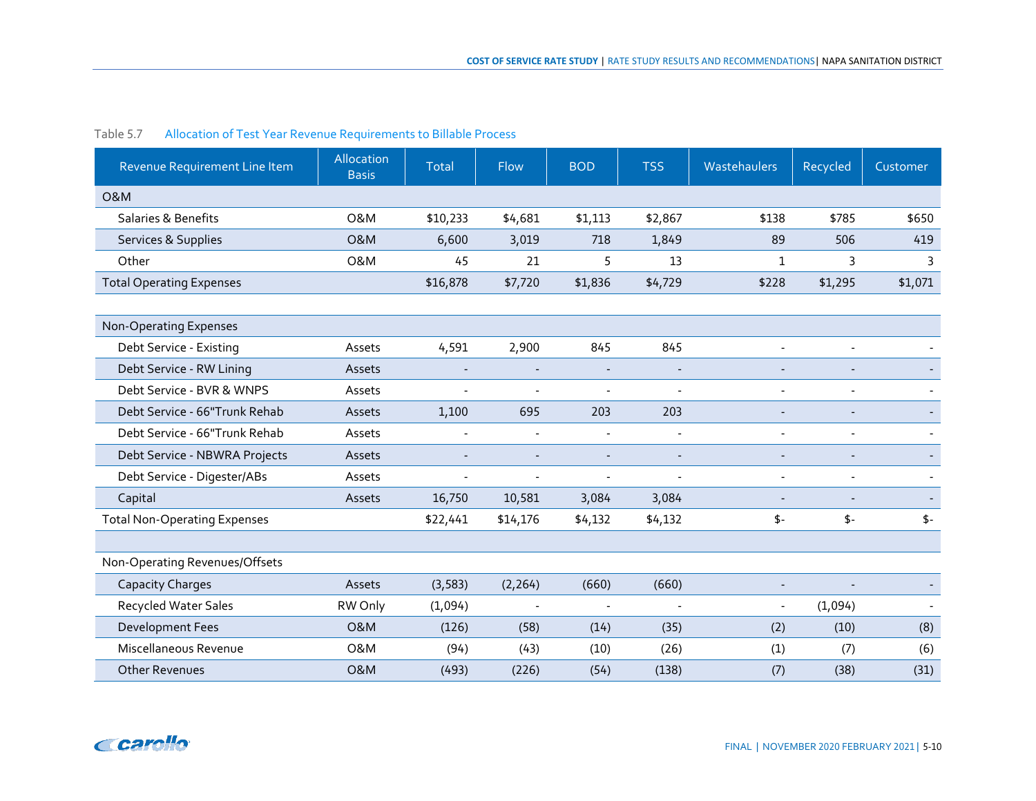Table 5.7 Allocation of Test Year Revenue Requirements to Billable Process

| Revenue Requirement Line Item | Allocation Basis | Total | Flow | BOD | TSS | Wastehaulers | Recycled | Customer |
|---|---|---|---|---|---|---|---|---|
| O&M | | | | | | | | |
| Salaries & Benefits | O&M | $10,233 | $4,681 | $1,113 | $2,867 | $138 | $785 | $650 |
| Services & Supplies | O&M | 6,600 | 3,019 | 718 | 1,849 | 89 | 506 | 419 |
| Other | O&M | 45 | 21 | 5 | 13 | 1 | 3 | 3 |
| Total Operating Expenses | | $16,878 | $7,720 | $1,836 | $4,729 | $228 | $1,295 | $1,071 |
| | | | | | | | | |
| Non-Operating Expenses | | | | | | | | |
| Debt Service - Existing | Assets | 4,591 | 2,900 | 845 | 845 | - | - | - |
| Debt Service - RW Lining | Assets | - | - | - | - | - | - | - |
| Debt Service - BVR & WNPS | Assets | - | - | - | - | - | - | - |
| Debt Service - 66"Trunk Rehab | Assets | 1,100 | 695 | 203 | 203 | - | - | - |
| Debt Service - 66"Trunk Rehab | Assets | - | - | - | - | - | - | - |
| Debt Service - NBWRA Projects | Assets | - | - | - | - | - | - | - |
| Debt Service - Digester/ABs | Assets | - | - | - | - | - | - | - |
| Capital | Assets | 16,750 | 10,581 | 3,084 | 3,084 | - | - | - |
| Total Non-Operating Expenses | | $22,441 | $14,176 | $4,132 | $4,132 | $- | $- | $- |
| | | | | | | | | |
| Non-Operating Revenues/Offsets | | | | | | | | |
| Capacity Charges | Assets | (3,583) | (2,264) | (660) | (660) | - | - | - |
| Recycled Water Sales | RW Only | (1,094) | - | - | - | - | (1,094) | - |
| Development Fees | O&M | (126) | (58) | (14) | (35) | (2) | (10) | (8) |
| Miscellaneous Revenue | O&M | (94) | (43) | (10) | (26) | (1) | (7) | (6) |
| Other Revenues | O&M | (493) | (226) | (54) | (138) | (7) | (38) | (31) |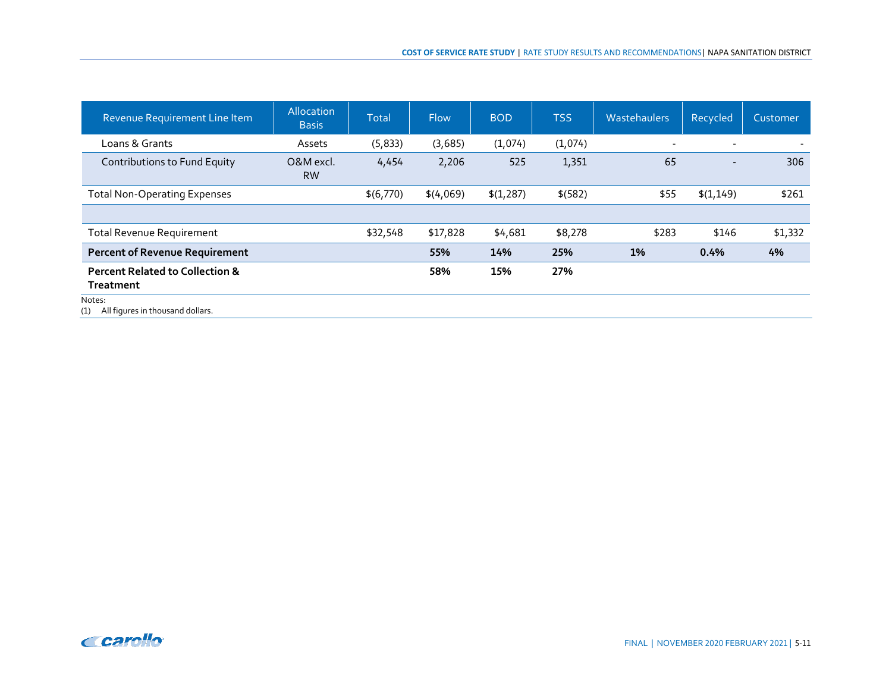| Revenue Requirement Line Item | Allocation Basis | Total | Flow | BOD | TSS | Wastehaulers | Recycled | Customer |
|---|---|---|---|---|---|---|---|---|
| Loans & Grants | Assets | (5,833) | (3,685) | (1,074) | (1,074) | - | - | - |
| Contributions to Fund Equity | O&M excl. RW | 4,454 | 2,206 | 525 | 1,351 | 65 | - | 306 |
| Total Non-Operating Expenses | | $(6,770) | $(4,069) | $(1,287) | $(582) | $55 | $(1,149) | $261 |
| | | | | | | | | |
| Total Revenue Requirement | | $32,548 | $17,828 | $4,681 | $8,278 | $283 | $146 | $1,332 |
| **Percent of Revenue Requirement** | | | **55%** | **14%** | **25%** | **1%** | **0.4%** | **4%** |
| **Percent Related to Collection & Treatment** | | | **58%** | **15%** | **27%** | | | |

Notes:
(1) All figures in thousand dollars.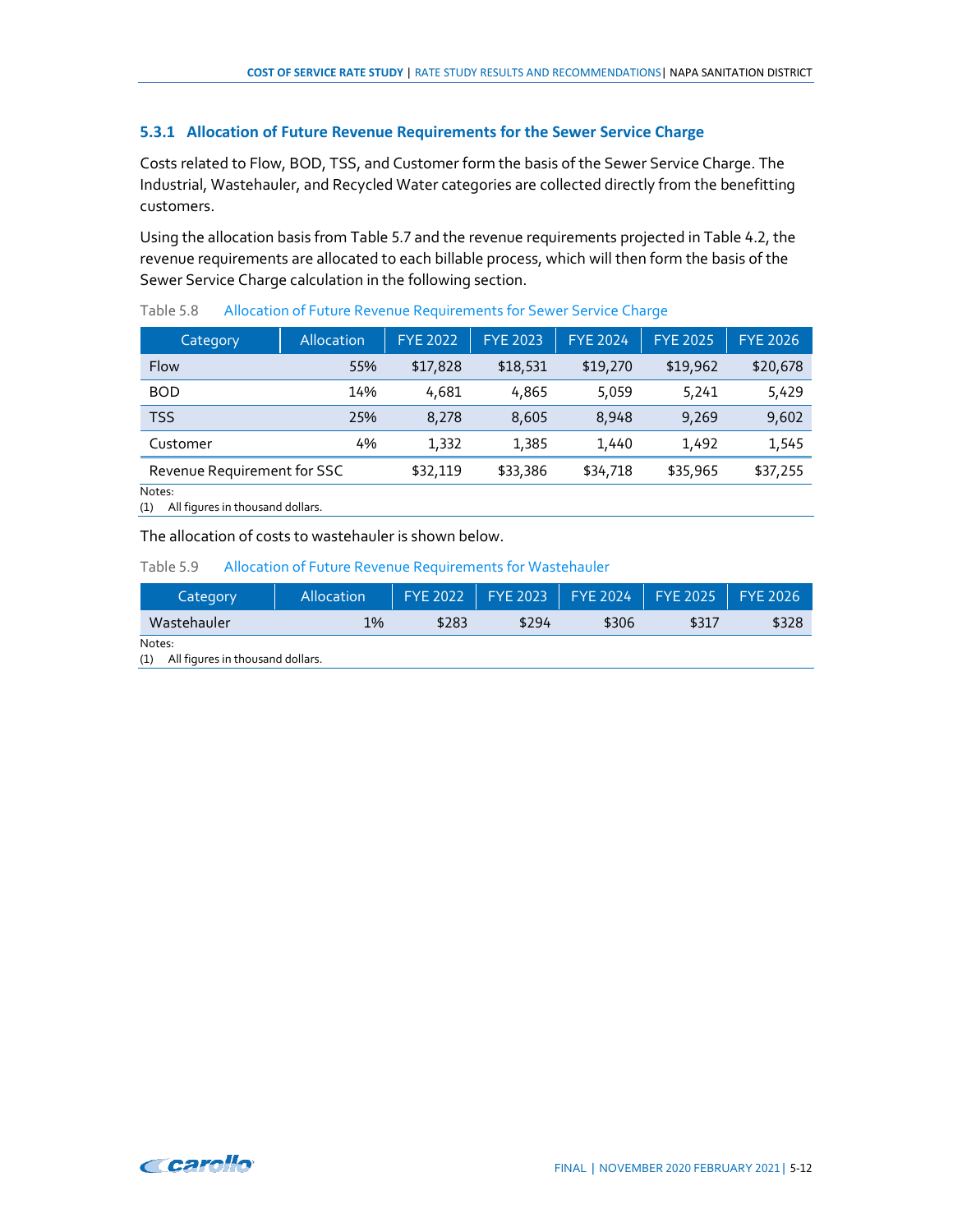### 5.3.1 Allocation of Future Revenue Requirements for the Sewer Service Charge

Costs related to Flow, BOD, TSS, and Customer form the basis of the Sewer Service Charge. The Industrial, Wastehauler, and Recycled Water categories are collected directly from the benefitting customers.

Using the allocation basis from Table 5.7 and the revenue requirements projected in Table 4.2, the revenue requirements are allocated to each billable process, which will then form the basis of the Sewer Service Charge calculation in the following section.

Table 5.8 Allocation of Future Revenue Requirements for Sewer Service Charge

| Category | Allocation | FYE 2022 | FYE 2023 | FYE 2024 | FYE 2025 | FYE 2026 |
|---|---|---|---|---|---|---|
| Flow | 55% | $17,828 | $18,531 | $19,270 | $19,962 | $20,678 |
| BOD | 14% | 4,681 | 4,865 | 5,059 | 5,241 | 5,429 |
| TSS | 25% | 8,278 | 8,605 | 8,948 | 9,269 | 9,602 |
| Customer | 4% | 1,332 | 1,385 | 1,440 | 1,492 | 1,545 |
| Revenue Requirement for SSC | | $32,119 | $33,386 | $34,718 | $35,965 | $37,255 |

Notes:
(1) All figures in thousand dollars.

The allocation of costs to wastehauler is shown below.

Table 5.9 Allocation of Future Revenue Requirements for Wastehauler

| Category | Allocation | FYE 2022 | FYE 2023 | FYE 2024 | FYE 2025 | FYE 2026 |
|---|---|---|---|---|---|---|
| Wastehauler | 1% | $283 | $294 | $306 | $317 | $328 |

Notes:
(1) All figures in thousand dollars.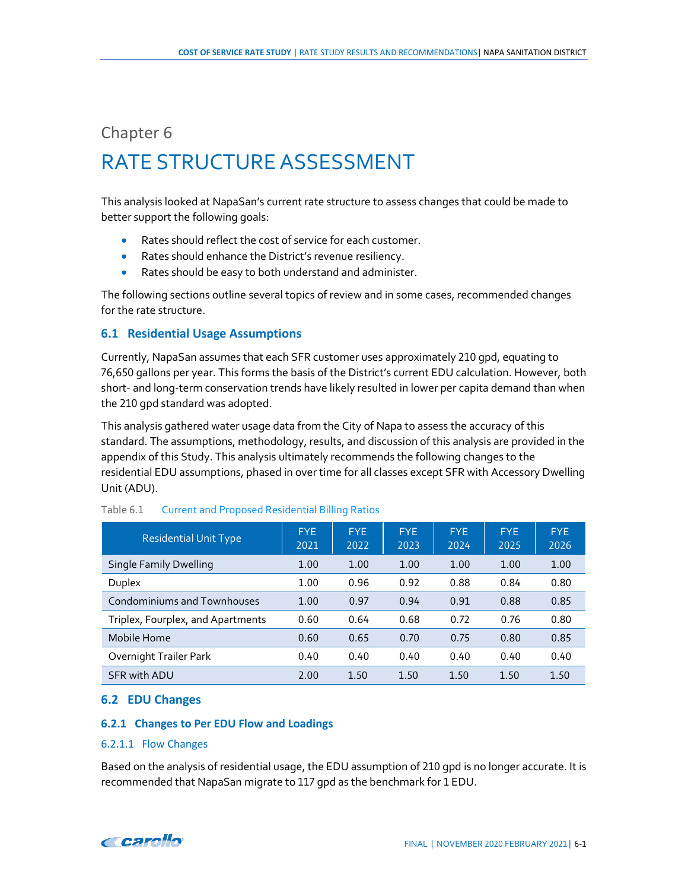Chapter 6

# RATE STRUCTURE ASSESSMENT

This analysis looked at NapaSan's current rate structure to assess changes that could be made to better support the following goals:

- Rates should reflect the cost of service for each customer.
- Rates should enhance the District's revenue resiliency.
- Rates should be easy to both understand and administer.

The following sections outline several topics of review and in some cases, recommended changes for the rate structure.

## 6.1 Residential Usage Assumptions

Currently, NapaSan assumes that each SFR customer uses approximately 210 gpd, equating to 76,650 gallons per year. This forms the basis of the District's current EDU calculation. However, both short- and long-term conservation trends have likely resulted in lower per capita demand than when the 210 gpd standard was adopted.

This analysis gathered water usage data from the City of Napa to assess the accuracy of this standard. The assumptions, methodology, results, and discussion of this analysis are provided in the appendix of this Study. This analysis ultimately recommends the following changes to the residential EDU assumptions, phased in over time for all classes except SFR with Accessory Dwelling Unit (ADU).

Table 6.1 Current and Proposed Residential Billing Ratios

| Residential Unit Type | FYE 2021 | FYE 2022 | FYE 2023 | FYE 2024 | FYE 2025 | FYE 2026 |
|---|---|---|---|---|---|---|
| Single Family Dwelling | 1.00 | 1.00 | 1.00 | 1.00 | 1.00 | 1.00 |
| Duplex | 1.00 | 0.96 | 0.92 | 0.88 | 0.84 | 0.80 |
| Condominiums and Townhouses | 1.00 | 0.97 | 0.94 | 0.91 | 0.88 | 0.85 |
| Triplex, Fourplex, and Apartments | 0.60 | 0.64 | 0.68 | 0.72 | 0.76 | 0.80 |
| Mobile Home | 0.60 | 0.65 | 0.70 | 0.75 | 0.80 | 0.85 |
| Overnight Trailer Park | 0.40 | 0.40 | 0.40 | 0.40 | 0.40 | 0.40 |
| SFR with ADU | 2.00 | 1.50 | 1.50 | 1.50 | 1.50 | 1.50 |

## 6.2 EDU Changes

### 6.2.1 Changes to Per EDU Flow and Loadings

#### 6.2.1.1 Flow Changes

Based on the analysis of residential usage, the EDU assumption of 210 gpd is no longer accurate. It is recommended that NapaSan migrate to 117 gpd as the benchmark for 1 EDU.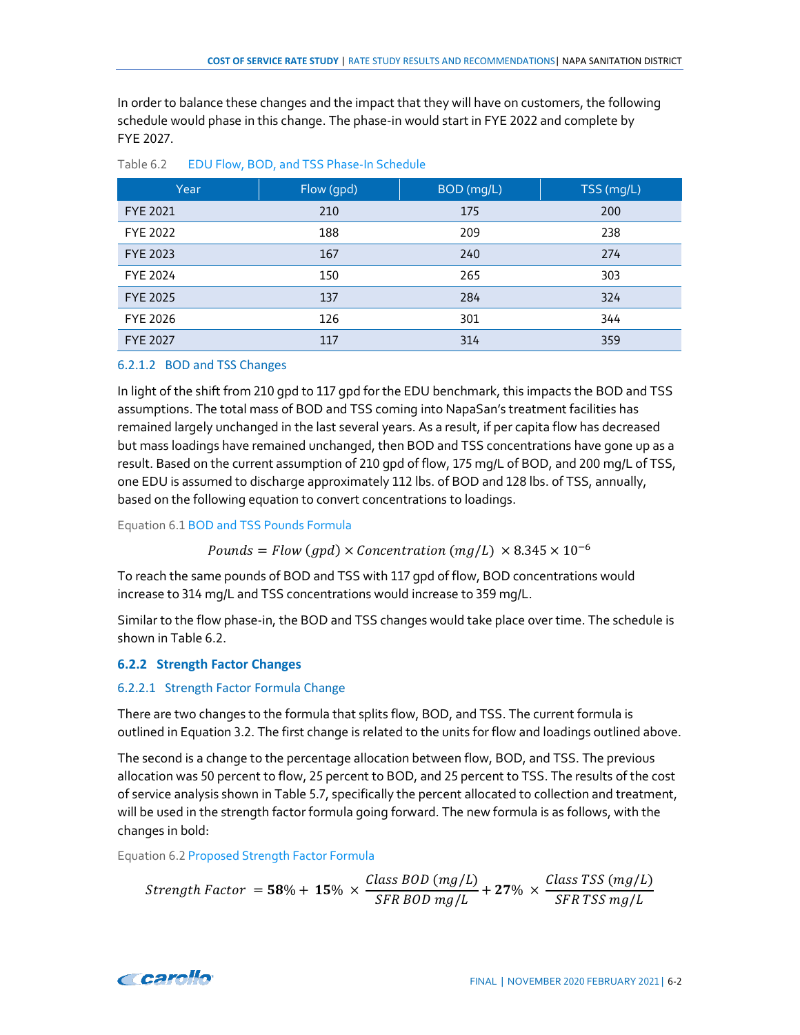In order to balance these changes and the impact that they will have on customers, the following schedule would phase in this change. The phase-in would start in FYE 2022 and complete by FYE 2027.

Table 6.2 EDU Flow, BOD, and TSS Phase-In Schedule

| Year | Flow (gpd) | BOD (mg/L) | TSS (mg/L) |
|---|---|---|---|
| FYE 2021 | 210 | 175 | 200 |
| FYE 2022 | 188 | 209 | 238 |
| FYE 2023 | 167 | 240 | 274 |
| FYE 2024 | 150 | 265 | 303 |
| FYE 2025 | 137 | 284 | 324 |
| FYE 2026 | 126 | 301 | 344 |
| FYE 2027 | 117 | 314 | 359 |

#### 6.2.1.2 BOD and TSS Changes

In light of the shift from 210 gpd to 117 gpd for the EDU benchmark, this impacts the BOD and TSS assumptions. The total mass of BOD and TSS coming into NapaSan's treatment facilities has remained largely unchanged in the last several years. As a result, if per capita flow has decreased but mass loadings have remained unchanged, then BOD and TSS concentrations have gone up as a result. Based on the current assumption of 210 gpd of flow, 175 mg/L of BOD, and 200 mg/L of TSS, one EDU is assumed to discharge approximately 112 lbs. of BOD and 128 lbs. of TSS, annually, based on the following equation to convert concentrations to loadings.

Equation 6.1 BOD and TSS Pounds Formula

$$Pounds = Flow\ (gpd) \times Concentration\ (mg/L)\ \times 8.345 \times 10^{-6}$$

To reach the same pounds of BOD and TSS with 117 gpd of flow, BOD concentrations would increase to 314 mg/L and TSS concentrations would increase to 359 mg/L.

Similar to the flow phase-in, the BOD and TSS changes would take place over time. The schedule is shown in Table 6.2.

### 6.2.2 Strength Factor Changes

#### 6.2.2.1 Strength Factor Formula Change

There are two changes to the formula that splits flow, BOD, and TSS. The current formula is outlined in Equation 3.2. The first change is related to the units for flow and loadings outlined above.

The second is a change to the percentage allocation between flow, BOD, and TSS. The previous allocation was 50 percent to flow, 25 percent to BOD, and 25 percent to TSS. The results of the cost of service analysis shown in Table 5.7, specifically the percent allocated to collection and treatment, will be used in the strength factor formula going forward. The new formula is as follows, with the changes in bold:

Equation 6.2 Proposed Strength Factor Formula

$$Strength\ Factor\ = \mathbf{58}\% + \mathbf{15}\%\ \times \frac{Class\ BOD\ (mg/L)}{SFR\ BOD\ mg/L} + \mathbf{27}\%\ \times \frac{Class\ TSS\ (mg/L)}{SFR\ TSS\ mg/L}$$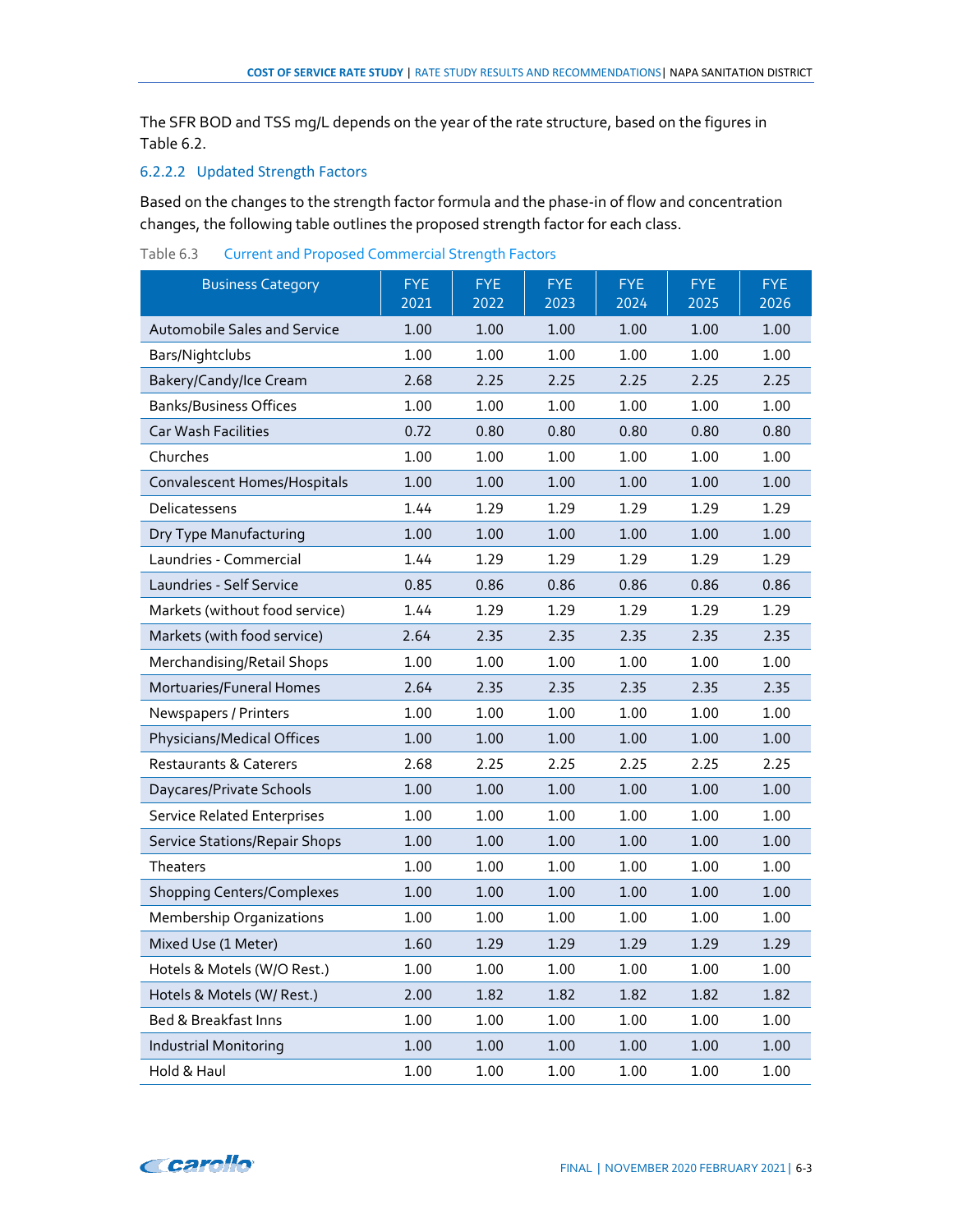The SFR BOD and TSS mg/L depends on the year of the rate structure, based on the figures in Table 6.2.

### 6.2.2.2 Updated Strength Factors

Based on the changes to the strength factor formula and the phase-in of flow and concentration changes, the following table outlines the proposed strength factor for each class.

Table 6.3 Current and Proposed Commercial Strength Factors

| Business Category | FYE 2021 | FYE 2022 | FYE 2023 | FYE 2024 | FYE 2025 | FYE 2026 |
|---|---|---|---|---|---|---|
| Automobile Sales and Service | 1.00 | 1.00 | 1.00 | 1.00 | 1.00 | 1.00 |
| Bars/Nightclubs | 1.00 | 1.00 | 1.00 | 1.00 | 1.00 | 1.00 |
| Bakery/Candy/Ice Cream | 2.68 | 2.25 | 2.25 | 2.25 | 2.25 | 2.25 |
| Banks/Business Offices | 1.00 | 1.00 | 1.00 | 1.00 | 1.00 | 1.00 |
| Car Wash Facilities | 0.72 | 0.80 | 0.80 | 0.80 | 0.80 | 0.80 |
| Churches | 1.00 | 1.00 | 1.00 | 1.00 | 1.00 | 1.00 |
| Convalescent Homes/Hospitals | 1.00 | 1.00 | 1.00 | 1.00 | 1.00 | 1.00 |
| Delicatessens | 1.44 | 1.29 | 1.29 | 1.29 | 1.29 | 1.29 |
| Dry Type Manufacturing | 1.00 | 1.00 | 1.00 | 1.00 | 1.00 | 1.00 |
| Laundries - Commercial | 1.44 | 1.29 | 1.29 | 1.29 | 1.29 | 1.29 |
| Laundries - Self Service | 0.85 | 0.86 | 0.86 | 0.86 | 0.86 | 0.86 |
| Markets (without food service) | 1.44 | 1.29 | 1.29 | 1.29 | 1.29 | 1.29 |
| Markets (with food service) | 2.64 | 2.35 | 2.35 | 2.35 | 2.35 | 2.35 |
| Merchandising/Retail Shops | 1.00 | 1.00 | 1.00 | 1.00 | 1.00 | 1.00 |
| Mortuaries/Funeral Homes | 2.64 | 2.35 | 2.35 | 2.35 | 2.35 | 2.35 |
| Newspapers / Printers | 1.00 | 1.00 | 1.00 | 1.00 | 1.00 | 1.00 |
| Physicians/Medical Offices | 1.00 | 1.00 | 1.00 | 1.00 | 1.00 | 1.00 |
| Restaurants & Caterers | 2.68 | 2.25 | 2.25 | 2.25 | 2.25 | 2.25 |
| Daycares/Private Schools | 1.00 | 1.00 | 1.00 | 1.00 | 1.00 | 1.00 |
| Service Related Enterprises | 1.00 | 1.00 | 1.00 | 1.00 | 1.00 | 1.00 |
| Service Stations/Repair Shops | 1.00 | 1.00 | 1.00 | 1.00 | 1.00 | 1.00 |
| Theaters | 1.00 | 1.00 | 1.00 | 1.00 | 1.00 | 1.00 |
| Shopping Centers/Complexes | 1.00 | 1.00 | 1.00 | 1.00 | 1.00 | 1.00 |
| Membership Organizations | 1.00 | 1.00 | 1.00 | 1.00 | 1.00 | 1.00 |
| Mixed Use (1 Meter) | 1.60 | 1.29 | 1.29 | 1.29 | 1.29 | 1.29 |
| Hotels & Motels (W/O Rest.) | 1.00 | 1.00 | 1.00 | 1.00 | 1.00 | 1.00 |
| Hotels & Motels (W/ Rest.) | 2.00 | 1.82 | 1.82 | 1.82 | 1.82 | 1.82 |
| Bed & Breakfast Inns | 1.00 | 1.00 | 1.00 | 1.00 | 1.00 | 1.00 |
| Industrial Monitoring | 1.00 | 1.00 | 1.00 | 1.00 | 1.00 | 1.00 |
| Hold & Haul | 1.00 | 1.00 | 1.00 | 1.00 | 1.00 | 1.00 |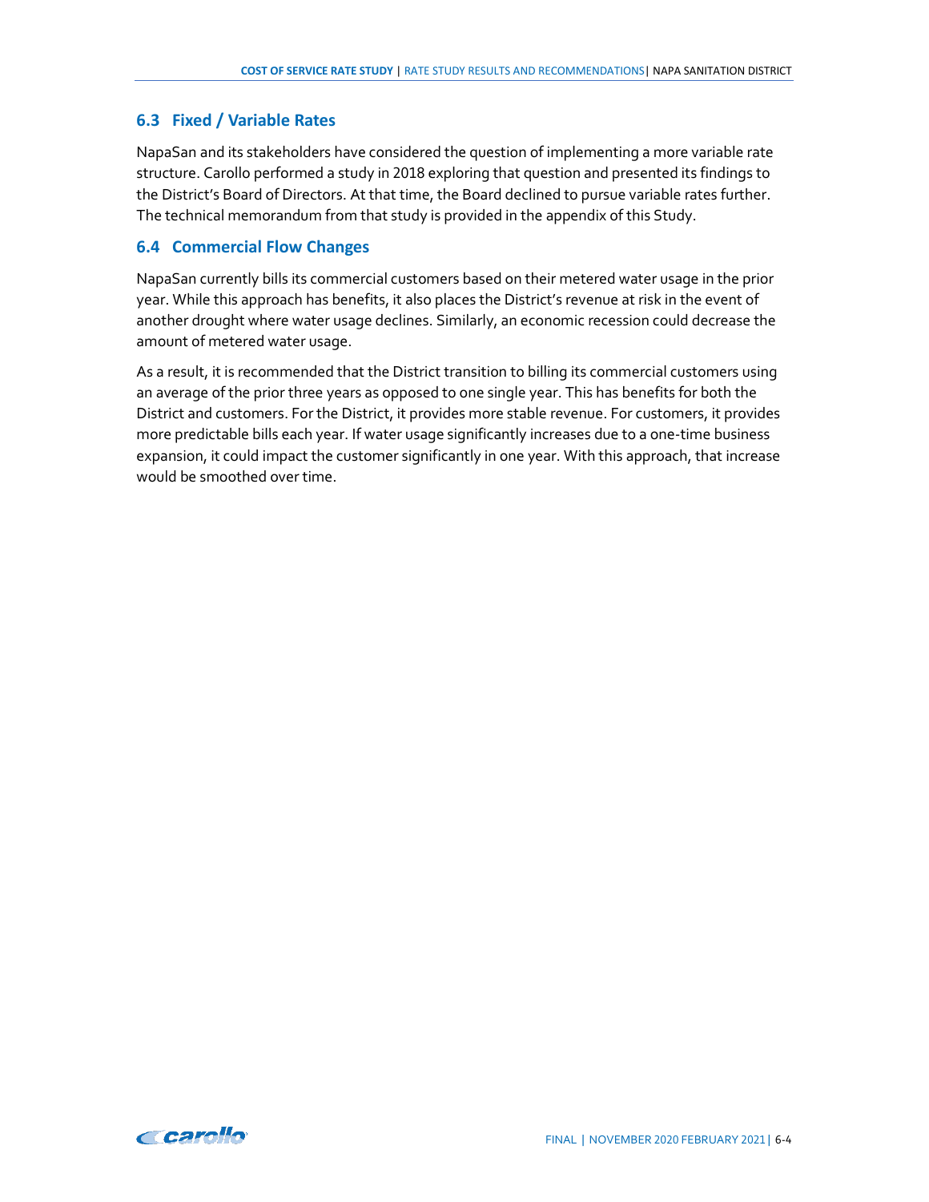## 6.3 Fixed / Variable Rates

NapaSan and its stakeholders have considered the question of implementing a more variable rate structure. Carollo performed a study in 2018 exploring that question and presented its findings to the District's Board of Directors. At that time, the Board declined to pursue variable rates further. The technical memorandum from that study is provided in the appendix of this Study.

## 6.4 Commercial Flow Changes

NapaSan currently bills its commercial customers based on their metered water usage in the prior year. While this approach has benefits, it also places the District's revenue at risk in the event of another drought where water usage declines. Similarly, an economic recession could decrease the amount of metered water usage.

As a result, it is recommended that the District transition to billing its commercial customers using an average of the prior three years as opposed to one single year. This has benefits for both the District and customers. For the District, it provides more stable revenue. For customers, it provides more predictable bills each year. If water usage significantly increases due to a one-time business expansion, it could impact the customer significantly in one year. With this approach, that increase would be smoothed over time.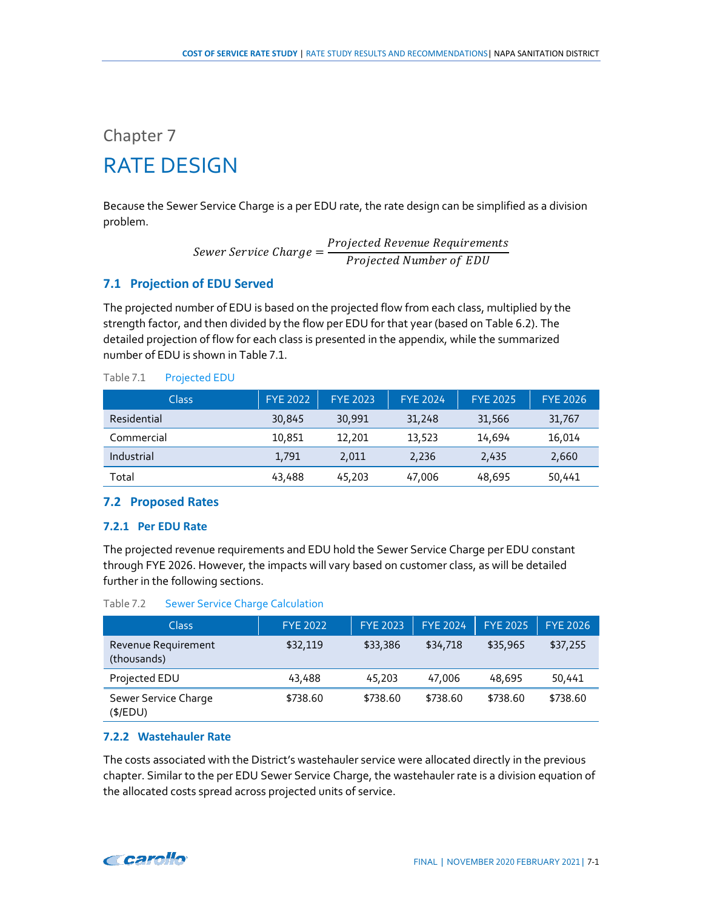Chapter 7

# RATE DESIGN

Because the Sewer Service Charge is a per EDU rate, the rate design can be simplified as a division problem.

$$Sewer\ Service\ Charge = \frac{Projected\ Revenue\ Requirements}{Projected\ Number\ of\ EDU}$$

## 7.1 Projection of EDU Served

The projected number of EDU is based on the projected flow from each class, multiplied by the strength factor, and then divided by the flow per EDU for that year (based on Table 6.2). The detailed projection of flow for each class is presented in the appendix, while the summarized number of EDU is shown in Table 7.1.

Table 7.1 Projected EDU

| Class | FYE 2022 | FYE 2023 | FYE 2024 | FYE 2025 | FYE 2026 |
|---|---|---|---|---|---|
| Residential | 30,845 | 30,991 | 31,248 | 31,566 | 31,767 |
| Commercial | 10,851 | 12,201 | 13,523 | 14,694 | 16,014 |
| Industrial | 1,791 | 2,011 | 2,236 | 2,435 | 2,660 |
| Total | 43,488 | 45,203 | 47,006 | 48,695 | 50,441 |

## 7.2 Proposed Rates

### 7.2.1 Per EDU Rate

The projected revenue requirements and EDU hold the Sewer Service Charge per EDU constant through FYE 2026. However, the impacts will vary based on customer class, as will be detailed further in the following sections.

Table 7.2 Sewer Service Charge Calculation

| Class | FYE 2022 | FYE 2023 | FYE 2024 | FYE 2025 | FYE 2026 |
|---|---|---|---|---|---|
| Revenue Requirement (thousands) | $32,119 | $33,386 | $34,718 | $35,965 | $37,255 |
| Projected EDU | 43,488 | 45,203 | 47,006 | 48,695 | 50,441 |
| Sewer Service Charge ($/EDU) | $738.60 | $738.60 | $738.60 | $738.60 | $738.60 |

### 7.2.2 Wastehauler Rate

The costs associated with the District's wastehauler service were allocated directly in the previous chapter. Similar to the per EDU Sewer Service Charge, the wastehauler rate is a division equation of the allocated costs spread across projected units of service.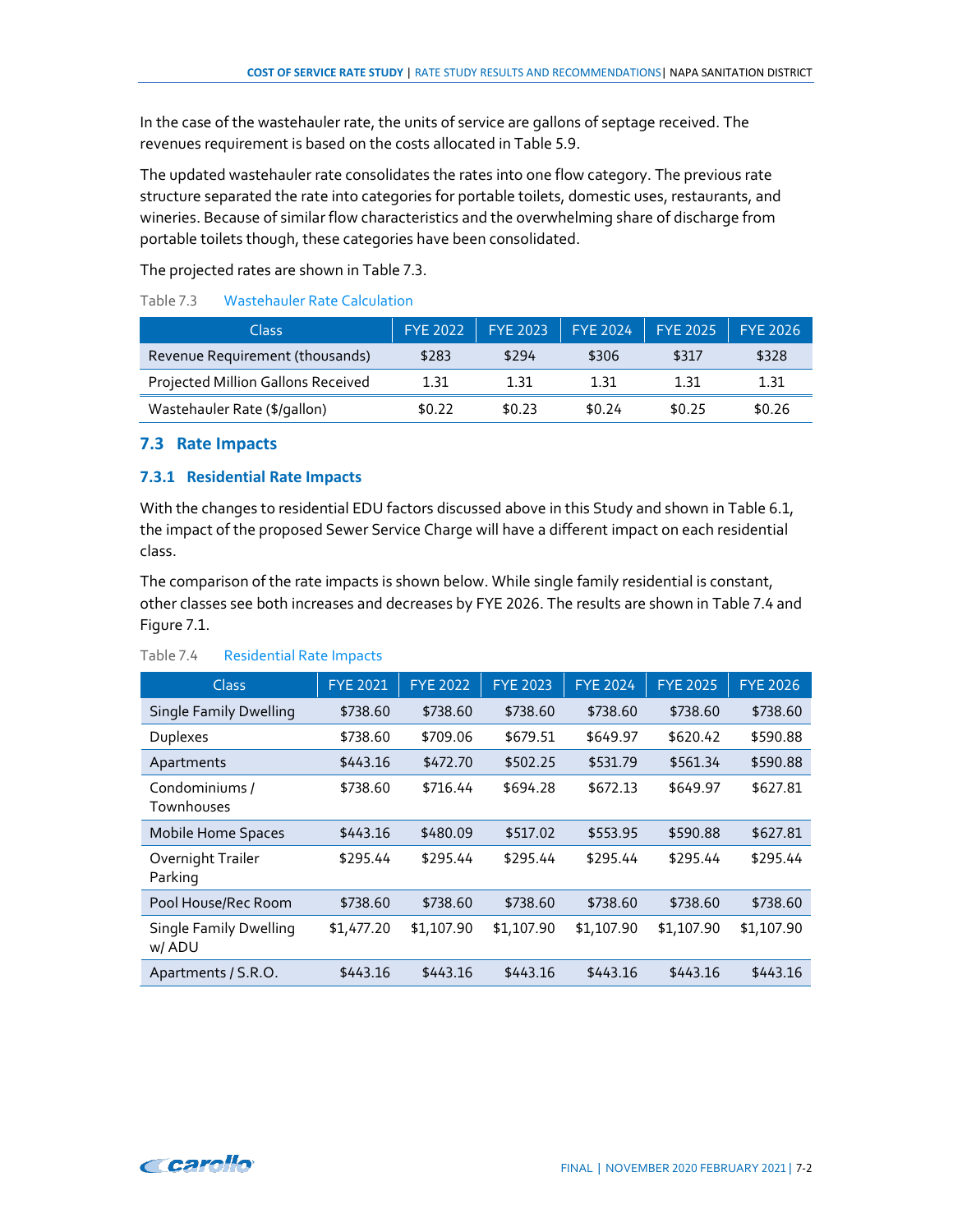In the case of the wastehauler rate, the units of service are gallons of septage received. The revenues requirement is based on the costs allocated in Table 5.9.

The updated wastehauler rate consolidates the rates into one flow category. The previous rate structure separated the rate into categories for portable toilets, domestic uses, restaurants, and wineries. Because of similar flow characteristics and the overwhelming share of discharge from portable toilets though, these categories have been consolidated.

The projected rates are shown in Table 7.3.

Table 7.3 Wastehauler Rate Calculation

| Class | FYE 2022 | FYE 2023 | FYE 2024 | FYE 2025 | FYE 2026 |
|---|---|---|---|---|---|
| Revenue Requirement (thousands) | $283 | $294 | $306 | $317 | $328 |
| Projected Million Gallons Received | 1.31 | 1.31 | 1.31 | 1.31 | 1.31 |
| Wastehauler Rate ($/gallon) | $0.22 | $0.23 | $0.24 | $0.25 | $0.26 |

## 7.3 Rate Impacts

### 7.3.1 Residential Rate Impacts

With the changes to residential EDU factors discussed above in this Study and shown in Table 6.1, the impact of the proposed Sewer Service Charge will have a different impact on each residential class.

The comparison of the rate impacts is shown below. While single family residential is constant, other classes see both increases and decreases by FYE 2026. The results are shown in Table 7.4 and Figure 7.1.

Table 7.4 Residential Rate Impacts

| Class | FYE 2021 | FYE 2022 | FYE 2023 | FYE 2024 | FYE 2025 | FYE 2026 |
|---|---|---|---|---|---|---|
| Single Family Dwelling | $738.60 | $738.60 | $738.60 | $738.60 | $738.60 | $738.60 |
| Duplexes | $738.60 | $709.06 | $679.51 | $649.97 | $620.42 | $590.88 |
| Apartments | $443.16 | $472.70 | $502.25 | $531.79 | $561.34 | $590.88 |
| Condominiums / Townhouses | $738.60 | $716.44 | $694.28 | $672.13 | $649.97 | $627.81 |
| Mobile Home Spaces | $443.16 | $480.09 | $517.02 | $553.95 | $590.88 | $627.81 |
| Overnight Trailer Parking | $295.44 | $295.44 | $295.44 | $295.44 | $295.44 | $295.44 |
| Pool House/Rec Room | $738.60 | $738.60 | $738.60 | $738.60 | $738.60 | $738.60 |
| Single Family Dwelling w/ ADU | $1,477.20 | $1,107.90 | $1,107.90 | $1,107.90 | $1,107.90 | $1,107.90 |
| Apartments / S.R.O. | $443.16 | $443.16 | $443.16 | $443.16 | $443.16 | $443.16 |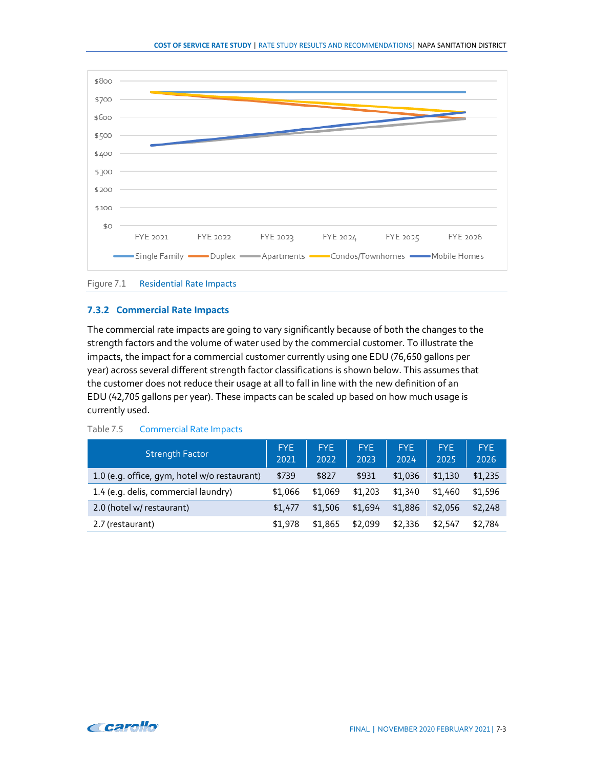$800
$700
$600
$500
$400
$300
$200
$100
$0

FYE 2021
FYE 2022
FYE 2023
FYE 2024
FYE 2025
FYE 2026

Single Family
Duplex
Apartments
Condos/Townhomes
Mobile Homes

Figure 7.1 Residential Rate Impacts

### 7.3.2 Commercial Rate Impacts

The commercial rate impacts are going to vary significantly because of both the changes to the strength factors and the volume of water used by the commercial customer. To illustrate the impacts, the impact for a commercial customer currently using one EDU (76,650 gallons per year) across several different strength factor classifications is shown below. This assumes that the customer does not reduce their usage at all to fall in line with the new definition of an EDU (42,705 gallons per year). These impacts can be scaled up based on how much usage is currently used.

Table 7.5 Commercial Rate Impacts

| Strength Factor | FYE 2021 | FYE 2022 | FYE 2023 | FYE 2024 | FYE 2025 | FYE 2026 |
|---|---|---|---|---|---|---|
| 1.0 (e.g. office, gym, hotel w/o restaurant) | $739 | $827 | $931 | $1,036 | $1,130 | $1,235 |
| 1.4 (e.g. delis, commercial laundry) | $1,066 | $1,069 | $1,203 | $1,340 | $1,460 | $1,596 |
| 2.0 (hotel w/ restaurant) | $1,477 | $1,506 | $1,694 | $1,886 | $2,056 | $2,248 |
| 2.7 (restaurant) | $1,978 | $1,865 | $2,099 | $2,336 | $2,547 | $2,784 |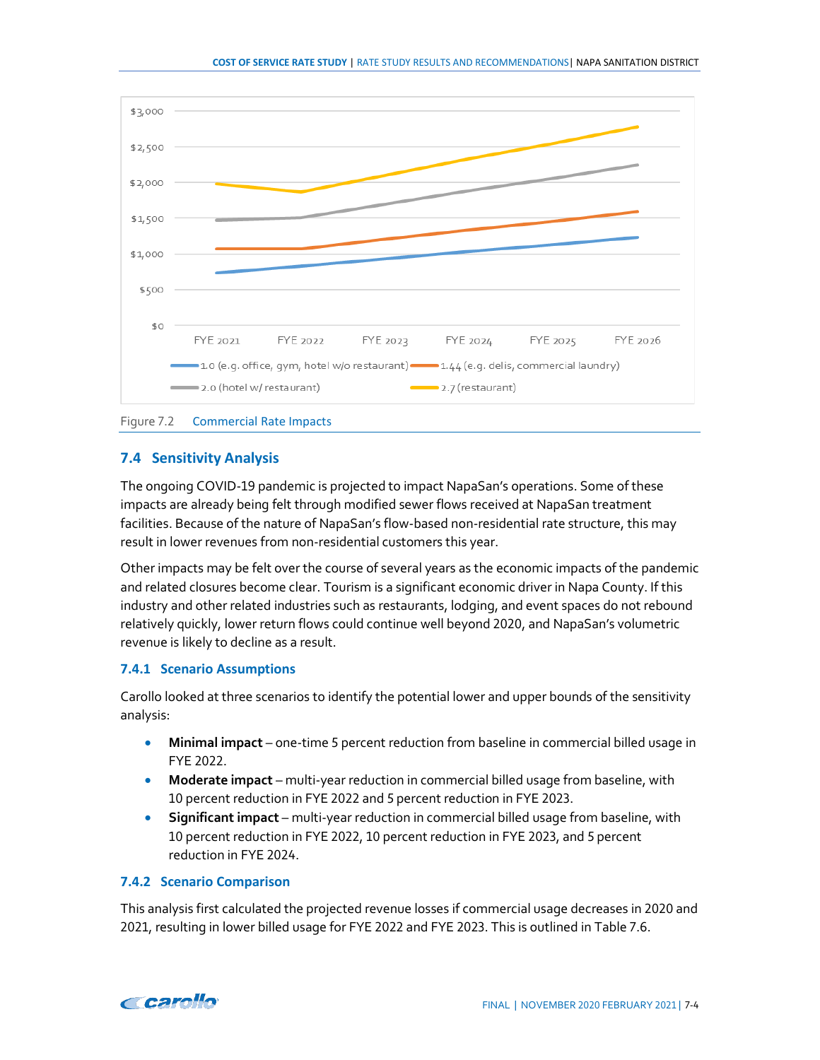$3,000
$2,500
$2,000
$1,500
$1,000
$500
$0

FYE 2021
FYE 2022
FYE 2023
FYE 2024
FYE 2025
FYE 2026

1.0 (e.g. office, gym, hotel w/o restaurant)
1.44 (e.g. delis, commercial laundry)
2.0 (hotel w/ restaurant)
2.7 (restaurant)

Figure 7.2 Commercial Rate Impacts

## 7.4 Sensitivity Analysis

The ongoing COVID-19 pandemic is projected to impact NapaSan's operations. Some of these impacts are already being felt through modified sewer flows received at NapaSan treatment facilities. Because of the nature of NapaSan's flow-based non-residential rate structure, this may result in lower revenues from non-residential customers this year.

Other impacts may be felt over the course of several years as the economic impacts of the pandemic and related closures become clear. Tourism is a significant economic driver in Napa County. If this industry and other related industries such as restaurants, lodging, and event spaces do not rebound relatively quickly, lower return flows could continue well beyond 2020, and NapaSan's volumetric revenue is likely to decline as a result.

### 7.4.1 Scenario Assumptions

Carollo looked at three scenarios to identify the potential lower and upper bounds of the sensitivity analysis:

- **Minimal impact** – one-time 5 percent reduction from baseline in commercial billed usage in FYE 2022.
- **Moderate impact** – multi-year reduction in commercial billed usage from baseline, with 10 percent reduction in FYE 2022 and 5 percent reduction in FYE 2023.
- **Significant impact** – multi-year reduction in commercial billed usage from baseline, with 10 percent reduction in FYE 2022, 10 percent reduction in FYE 2023, and 5 percent reduction in FYE 2024.

### 7.4.2 Scenario Comparison

This analysis first calculated the projected revenue losses if commercial usage decreases in 2020 and 2021, resulting in lower billed usage for FYE 2022 and FYE 2023. This is outlined in Table 7.6.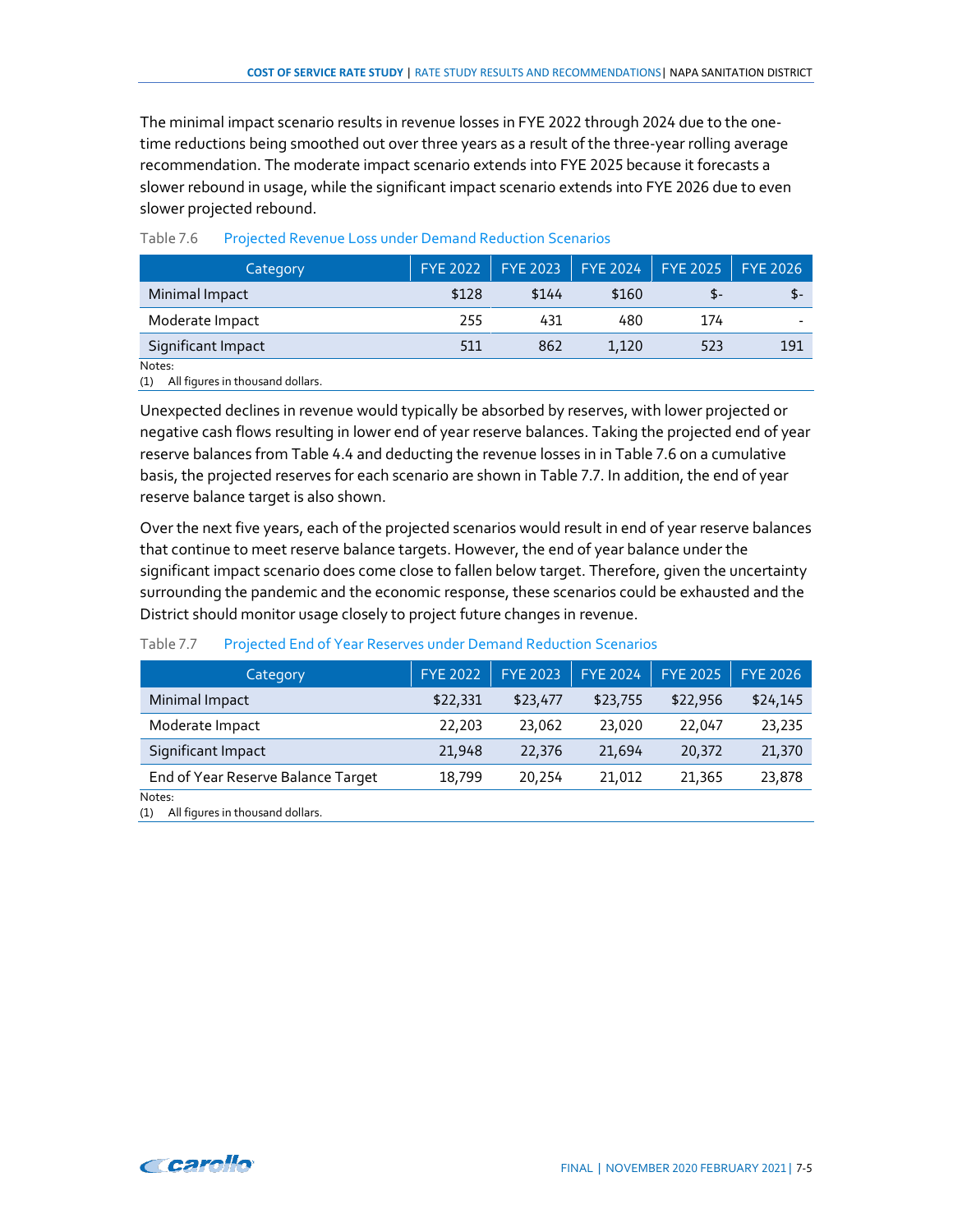The minimal impact scenario results in revenue losses in FYE 2022 through 2024 due to the one-time reductions being smoothed out over three years as a result of the three-year rolling average recommendation. The moderate impact scenario extends into FYE 2025 because it forecasts a slower rebound in usage, while the significant impact scenario extends into FYE 2026 due to even slower projected rebound.

Table 7.6 Projected Revenue Loss under Demand Reduction Scenarios

| Category | FYE 2022 | FYE 2023 | FYE 2024 | FYE 2025 | FYE 2026 |
|---|---|---|---|---|---|
| Minimal Impact | $128 | $144 | $160 | $- | $- |
| Moderate Impact | 255 | 431 | 480 | 174 | - |
| Significant Impact | 511 | 862 | 1,120 | 523 | 191 |

Notes:
(1) All figures in thousand dollars.

Unexpected declines in revenue would typically be absorbed by reserves, with lower projected or negative cash flows resulting in lower end of year reserve balances. Taking the projected end of year reserve balances from Table 4.4 and deducting the revenue losses in in Table 7.6 on a cumulative basis, the projected reserves for each scenario are shown in Table 7.7. In addition, the end of year reserve balance target is also shown.

Over the next five years, each of the projected scenarios would result in end of year reserve balances that continue to meet reserve balance targets. However, the end of year balance under the significant impact scenario does come close to fallen below target. Therefore, given the uncertainty surrounding the pandemic and the economic response, these scenarios could be exhausted and the District should monitor usage closely to project future changes in revenue.

Table 7.7 Projected End of Year Reserves under Demand Reduction Scenarios

| Category | FYE 2022 | FYE 2023 | FYE 2024 | FYE 2025 | FYE 2026 |
|---|---|---|---|---|---|
| Minimal Impact | $22,331 | $23,477 | $23,755 | $22,956 | $24,145 |
| Moderate Impact | 22,203 | 23,062 | 23,020 | 22,047 | 23,235 |
| Significant Impact | 21,948 | 22,376 | 21,694 | 20,372 | 21,370 |
| End of Year Reserve Balance Target | 18,799 | 20,254 | 21,012 | 21,365 | 23,878 |

Notes:
(1) All figures in thousand dollars.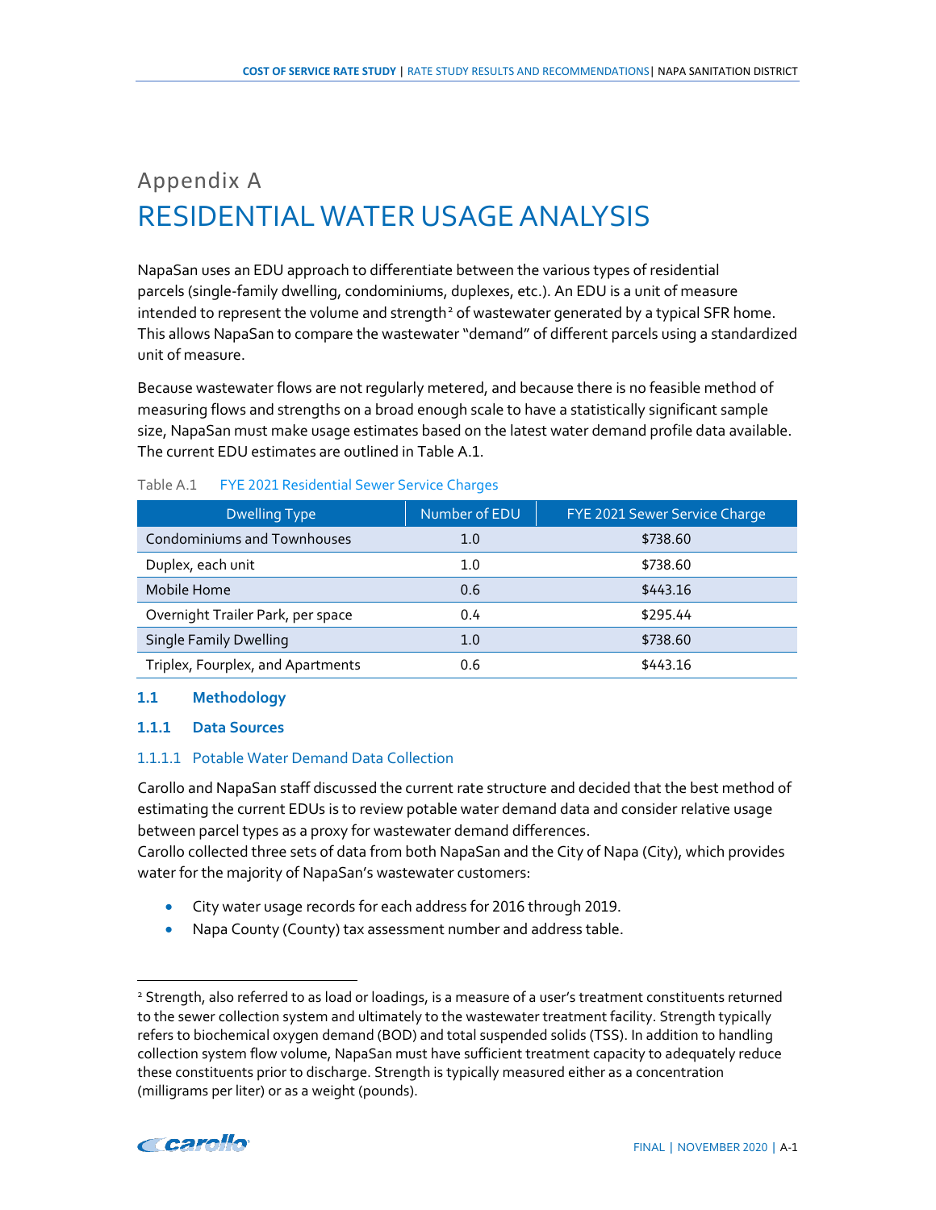# Appendix A

# RESIDENTIAL WATER USAGE ANALYSIS

NapaSan uses an EDU approach to differentiate between the various types of residential parcels (single-family dwelling, condominiums, duplexes, etc.). An EDU is a unit of measure intended to represent the volume and strength[2] of wastewater generated by a typical SFR home. This allows NapaSan to compare the wastewater "demand" of different parcels using a standardized unit of measure.

Because wastewater flows are not regularly metered, and because there is no feasible method of measuring flows and strengths on a broad enough scale to have a statistically significant sample size, NapaSan must make usage estimates based on the latest water demand profile data available. The current EDU estimates are outlined in Table A.1.

Table A.1 FYE 2021 Residential Sewer Service Charges

| Dwelling Type | Number of EDU | FYE 2021 Sewer Service Charge |
|---|---|---|
| Condominiums and Townhouses | 1.0 | $738.60 |
| Duplex, each unit | 1.0 | $738.60 |
| Mobile Home | 0.6 | $443.16 |
| Overnight Trailer Park, per space | 0.4 | $295.44 |
| Single Family Dwelling | 1.0 | $738.60 |
| Triplex, Fourplex, and Apartments | 0.6 | $443.16 |

## 1.1 Methodology

### 1.1.1 Data Sources

#### 1.1.1.1 Potable Water Demand Data Collection

Carollo and NapaSan staff discussed the current rate structure and decided that the best method of estimating the current EDUs is to review potable water demand data and consider relative usage between parcel types as a proxy for wastewater demand differences.

Carollo collected three sets of data from both NapaSan and the City of Napa (City), which provides water for the majority of NapaSan's wastewater customers:

- City water usage records for each address for 2016 through 2019.
- Napa County (County) tax assessment number and address table.

[2] Strength, also referred to as load or loadings, is a measure of a user's treatment constituents returned to the sewer collection system and ultimately to the wastewater treatment facility. Strength typically refers to biochemical oxygen demand (BOD) and total suspended solids (TSS). In addition to handling collection system flow volume, NapaSan must have sufficient treatment capacity to adequately reduce these constituents prior to discharge. Strength is typically measured either as a concentration (milligrams per liter) or as a weight (pounds).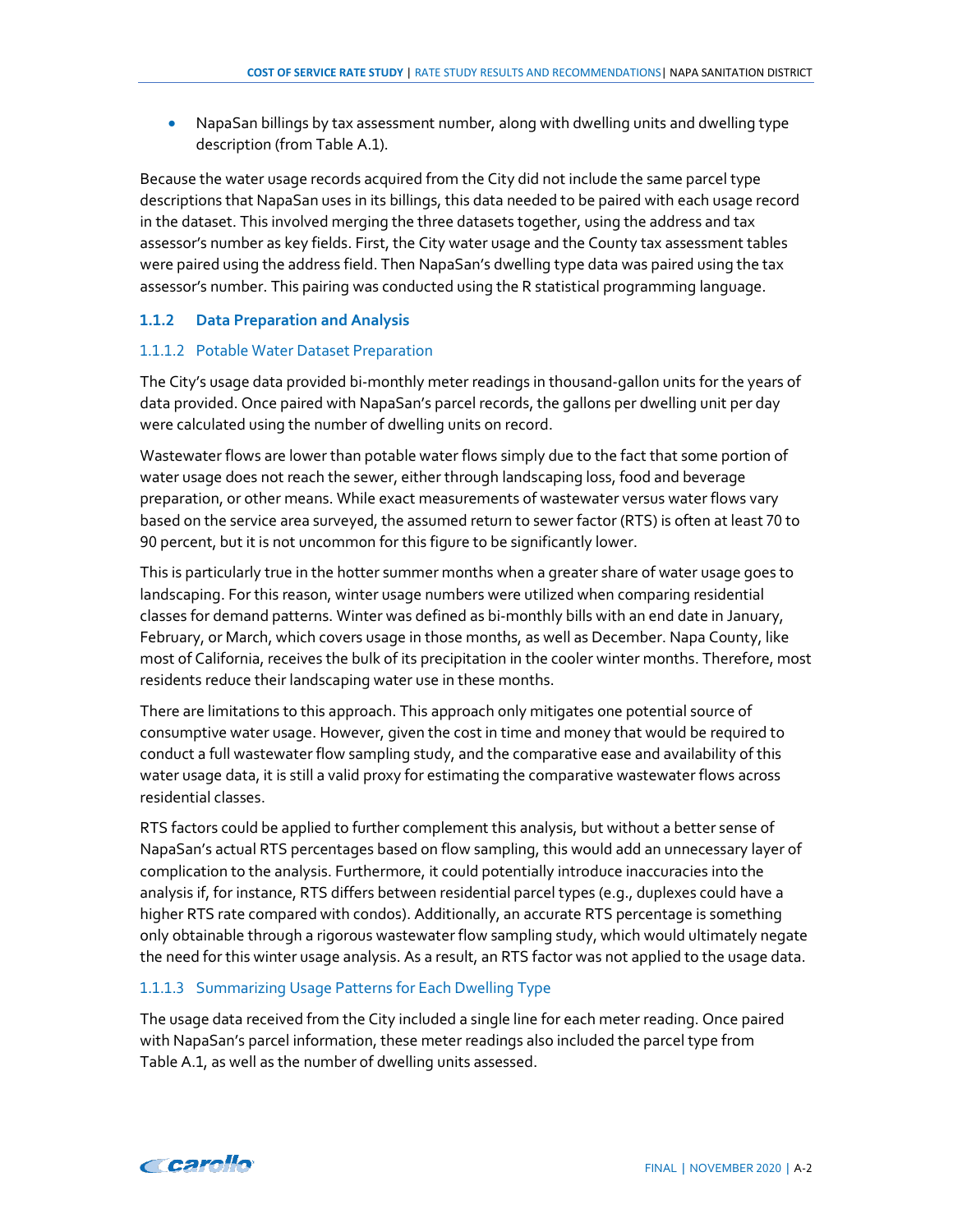- NapaSan billings by tax assessment number, along with dwelling units and dwelling type description (from Table A.1).

Because the water usage records acquired from the City did not include the same parcel type descriptions that NapaSan uses in its billings, this data needed to be paired with each usage record in the dataset. This involved merging the three datasets together, using the address and tax assessor's number as key fields. First, the City water usage and the County tax assessment tables were paired using the address field. Then NapaSan's dwelling type data was paired using the tax assessor's number. This pairing was conducted using the R statistical programming language.

### 1.1.2 Data Preparation and Analysis

#### 1.1.1.2 Potable Water Dataset Preparation

The City's usage data provided bi-monthly meter readings in thousand-gallon units for the years of data provided. Once paired with NapaSan's parcel records, the gallons per dwelling unit per day were calculated using the number of dwelling units on record.

Wastewater flows are lower than potable water flows simply due to the fact that some portion of water usage does not reach the sewer, either through landscaping loss, food and beverage preparation, or other means. While exact measurements of wastewater versus water flows vary based on the service area surveyed, the assumed return to sewer factor (RTS) is often at least 70 to 90 percent, but it is not uncommon for this figure to be significantly lower.

This is particularly true in the hotter summer months when a greater share of water usage goes to landscaping. For this reason, winter usage numbers were utilized when comparing residential classes for demand patterns. Winter was defined as bi-monthly bills with an end date in January, February, or March, which covers usage in those months, as well as December. Napa County, like most of California, receives the bulk of its precipitation in the cooler winter months. Therefore, most residents reduce their landscaping water use in these months.

There are limitations to this approach. This approach only mitigates one potential source of consumptive water usage. However, given the cost in time and money that would be required to conduct a full wastewater flow sampling study, and the comparative ease and availability of this water usage data, it is still a valid proxy for estimating the comparative wastewater flows across residential classes.

RTS factors could be applied to further complement this analysis, but without a better sense of NapaSan's actual RTS percentages based on flow sampling, this would add an unnecessary layer of complication to the analysis. Furthermore, it could potentially introduce inaccuracies into the analysis if, for instance, RTS differs between residential parcel types (e.g., duplexes could have a higher RTS rate compared with condos). Additionally, an accurate RTS percentage is something only obtainable through a rigorous wastewater flow sampling study, which would ultimately negate the need for this winter usage analysis. As a result, an RTS factor was not applied to the usage data.

#### 1.1.1.3 Summarizing Usage Patterns for Each Dwelling Type

The usage data received from the City included a single line for each meter reading. Once paired with NapaSan's parcel information, these meter readings also included the parcel type from Table A.1, as well as the number of dwelling units assessed.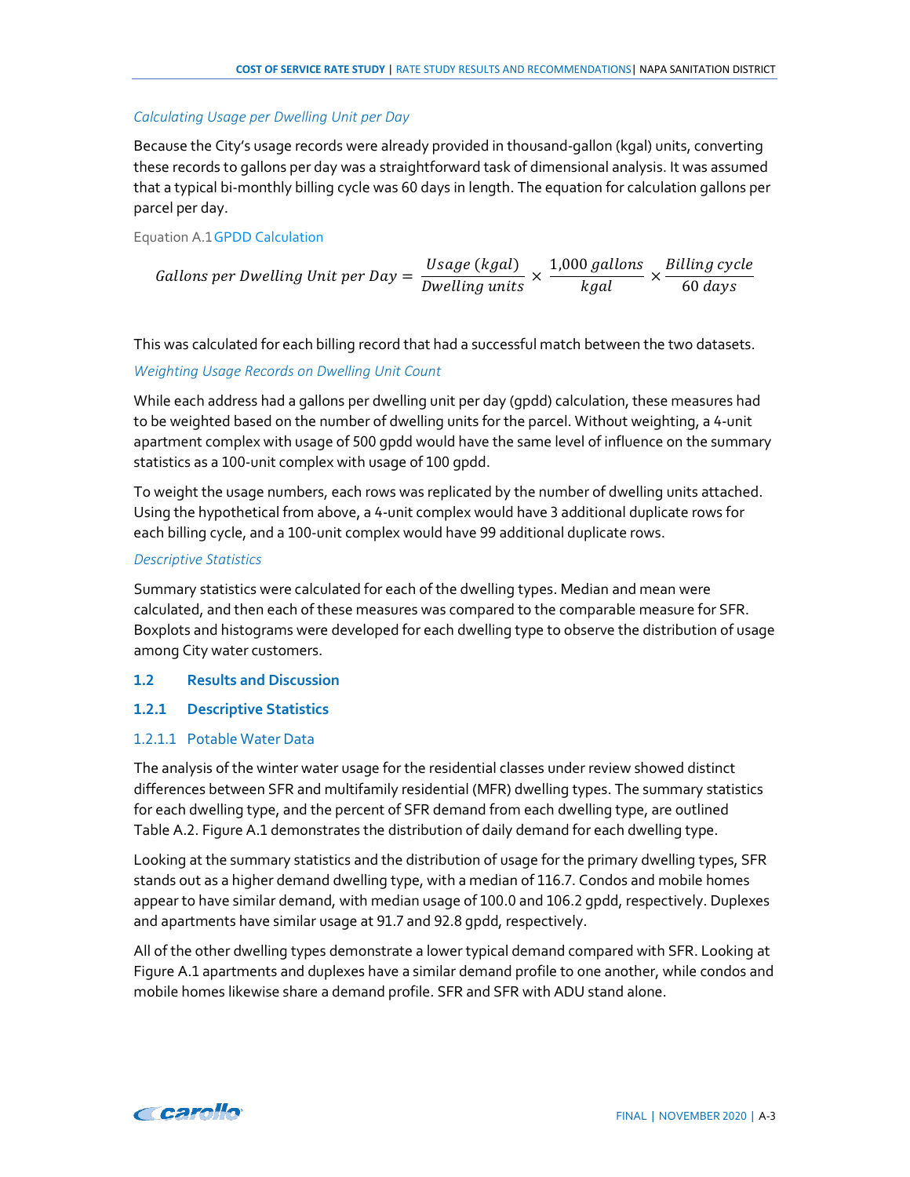*Calculating Usage per Dwelling Unit per Day*

Because the City's usage records were already provided in thousand-gallon (kgal) units, converting these records to gallons per day was a straightforward task of dimensional analysis. It was assumed that a typical bi-monthly billing cycle was 60 days in length. The equation for calculation gallons per parcel per day.

Equation A.1 GPDD Calculation

$$Gallons\ per\ Dwelling\ Unit\ per\ Day = \frac{Usage\ (kgal)}{Dwelling\ units} \times \frac{1{,}000\ gallons}{kgal} \times \frac{Billing\ cycle}{60\ days}$$

This was calculated for each billing record that had a successful match between the two datasets.

*Weighting Usage Records on Dwelling Unit Count*

While each address had a gallons per dwelling unit per day (gpdd) calculation, these measures had to be weighted based on the number of dwelling units for the parcel. Without weighting, a 4-unit apartment complex with usage of 500 gpdd would have the same level of influence on the summary statistics as a 100-unit complex with usage of 100 gpdd.

To weight the usage numbers, each rows was replicated by the number of dwelling units attached. Using the hypothetical from above, a 4-unit complex would have 3 additional duplicate rows for each billing cycle, and a 100-unit complex would have 99 additional duplicate rows.

*Descriptive Statistics*

Summary statistics were calculated for each of the dwelling types. Median and mean were calculated, and then each of these measures was compared to the comparable measure for SFR. Boxplots and histograms were developed for each dwelling type to observe the distribution of usage among City water customers.

## 1.2 Results and Discussion

### 1.2.1 Descriptive Statistics

#### 1.2.1.1 Potable Water Data

The analysis of the winter water usage for the residential classes under review showed distinct differences between SFR and multifamily residential (MFR) dwelling types. The summary statistics for each dwelling type, and the percent of SFR demand from each dwelling type, are outlined Table A.2. Figure A.1 demonstrates the distribution of daily demand for each dwelling type.

Looking at the summary statistics and the distribution of usage for the primary dwelling types, SFR stands out as a higher demand dwelling type, with a median of 116.7. Condos and mobile homes appear to have similar demand, with median usage of 100.0 and 106.2 gpdd, respectively. Duplexes and apartments have similar usage at 91.7 and 92.8 gpdd, respectively.

All of the other dwelling types demonstrate a lower typical demand compared with SFR. Looking at Figure A.1 apartments and duplexes have a similar demand profile to one another, while condos and mobile homes likewise share a demand profile. SFR and SFR with ADU stand alone.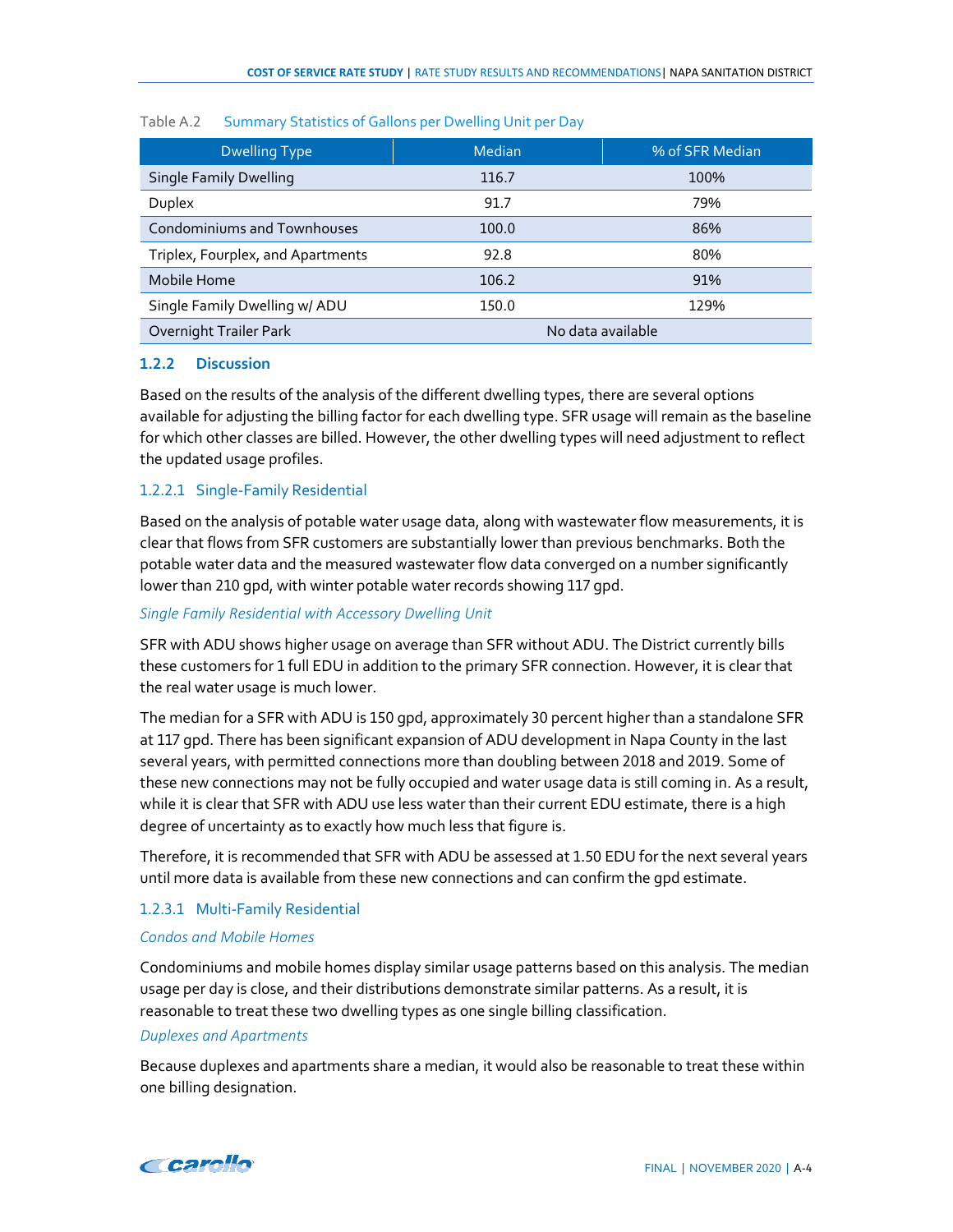Table A.2 Summary Statistics of Gallons per Dwelling Unit per Day

| Dwelling Type | Median | % of SFR Median |
|---|---|---|
| Single Family Dwelling | 116.7 | 100% |
| Duplex | 91.7 | 79% |
| Condominiums and Townhouses | 100.0 | 86% |
| Triplex, Fourplex, and Apartments | 92.8 | 80% |
| Mobile Home | 106.2 | 91% |
| Single Family Dwelling w/ ADU | 150.0 | 129% |
| Overnight Trailer Park | No data available | |

### 1.2.2 Discussion

Based on the results of the analysis of the different dwelling types, there are several options available for adjusting the billing factor for each dwelling type. SFR usage will remain as the baseline for which other classes are billed. However, the other dwelling types will need adjustment to reflect the updated usage profiles.

#### 1.2.2.1 Single-Family Residential

Based on the analysis of potable water usage data, along with wastewater flow measurements, it is clear that flows from SFR customers are substantially lower than previous benchmarks. Both the potable water data and the measured wastewater flow data converged on a number significantly lower than 210 gpd, with winter potable water records showing 117 gpd.

*Single Family Residential with Accessory Dwelling Unit*

SFR with ADU shows higher usage on average than SFR without ADU. The District currently bills these customers for 1 full EDU in addition to the primary SFR connection. However, it is clear that the real water usage is much lower.

The median for a SFR with ADU is 150 gpd, approximately 30 percent higher than a standalone SFR at 117 gpd. There has been significant expansion of ADU development in Napa County in the last several years, with permitted connections more than doubling between 2018 and 2019. Some of these new connections may not be fully occupied and water usage data is still coming in. As a result, while it is clear that SFR with ADU use less water than their current EDU estimate, there is a high degree of uncertainty as to exactly how much less that figure is.

Therefore, it is recommended that SFR with ADU be assessed at 1.50 EDU for the next several years until more data is available from these new connections and can confirm the gpd estimate.

#### 1.2.3.1 Multi-Family Residential

*Condos and Mobile Homes*

Condominiums and mobile homes display similar usage patterns based on this analysis. The median usage per day is close, and their distributions demonstrate similar patterns. As a result, it is reasonable to treat these two dwelling types as one single billing classification.

*Duplexes and Apartments*

Because duplexes and apartments share a median, it would also be reasonable to treat these within one billing designation.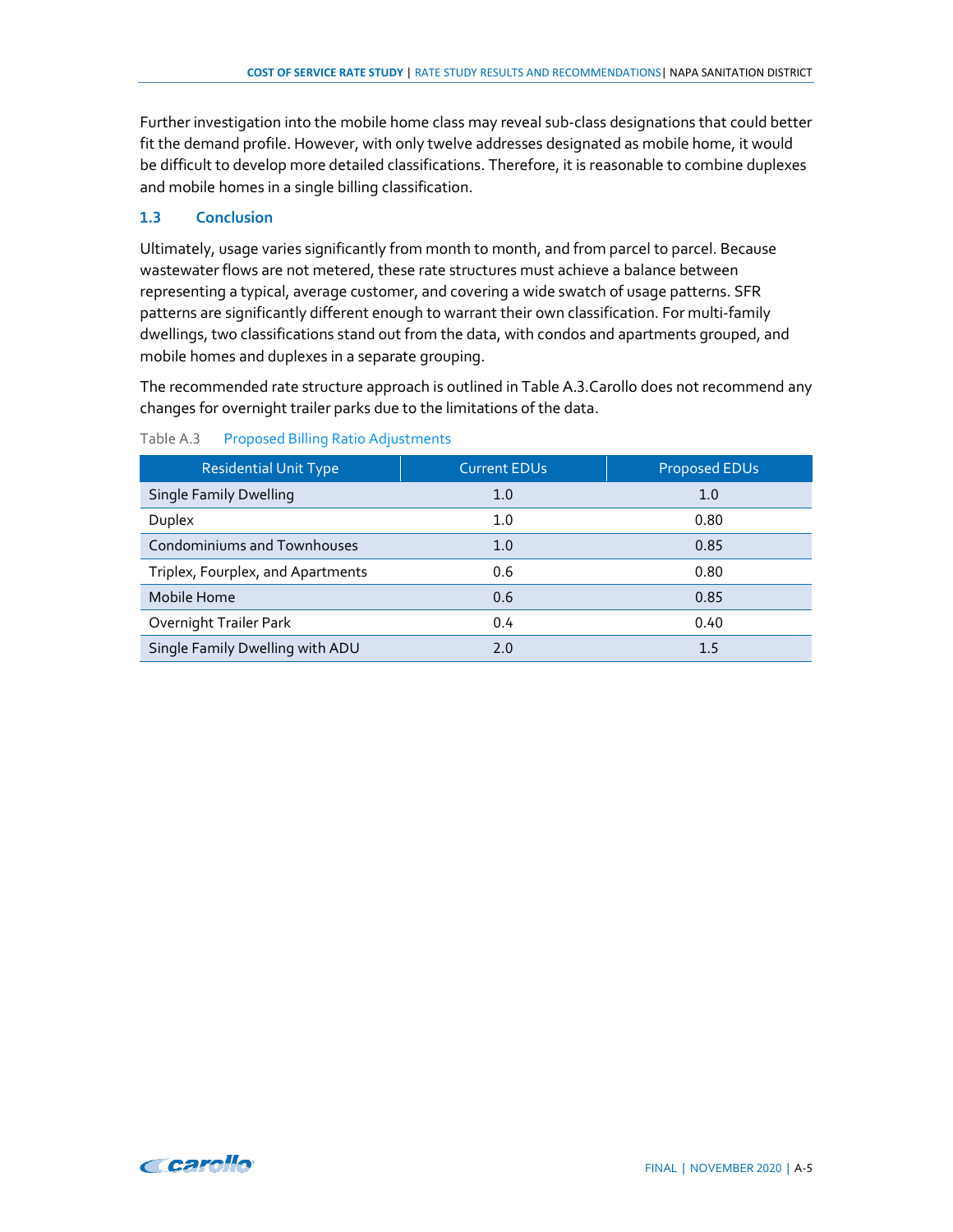Further investigation into the mobile home class may reveal sub-class designations that could better fit the demand profile. However, with only twelve addresses designated as mobile home, it would be difficult to develop more detailed classifications. Therefore, it is reasonable to combine duplexes and mobile homes in a single billing classification.

### 1.3 Conclusion

Ultimately, usage varies significantly from month to month, and from parcel to parcel. Because wastewater flows are not metered, these rate structures must achieve a balance between representing a typical, average customer, and covering a wide swatch of usage patterns. SFR patterns are significantly different enough to warrant their own classification. For multi-family dwellings, two classifications stand out from the data, with condos and apartments grouped, and mobile homes and duplexes in a separate grouping.

The recommended rate structure approach is outlined in Table A.3.Carollo does not recommend any changes for overnight trailer parks due to the limitations of the data.

Table A.3 Proposed Billing Ratio Adjustments

| Residential Unit Type | Current EDUs | Proposed EDUs |
|---|---|---|
| Single Family Dwelling | 1.0 | 1.0 |
| Duplex | 1.0 | 0.80 |
| Condominiums and Townhouses | 1.0 | 0.85 |
| Triplex, Fourplex, and Apartments | 0.6 | 0.80 |
| Mobile Home | 0.6 | 0.85 |
| Overnight Trailer Park | 0.4 | 0.40 |
| Single Family Dwelling with ADU | 2.0 | 1.5 |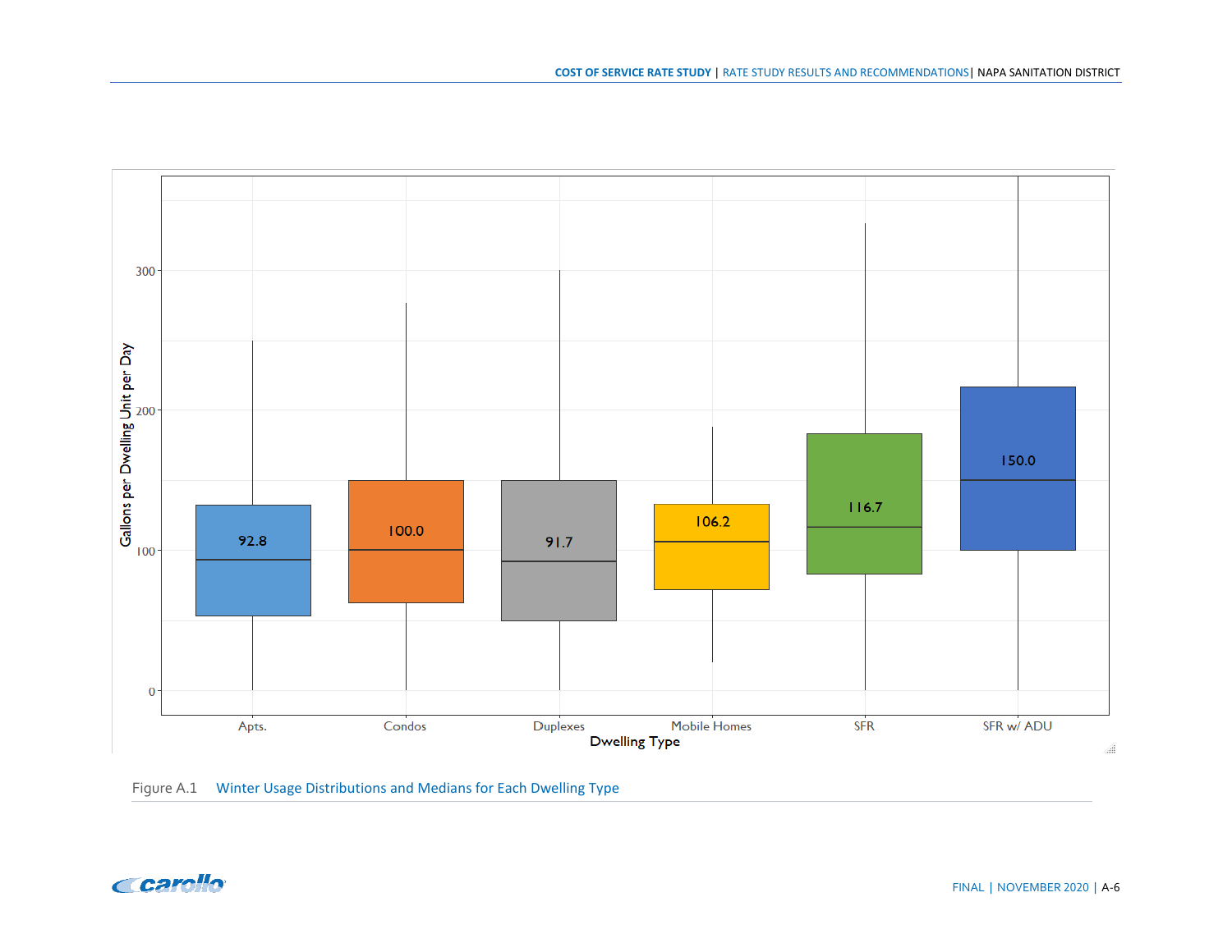Gallons per Dwelling Unit per Day

300

200

100

0

92.8

100.0

91.7

106.2

116.7

150.0

Apts.

Condos

Duplexes

Mobile Homes

SFR

SFR w/ ADU

Dwelling Type

Figure A.1 Winter Usage Distributions and Medians for Each Dwelling Type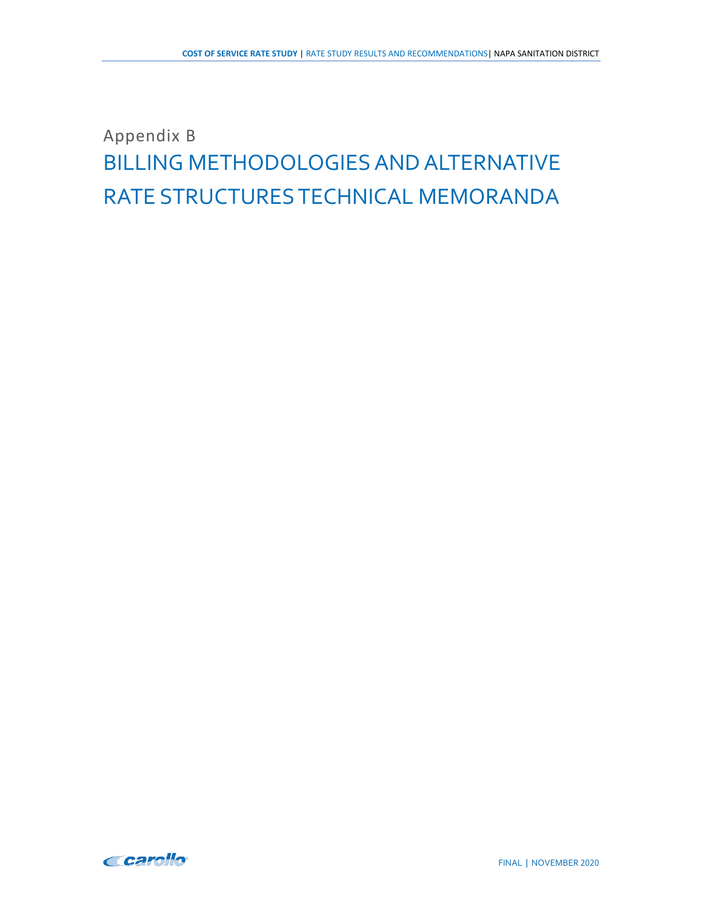Appendix B

# BILLING METHODOLOGIES AND ALTERNATIVE RATE STRUCTURES TECHNICAL MEMORANDA